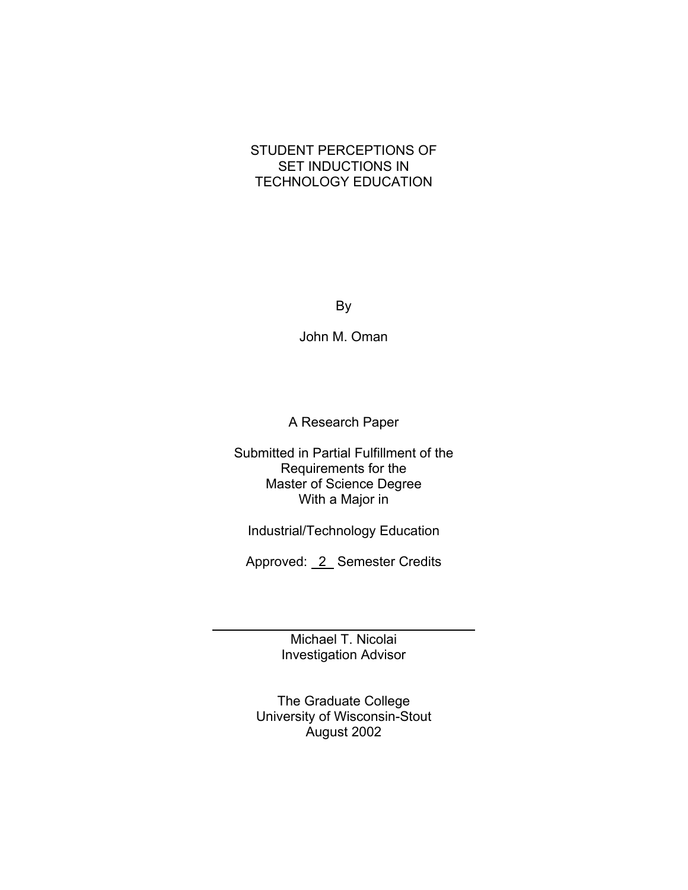# STUDENT PERCEPTIONS OF SET INDUCTIONS IN TECHNOLOGY EDUCATION

By

John M. Oman

A Research Paper

Submitted in Partial Fulfillment of the Requirements for the Master of Science Degree With a Major in

Industrial/Technology Education

Approved: 2 Semester Credits

Michael T. Nicolai
Investigation Advisor

The Graduate College
University of Wisconsin-Stout
August 2002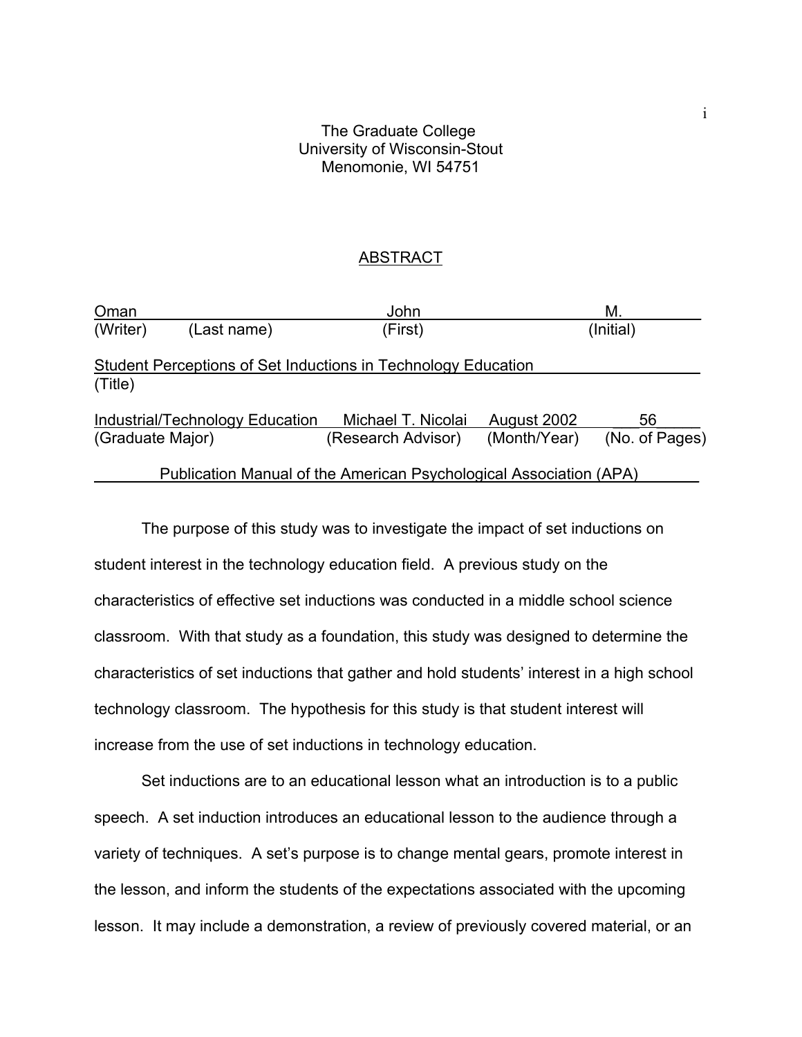The Graduate College
University of Wisconsin-Stout
Menomonie, WI 54751

## ABSTRACT

| Oman | | John | M. |
|---|---|---|---|
| (Writer) | (Last name) | (First) | (Initial) |

Student Perceptions of Set Inductions in Technology Education
(Title)

| Industrial/Technology Education | Michael T. Nicolai | August 2002 | 56 |
|---|---|---|---|
| (Graduate Major) | (Research Advisor) | (Month/Year) | (No. of Pages) |

Publication Manual of the American Psychological Association (APA)

The purpose of this study was to investigate the impact of set inductions on student interest in the technology education field. A previous study on the characteristics of effective set inductions was conducted in a middle school science classroom. With that study as a foundation, this study was designed to determine the characteristics of set inductions that gather and hold students' interest in a high school technology classroom. The hypothesis for this study is that student interest will increase from the use of set inductions in technology education.

Set inductions are to an educational lesson what an introduction is to a public speech. A set induction introduces an educational lesson to the audience through a variety of techniques. A set's purpose is to change mental gears, promote interest in the lesson, and inform the students of the expectations associated with the upcoming lesson. It may include a demonstration, a review of previously covered material, or an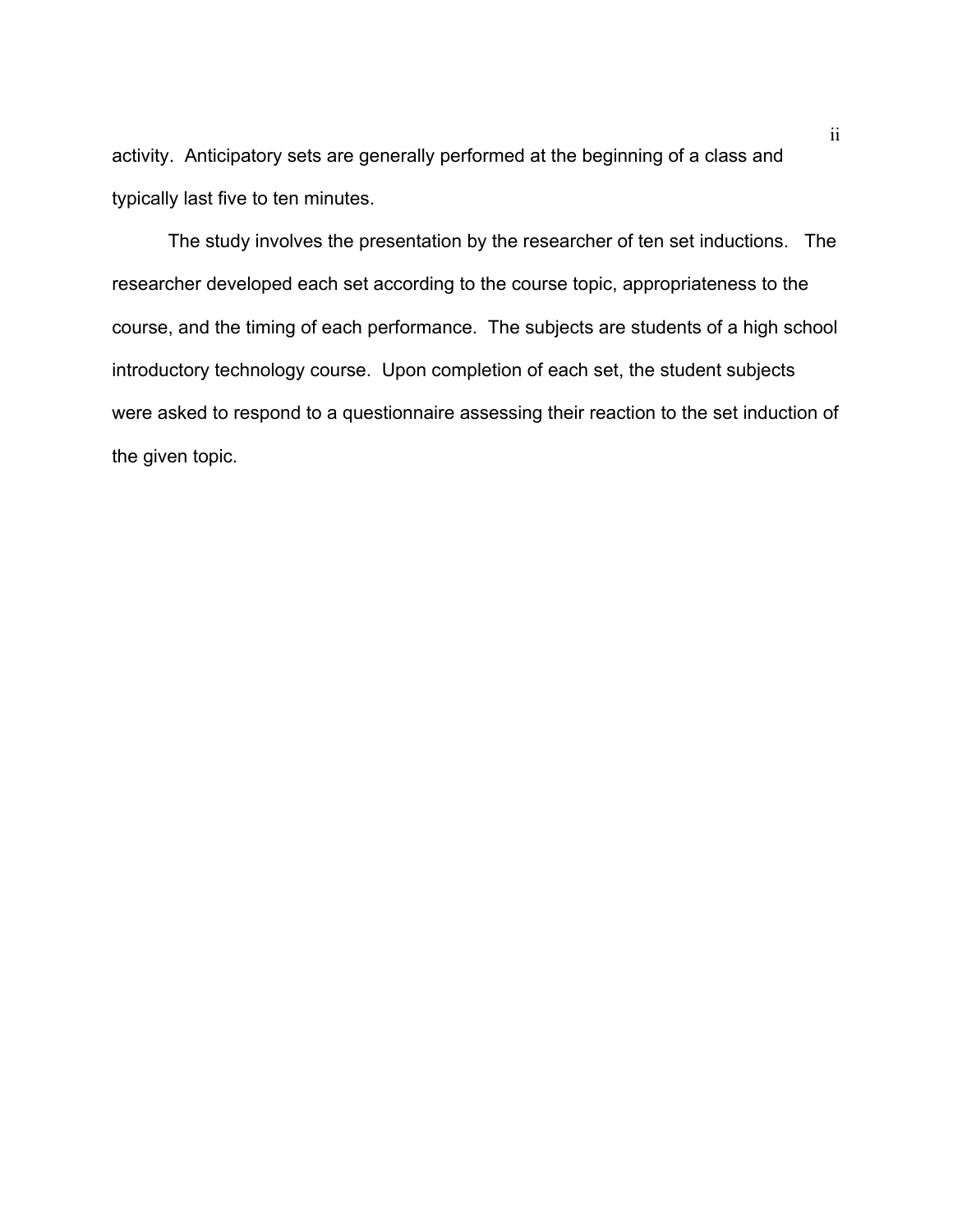activity. Anticipatory sets are generally performed at the beginning of a class and typically last five to ten minutes.

The study involves the presentation by the researcher of ten set inductions. The researcher developed each set according to the course topic, appropriateness to the course, and the timing of each performance. The subjects are students of a high school introductory technology course. Upon completion of each set, the student subjects were asked to respond to a questionnaire assessing their reaction to the set induction of the given topic.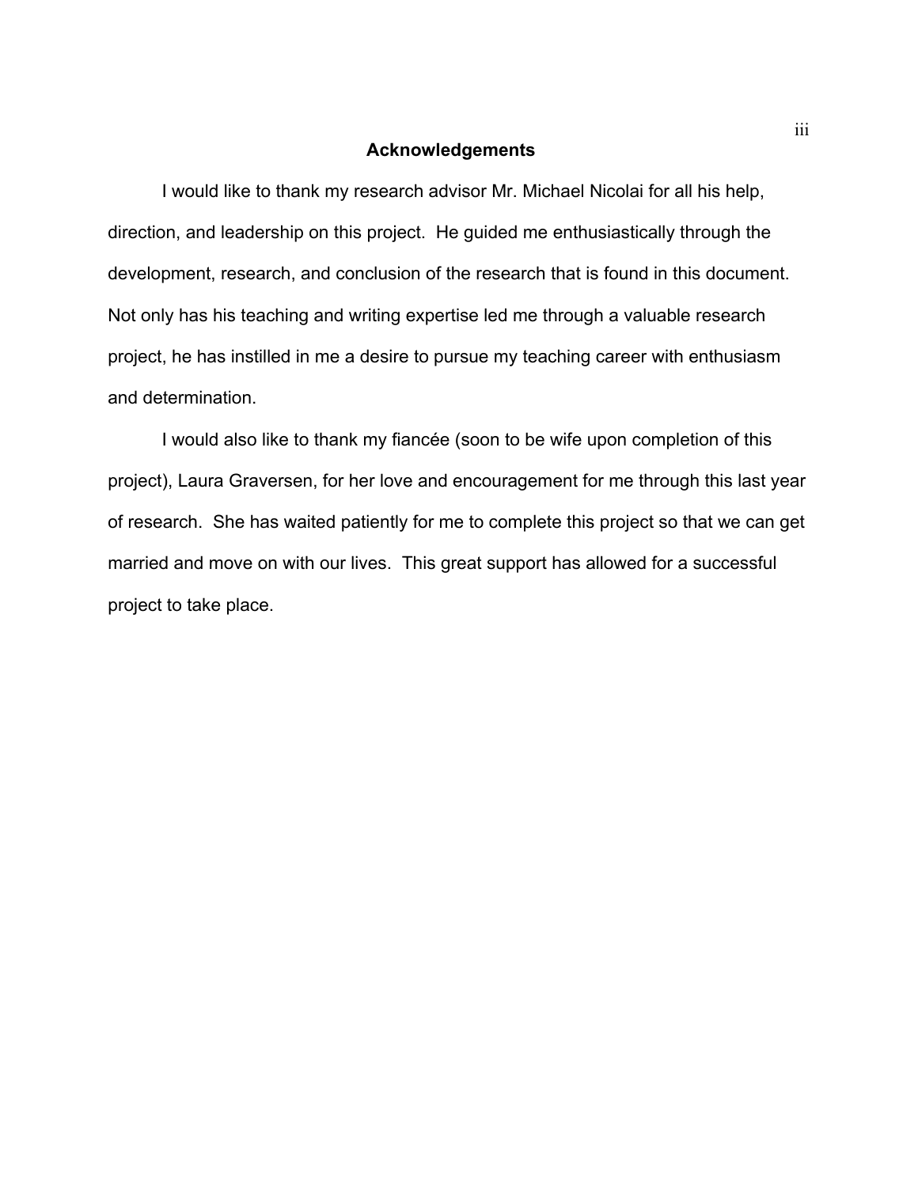## Acknowledgements

I would like to thank my research advisor Mr. Michael Nicolai for all his help, direction, and leadership on this project. He guided me enthusiastically through the development, research, and conclusion of the research that is found in this document. Not only has his teaching and writing expertise led me through a valuable research project, he has instilled in me a desire to pursue my teaching career with enthusiasm and determination.

I would also like to thank my fiancée (soon to be wife upon completion of this project), Laura Graversen, for her love and encouragement for me through this last year of research. She has waited patiently for me to complete this project so that we can get married and move on with our lives. This great support has allowed for a successful project to take place.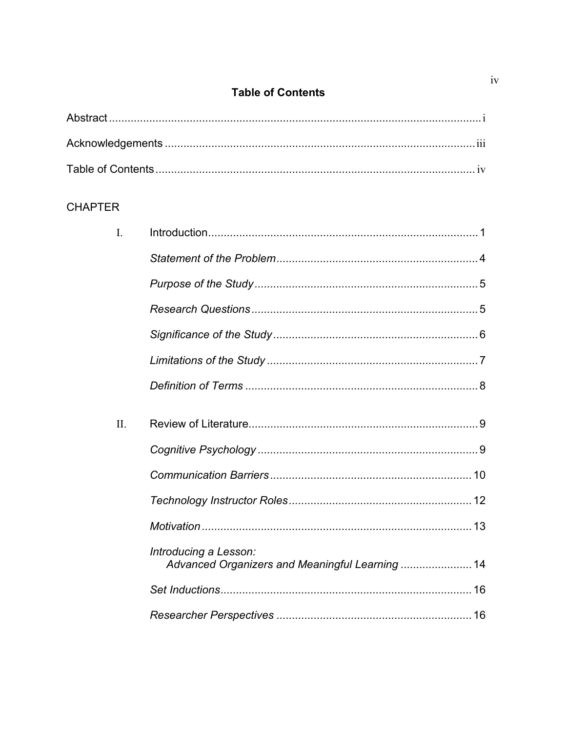## Table of Contents

Abstract ..................................................................................................................... i

Acknowledgements ................................................................................................ iii

Table of Contents .................................................................................................... iv

CHAPTER

I. Introduction ....................................................................................... 1

*Statement of the Problem* ................................................................. 4

*Purpose of the Study* ......................................................................... 5

*Research Questions* .......................................................................... 5

*Significance of the Study* .................................................................. 6

*Limitations of the Study* .................................................................... 7

*Definition of Terms* ............................................................................ 8

II. Review of Literature .......................................................................... 9

*Cognitive Psychology* ....................................................................... 9

*Communication Barriers* ................................................................. 10

*Technology Instructor Roles* ........................................................... 12

*Motivation* ....................................................................................... 13

*Introducing a Lesson:*
*Advanced Organizers and Meaningful Learning* ....................... 14

*Set Inductions* ................................................................................. 16

*Researcher Perspectives* ............................................................... 16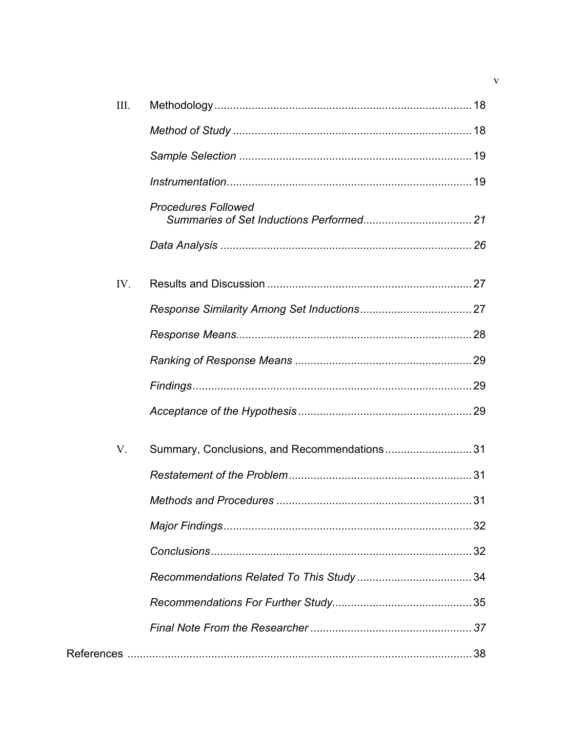III. Methodology .......... 18

*Method of Study* .......... 18

*Sample Selection* .......... 19

*Instrumentation* .......... 19

*Procedures Followed*
&nbsp;&nbsp;&nbsp;&nbsp;*Summaries of Set Inductions Performed* .......... *21*

*Data Analysis* .......... *26*

IV. Results and Discussion .......... 27

*Response Similarity Among Set Inductions* .......... 27

*Response Means* .......... 28

*Ranking of Response Means* .......... 29

*Findings* .......... 29

*Acceptance of the Hypothesis* .......... 29

V. Summary, Conclusions, and Recommendations .......... 31

*Restatement of the Problem* .......... 31

*Methods and Procedures* .......... 31

*Major Findings* .......... 32

*Conclusions* .......... 32

*Recommendations Related To This Study* .......... 34

*Recommendations For Further Study* .......... 35

*Final Note From the Researcher* .......... *37*

References .......... 38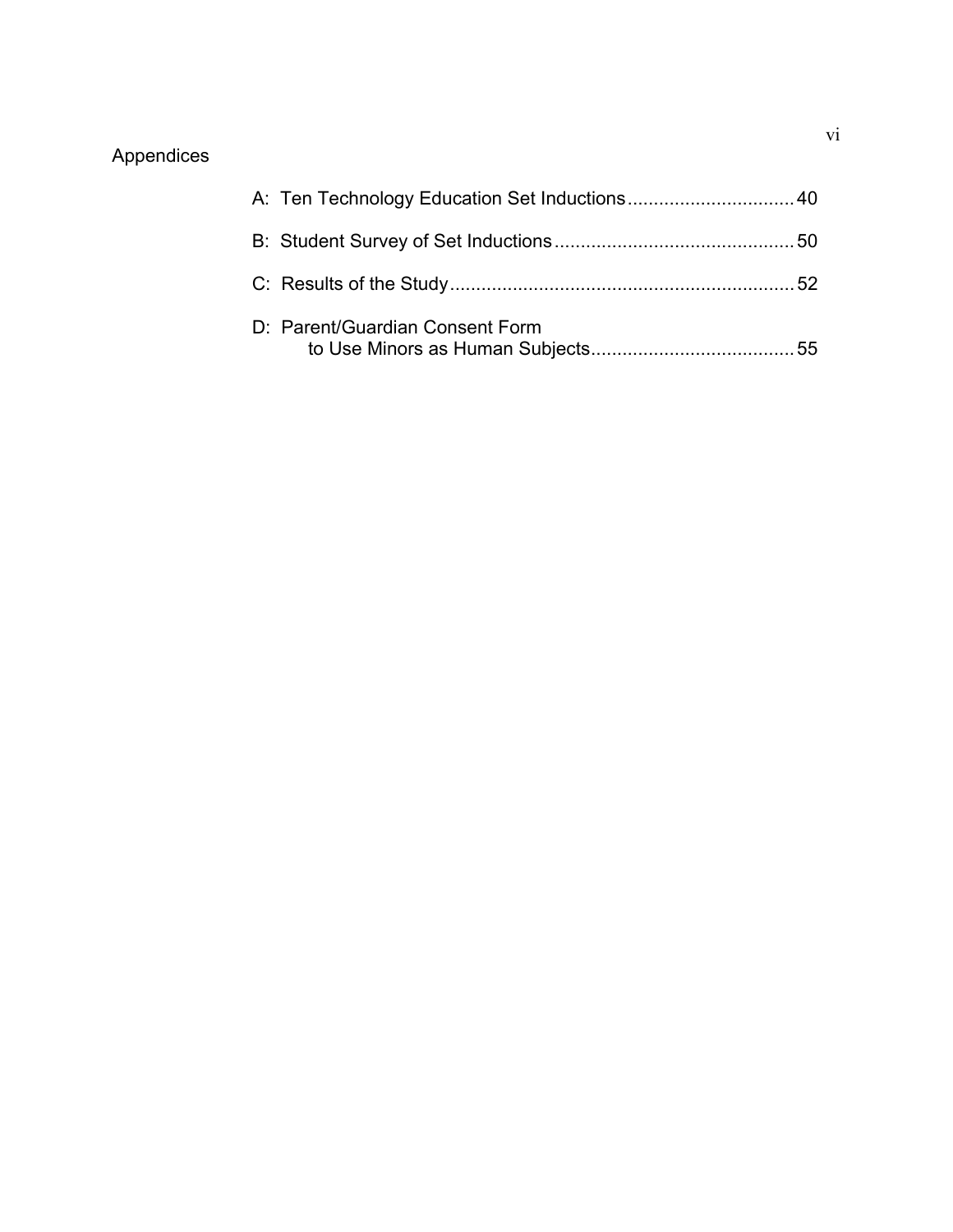Appendices

A: Ten Technology Education Set Inductions ................................ 40

B: Student Survey of Set Inductions ............................................. 50

C: Results of the Study .................................................................. 52

D: Parent/Guardian Consent Form
to Use Minors as Human Subjects ....................................... 55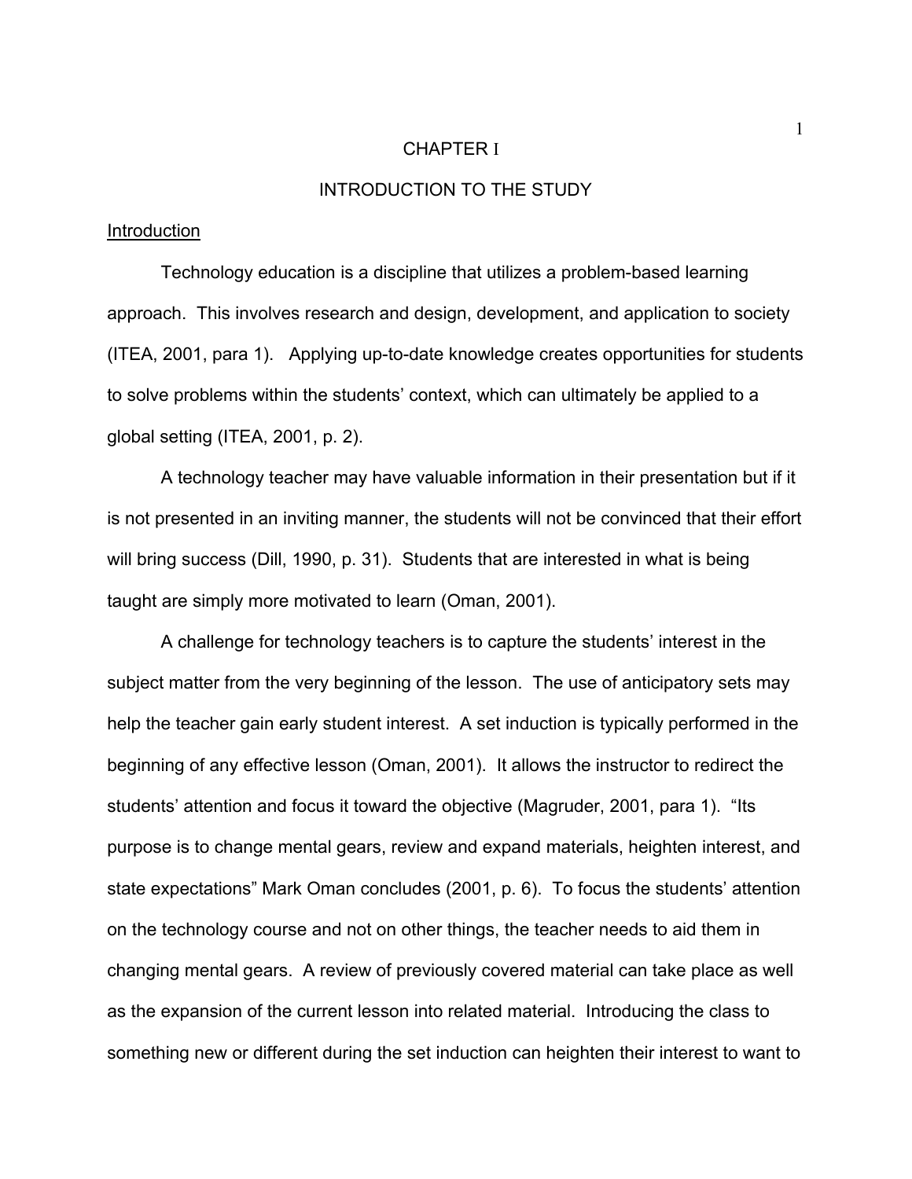# CHAPTER I

## INTRODUCTION TO THE STUDY

### Introduction

Technology education is a discipline that utilizes a problem-based learning approach. This involves research and design, development, and application to society (ITEA, 2001, para 1). Applying up-to-date knowledge creates opportunities for students to solve problems within the students' context, which can ultimately be applied to a global setting (ITEA, 2001, p. 2).

A technology teacher may have valuable information in their presentation but if it is not presented in an inviting manner, the students will not be convinced that their effort will bring success (Dill, 1990, p. 31). Students that are interested in what is being taught are simply more motivated to learn (Oman, 2001).

A challenge for technology teachers is to capture the students' interest in the subject matter from the very beginning of the lesson. The use of anticipatory sets may help the teacher gain early student interest. A set induction is typically performed in the beginning of any effective lesson (Oman, 2001). It allows the instructor to redirect the students' attention and focus it toward the objective (Magruder, 2001, para 1). "Its purpose is to change mental gears, review and expand materials, heighten interest, and state expectations" Mark Oman concludes (2001, p. 6). To focus the students' attention on the technology course and not on other things, the teacher needs to aid them in changing mental gears. A review of previously covered material can take place as well as the expansion of the current lesson into related material. Introducing the class to something new or different during the set induction can heighten their interest to want to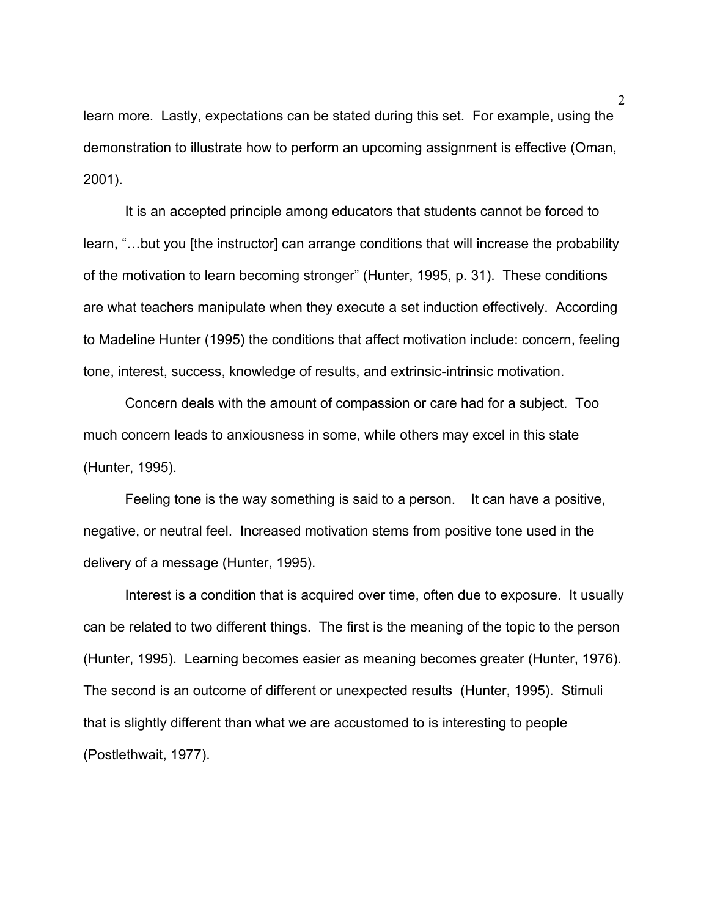learn more. Lastly, expectations can be stated during this set. For example, using the demonstration to illustrate how to perform an upcoming assignment is effective (Oman, 2001).

It is an accepted principle among educators that students cannot be forced to learn, "…but you [the instructor] can arrange conditions that will increase the probability of the motivation to learn becoming stronger" (Hunter, 1995, p. 31). These conditions are what teachers manipulate when they execute a set induction effectively. According to Madeline Hunter (1995) the conditions that affect motivation include: concern, feeling tone, interest, success, knowledge of results, and extrinsic-intrinsic motivation.

Concern deals with the amount of compassion or care had for a subject. Too much concern leads to anxiousness in some, while others may excel in this state (Hunter, 1995).

Feeling tone is the way something is said to a person. It can have a positive, negative, or neutral feel. Increased motivation stems from positive tone used in the delivery of a message (Hunter, 1995).

Interest is a condition that is acquired over time, often due to exposure. It usually can be related to two different things. The first is the meaning of the topic to the person (Hunter, 1995). Learning becomes easier as meaning becomes greater (Hunter, 1976). The second is an outcome of different or unexpected results (Hunter, 1995). Stimuli that is slightly different than what we are accustomed to is interesting to people (Postlethwait, 1977).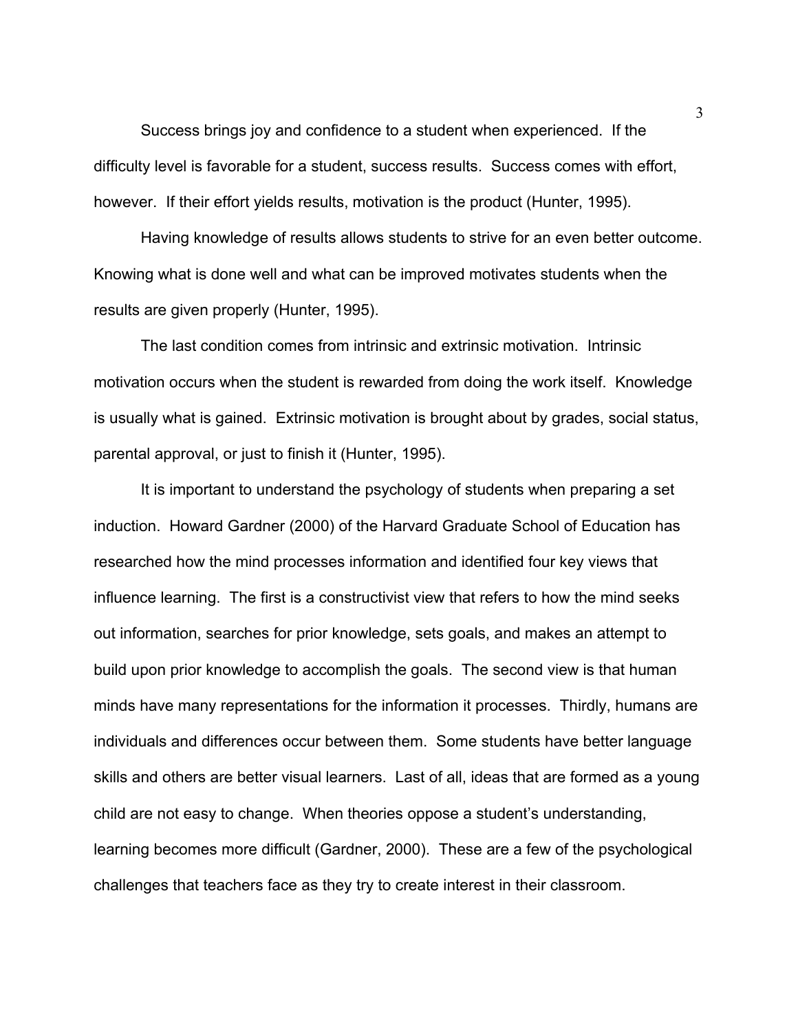Success brings joy and confidence to a student when experienced. If the difficulty level is favorable for a student, success results. Success comes with effort, however. If their effort yields results, motivation is the product (Hunter, 1995).

Having knowledge of results allows students to strive for an even better outcome. Knowing what is done well and what can be improved motivates students when the results are given properly (Hunter, 1995).

The last condition comes from intrinsic and extrinsic motivation. Intrinsic motivation occurs when the student is rewarded from doing the work itself. Knowledge is usually what is gained. Extrinsic motivation is brought about by grades, social status, parental approval, or just to finish it (Hunter, 1995).

It is important to understand the psychology of students when preparing a set induction. Howard Gardner (2000) of the Harvard Graduate School of Education has researched how the mind processes information and identified four key views that influence learning. The first is a constructivist view that refers to how the mind seeks out information, searches for prior knowledge, sets goals, and makes an attempt to build upon prior knowledge to accomplish the goals. The second view is that human minds have many representations for the information it processes. Thirdly, humans are individuals and differences occur between them. Some students have better language skills and others are better visual learners. Last of all, ideas that are formed as a young child are not easy to change. When theories oppose a student's understanding, learning becomes more difficult (Gardner, 2000). These are a few of the psychological challenges that teachers face as they try to create interest in their classroom.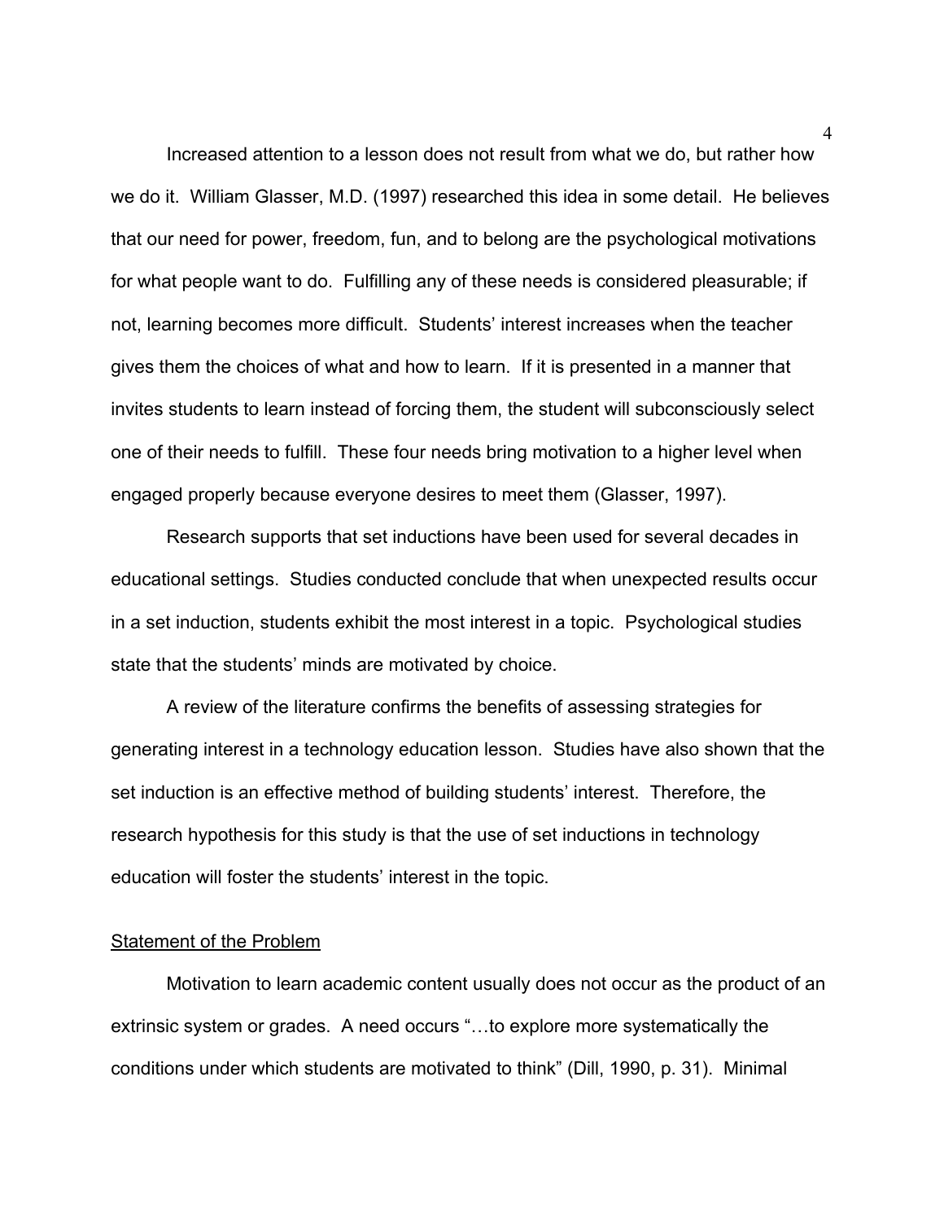Increased attention to a lesson does not result from what we do, but rather how we do it. William Glasser, M.D. (1997) researched this idea in some detail. He believes that our need for power, freedom, fun, and to belong are the psychological motivations for what people want to do. Fulfilling any of these needs is considered pleasurable; if not, learning becomes more difficult. Students' interest increases when the teacher gives them the choices of what and how to learn. If it is presented in a manner that invites students to learn instead of forcing them, the student will subconsciously select one of their needs to fulfill. These four needs bring motivation to a higher level when engaged properly because everyone desires to meet them (Glasser, 1997).

Research supports that set inductions have been used for several decades in educational settings. Studies conducted conclude that when unexpected results occur in a set induction, students exhibit the most interest in a topic. Psychological studies state that the students' minds are motivated by choice.

A review of the literature confirms the benefits of assessing strategies for generating interest in a technology education lesson. Studies have also shown that the set induction is an effective method of building students' interest. Therefore, the research hypothesis for this study is that the use of set inductions in technology education will foster the students' interest in the topic.

## Statement of the Problem

Motivation to learn academic content usually does not occur as the product of an extrinsic system or grades. A need occurs "…to explore more systematically the conditions under which students are motivated to think" (Dill, 1990, p. 31). Minimal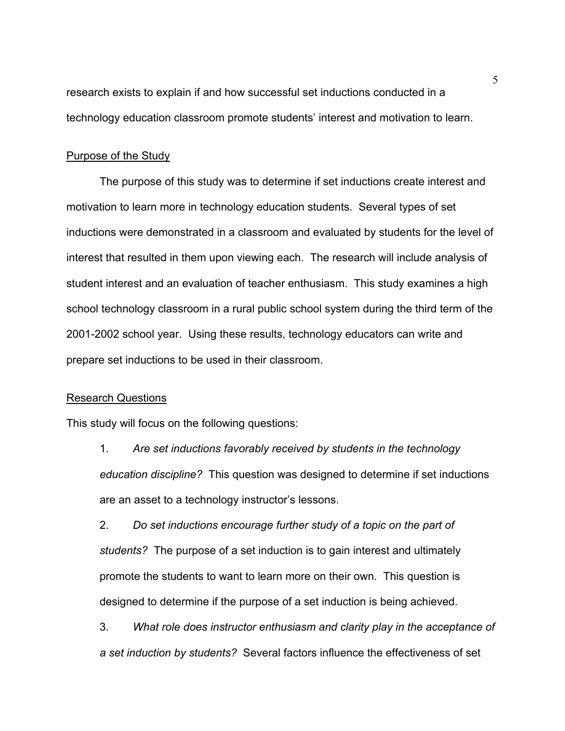research exists to explain if and how successful set inductions conducted in a technology education classroom promote students' interest and motivation to learn.

## Purpose of the Study

The purpose of this study was to determine if set inductions create interest and motivation to learn more in technology education students. Several types of set inductions were demonstrated in a classroom and evaluated by students for the level of interest that resulted in them upon viewing each. The research will include analysis of student interest and an evaluation of teacher enthusiasm. This study examines a high school technology classroom in a rural public school system during the third term of the 2001-2002 school year. Using these results, technology educators can write and prepare set inductions to be used in their classroom.

## Research Questions

This study will focus on the following questions:

1. *Are set inductions favorably received by students in the technology education discipline?* This question was designed to determine if set inductions are an asset to a technology instructor's lessons.
2. *Do set inductions encourage further study of a topic on the part of students?* The purpose of a set induction is to gain interest and ultimately promote the students to want to learn more on their own. This question is designed to determine if the purpose of a set induction is being achieved.
3. *What role does instructor enthusiasm and clarity play in the acceptance of a set induction by students?* Several factors influence the effectiveness of set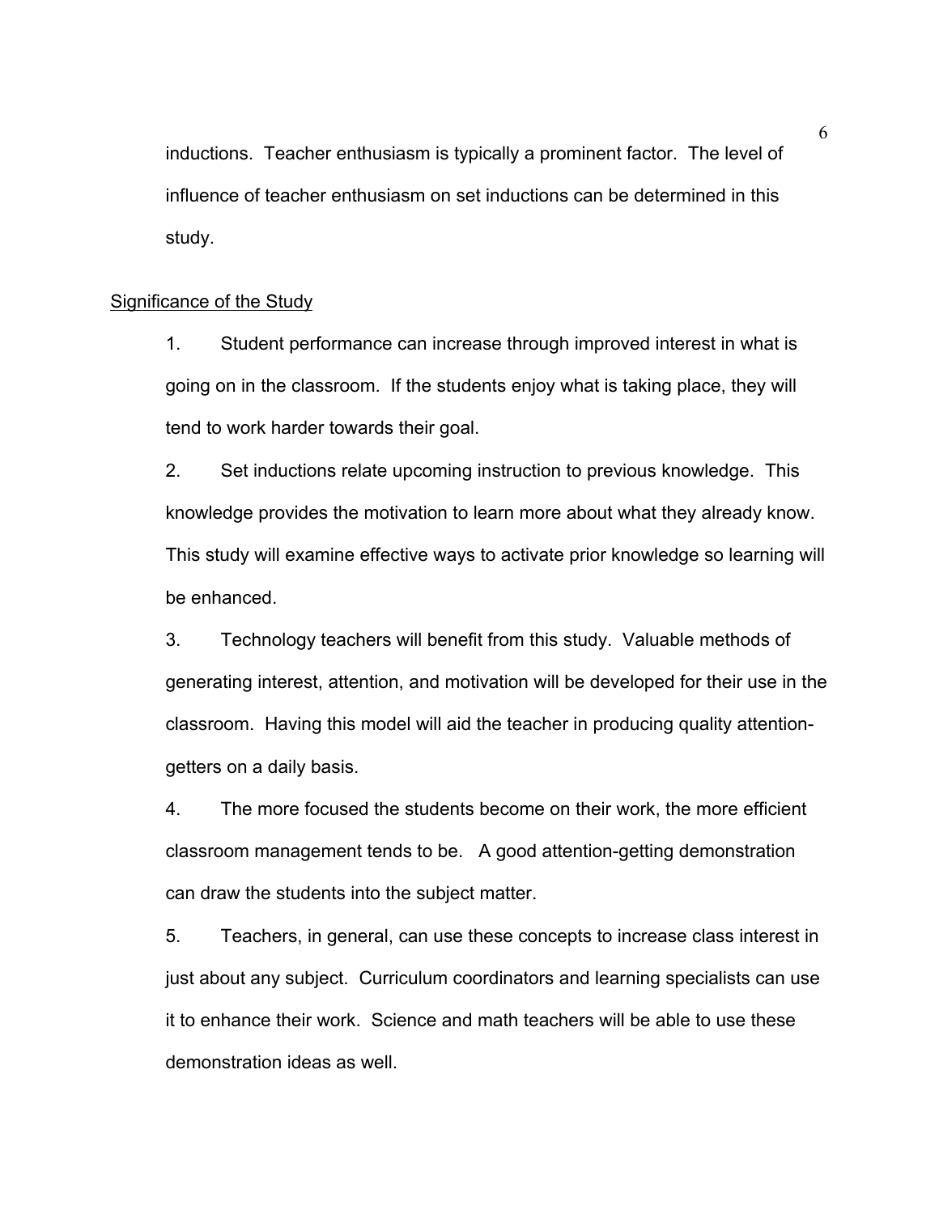inductions. Teacher enthusiasm is typically a prominent factor. The level of influence of teacher enthusiasm on set inductions can be determined in this study.

## Significance of the Study

1. Student performance can increase through improved interest in what is going on in the classroom. If the students enjoy what is taking place, they will tend to work harder towards their goal.

2. Set inductions relate upcoming instruction to previous knowledge. This knowledge provides the motivation to learn more about what they already know. This study will examine effective ways to activate prior knowledge so learning will be enhanced.

3. Technology teachers will benefit from this study. Valuable methods of generating interest, attention, and motivation will be developed for their use in the classroom. Having this model will aid the teacher in producing quality attention-getters on a daily basis.

4. The more focused the students become on their work, the more efficient classroom management tends to be. A good attention-getting demonstration can draw the students into the subject matter.

5. Teachers, in general, can use these concepts to increase class interest in just about any subject. Curriculum coordinators and learning specialists can use it to enhance their work. Science and math teachers will be able to use these demonstration ideas as well.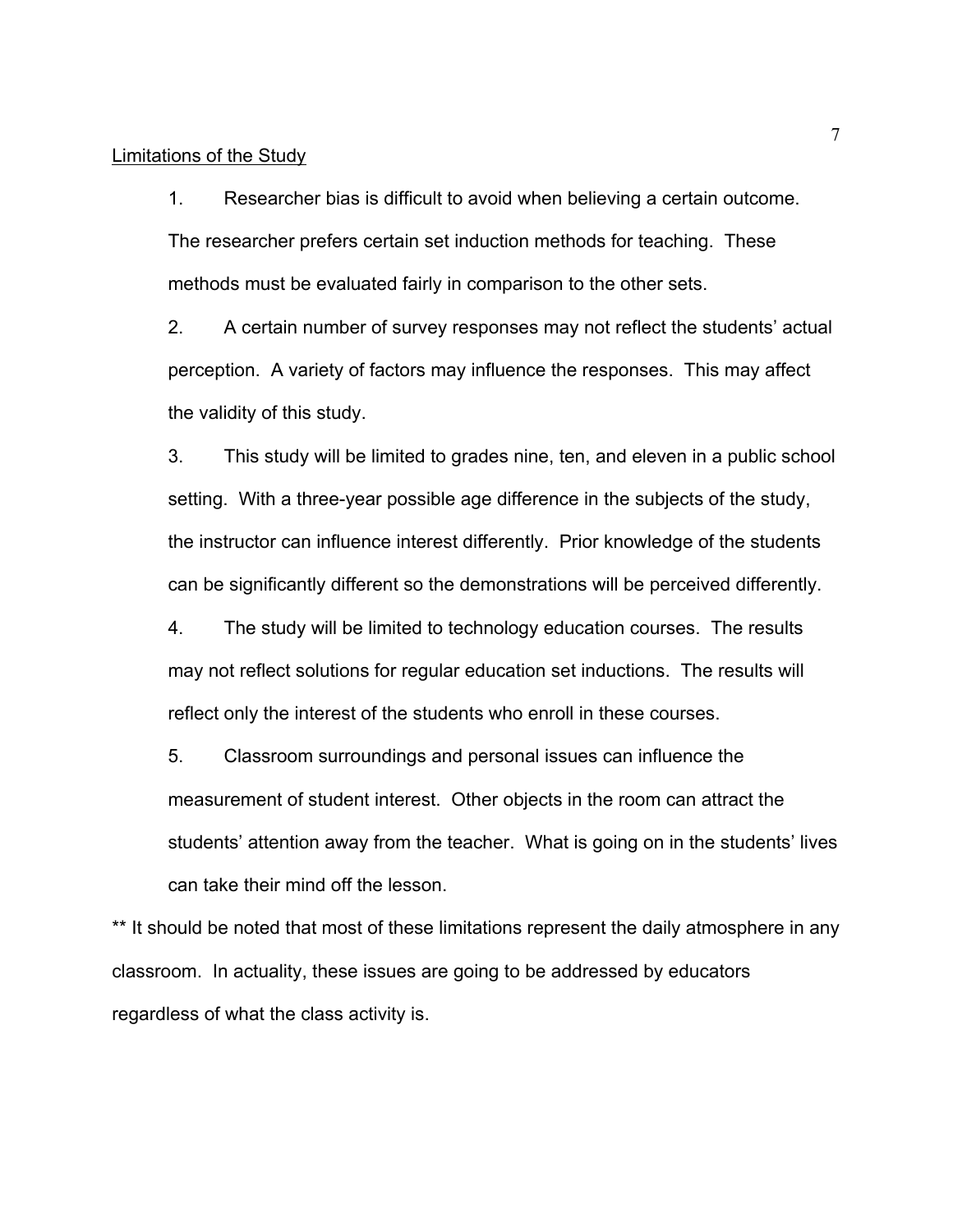<u>Limitations of the Study</u>

1. Researcher bias is difficult to avoid when believing a certain outcome. The researcher prefers certain set induction methods for teaching. These methods must be evaluated fairly in comparison to the other sets.

2. A certain number of survey responses may not reflect the students' actual perception. A variety of factors may influence the responses. This may affect the validity of this study.

3. This study will be limited to grades nine, ten, and eleven in a public school setting. With a three-year possible age difference in the subjects of the study, the instructor can influence interest differently. Prior knowledge of the students can be significantly different so the demonstrations will be perceived differently.

4. The study will be limited to technology education courses. The results may not reflect solutions for regular education set inductions. The results will reflect only the interest of the students who enroll in these courses.

5. Classroom surroundings and personal issues can influence the measurement of student interest. Other objects in the room can attract the students' attention away from the teacher. What is going on in the students' lives can take their mind off the lesson.

** It should be noted that most of these limitations represent the daily atmosphere in any classroom. In actuality, these issues are going to be addressed by educators regardless of what the class activity is.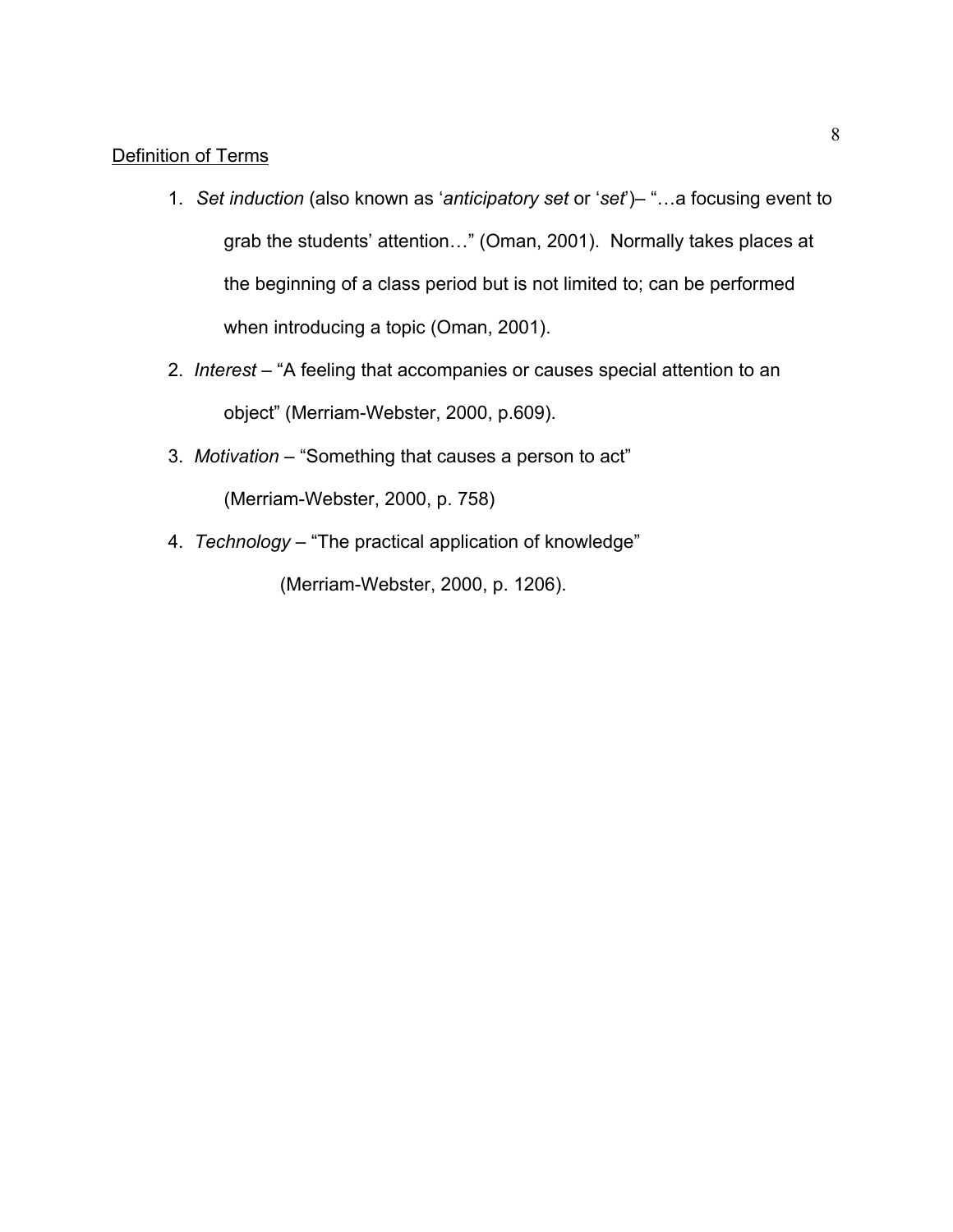## Definition of Terms

1. *Set induction* (also known as '*anticipatory set* or '*set*')– "…a focusing event to grab the students' attention…" (Oman, 2001). Normally takes places at the beginning of a class period but is not limited to; can be performed when introducing a topic (Oman, 2001).
2. *Interest* – "A feeling that accompanies or causes special attention to an object" (Merriam-Webster, 2000, p.609).
3. *Motivation* – "Something that causes a person to act" (Merriam-Webster, 2000, p. 758)
4. *Technology* – "The practical application of knowledge" (Merriam-Webster, 2000, p. 1206).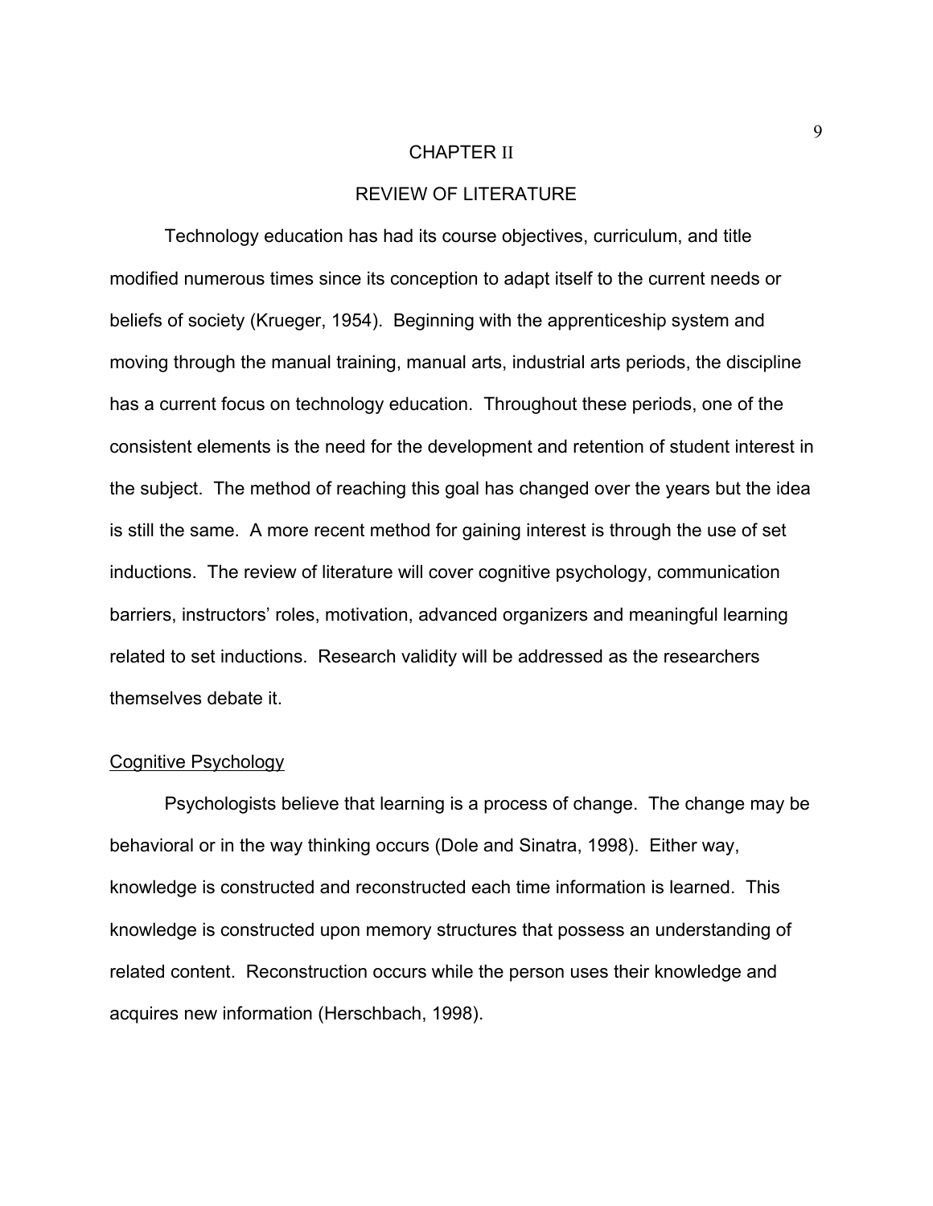# CHAPTER II

## REVIEW OF LITERATURE

Technology education has had its course objectives, curriculum, and title modified numerous times since its conception to adapt itself to the current needs or beliefs of society (Krueger, 1954). Beginning with the apprenticeship system and moving through the manual training, manual arts, industrial arts periods, the discipline has a current focus on technology education. Throughout these periods, one of the consistent elements is the need for the development and retention of student interest in the subject. The method of reaching this goal has changed over the years but the idea is still the same. A more recent method for gaining interest is through the use of set inductions. The review of literature will cover cognitive psychology, communication barriers, instructors' roles, motivation, advanced organizers and meaningful learning related to set inductions. Research validity will be addressed as the researchers themselves debate it.

### Cognitive Psychology

Psychologists believe that learning is a process of change. The change may be behavioral or in the way thinking occurs (Dole and Sinatra, 1998). Either way, knowledge is constructed and reconstructed each time information is learned. This knowledge is constructed upon memory structures that possess an understanding of related content. Reconstruction occurs while the person uses their knowledge and acquires new information (Herschbach, 1998).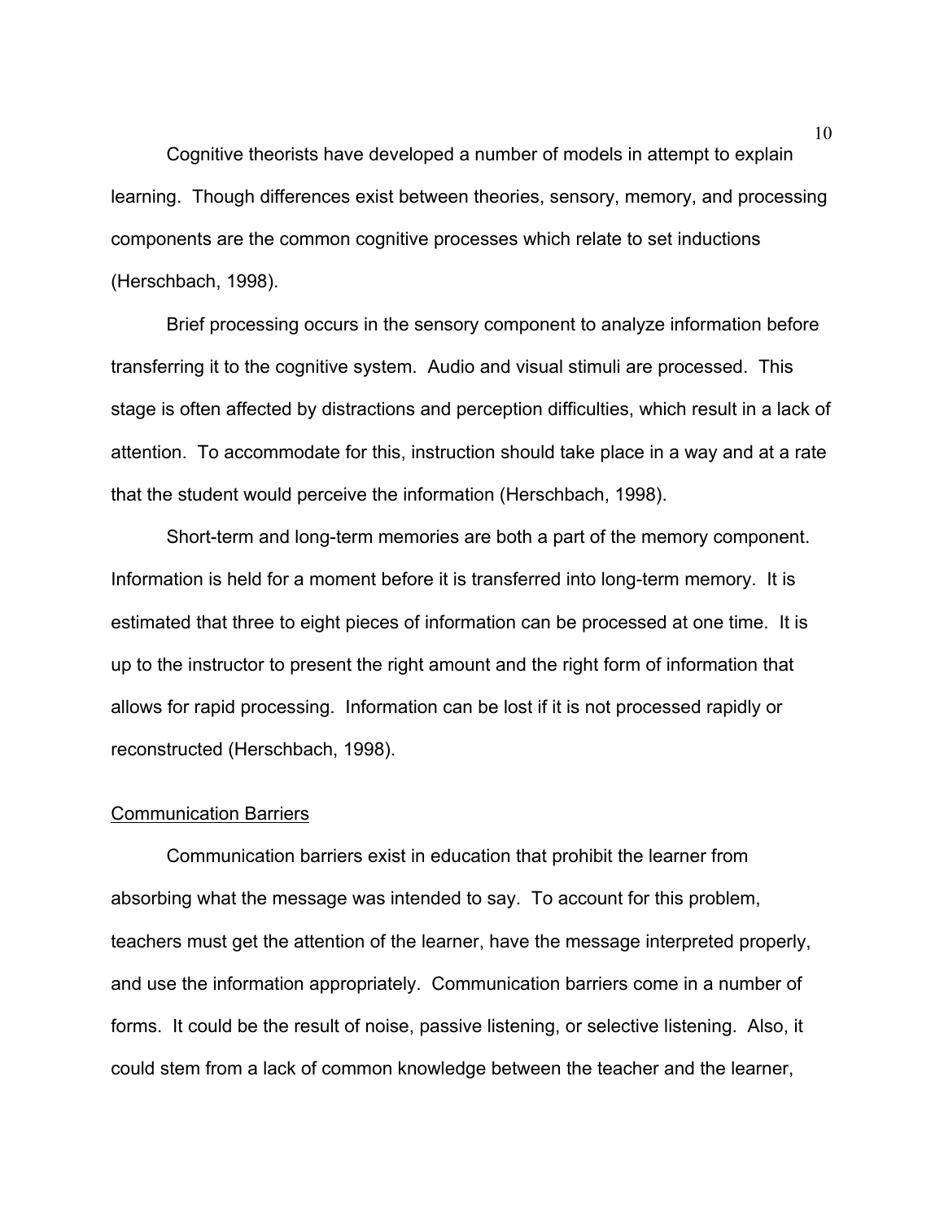Cognitive theorists have developed a number of models in attempt to explain learning. Though differences exist between theories, sensory, memory, and processing components are the common cognitive processes which relate to set inductions (Herschbach, 1998).

Brief processing occurs in the sensory component to analyze information before transferring it to the cognitive system. Audio and visual stimuli are processed. This stage is often affected by distractions and perception difficulties, which result in a lack of attention. To accommodate for this, instruction should take place in a way and at a rate that the student would perceive the information (Herschbach, 1998).

Short-term and long-term memories are both a part of the memory component. Information is held for a moment before it is transferred into long-term memory. It is estimated that three to eight pieces of information can be processed at one time. It is up to the instructor to present the right amount and the right form of information that allows for rapid processing. Information can be lost if it is not processed rapidly or reconstructed (Herschbach, 1998).

## Communication Barriers

Communication barriers exist in education that prohibit the learner from absorbing what the message was intended to say. To account for this problem, teachers must get the attention of the learner, have the message interpreted properly, and use the information appropriately. Communication barriers come in a number of forms. It could be the result of noise, passive listening, or selective listening. Also, it could stem from a lack of common knowledge between the teacher and the learner,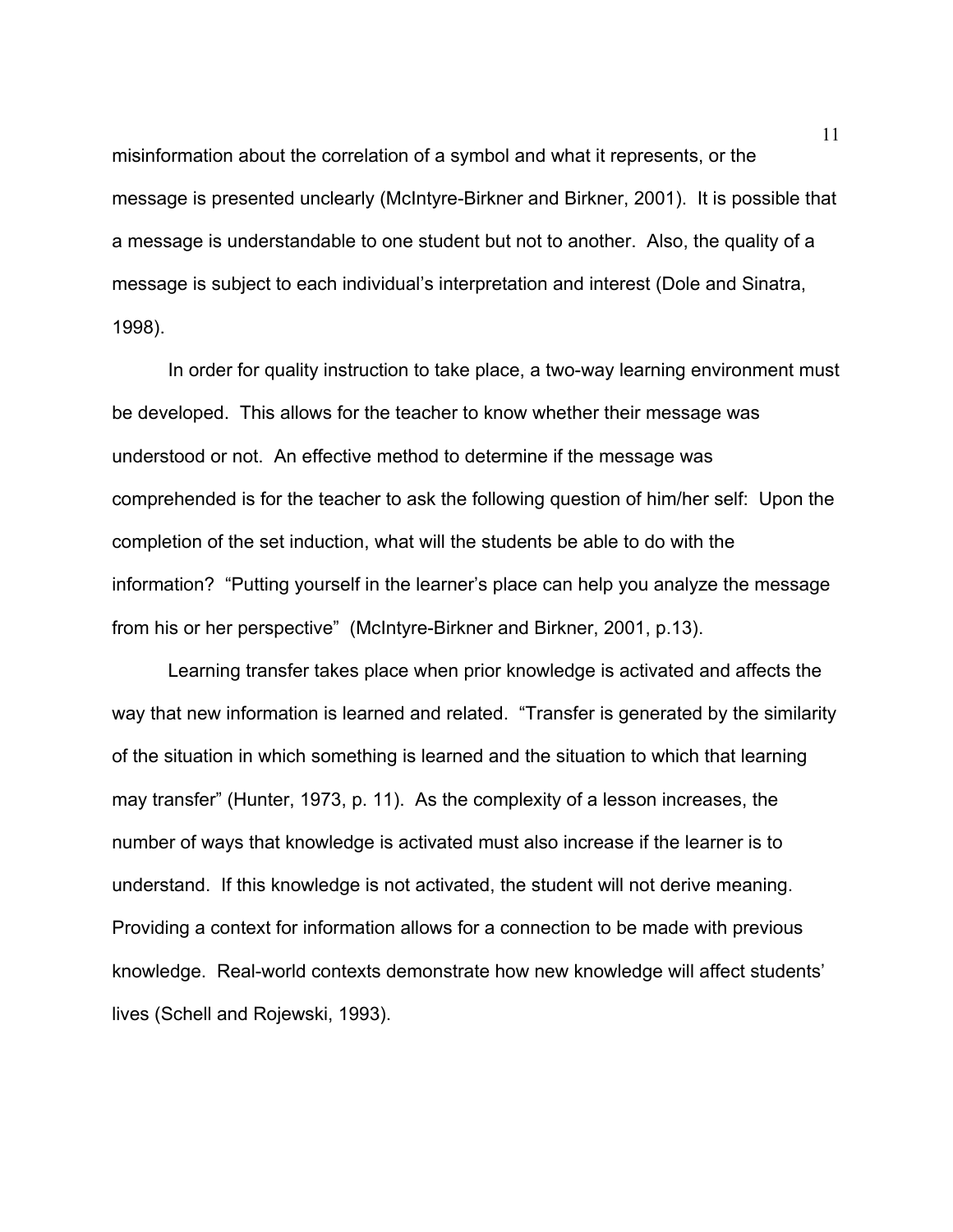misinformation about the correlation of a symbol and what it represents, or the message is presented unclearly (McIntyre-Birkner and Birkner, 2001). It is possible that a message is understandable to one student but not to another. Also, the quality of a message is subject to each individual's interpretation and interest (Dole and Sinatra, 1998).

In order for quality instruction to take place, a two-way learning environment must be developed. This allows for the teacher to know whether their message was understood or not. An effective method to determine if the message was comprehended is for the teacher to ask the following question of him/her self: Upon the completion of the set induction, what will the students be able to do with the information? "Putting yourself in the learner's place can help you analyze the message from his or her perspective" (McIntyre-Birkner and Birkner, 2001, p.13).

Learning transfer takes place when prior knowledge is activated and affects the way that new information is learned and related. "Transfer is generated by the similarity of the situation in which something is learned and the situation to which that learning may transfer" (Hunter, 1973, p. 11). As the complexity of a lesson increases, the number of ways that knowledge is activated must also increase if the learner is to understand. If this knowledge is not activated, the student will not derive meaning. Providing a context for information allows for a connection to be made with previous knowledge. Real-world contexts demonstrate how new knowledge will affect students' lives (Schell and Rojewski, 1993).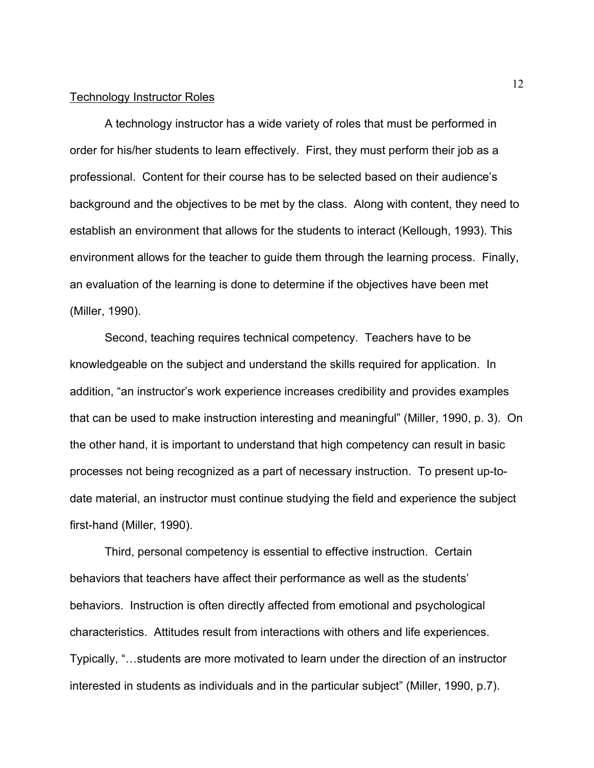## Technology Instructor Roles

A technology instructor has a wide variety of roles that must be performed in order for his/her students to learn effectively. First, they must perform their job as a professional. Content for their course has to be selected based on their audience's background and the objectives to be met by the class. Along with content, they need to establish an environment that allows for the students to interact (Kellough, 1993). This environment allows for the teacher to guide them through the learning process. Finally, an evaluation of the learning is done to determine if the objectives have been met (Miller, 1990).

Second, teaching requires technical competency. Teachers have to be knowledgeable on the subject and understand the skills required for application. In addition, "an instructor's work experience increases credibility and provides examples that can be used to make instruction interesting and meaningful" (Miller, 1990, p. 3). On the other hand, it is important to understand that high competency can result in basic processes not being recognized as a part of necessary instruction. To present up-to-date material, an instructor must continue studying the field and experience the subject first-hand (Miller, 1990).

Third, personal competency is essential to effective instruction. Certain behaviors that teachers have affect their performance as well as the students' behaviors. Instruction is often directly affected from emotional and psychological characteristics. Attitudes result from interactions with others and life experiences. Typically, "…students are more motivated to learn under the direction of an instructor interested in students as individuals and in the particular subject" (Miller, 1990, p.7).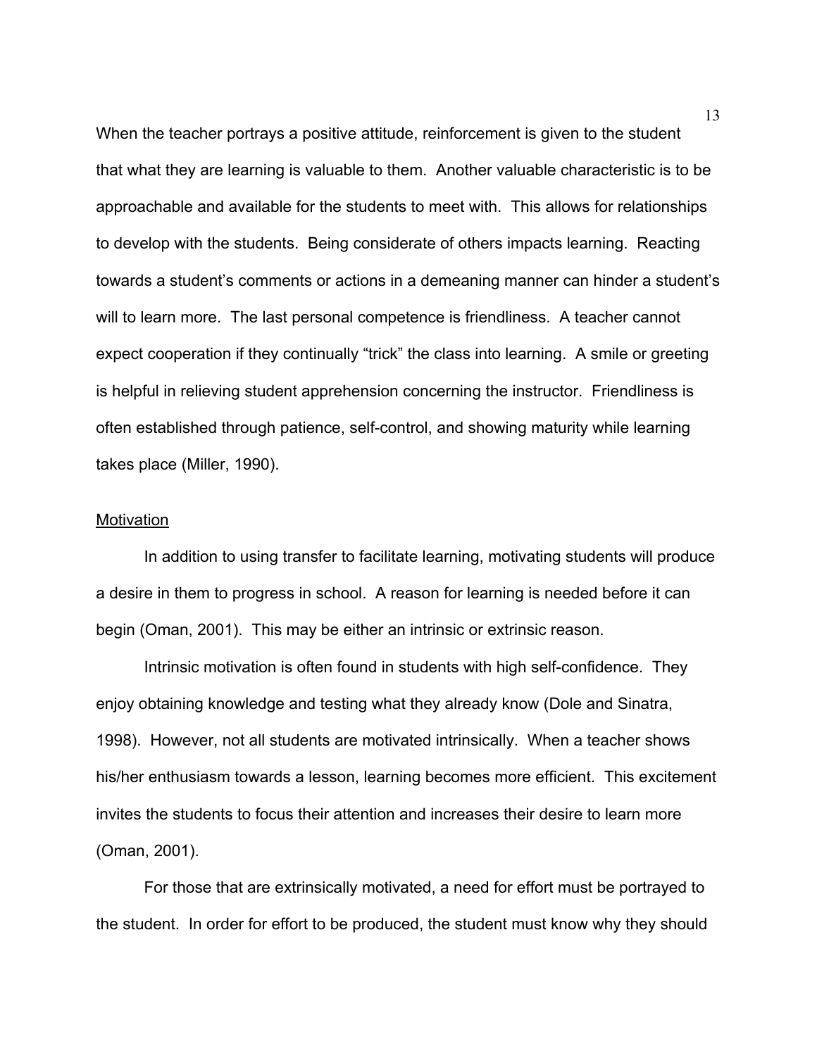When the teacher portrays a positive attitude, reinforcement is given to the student that what they are learning is valuable to them. Another valuable characteristic is to be approachable and available for the students to meet with. This allows for relationships to develop with the students. Being considerate of others impacts learning. Reacting towards a student's comments or actions in a demeaning manner can hinder a student's will to learn more. The last personal competence is friendliness. A teacher cannot expect cooperation if they continually "trick" the class into learning. A smile or greeting is helpful in relieving student apprehension concerning the instructor. Friendliness is often established through patience, self-control, and showing maturity while learning takes place (Miller, 1990).

## Motivation

In addition to using transfer to facilitate learning, motivating students will produce a desire in them to progress in school. A reason for learning is needed before it can begin (Oman, 2001). This may be either an intrinsic or extrinsic reason.

Intrinsic motivation is often found in students with high self-confidence. They enjoy obtaining knowledge and testing what they already know (Dole and Sinatra, 1998). However, not all students are motivated intrinsically. When a teacher shows his/her enthusiasm towards a lesson, learning becomes more efficient. This excitement invites the students to focus their attention and increases their desire to learn more (Oman, 2001).

For those that are extrinsically motivated, a need for effort must be portrayed to the student. In order for effort to be produced, the student must know why they should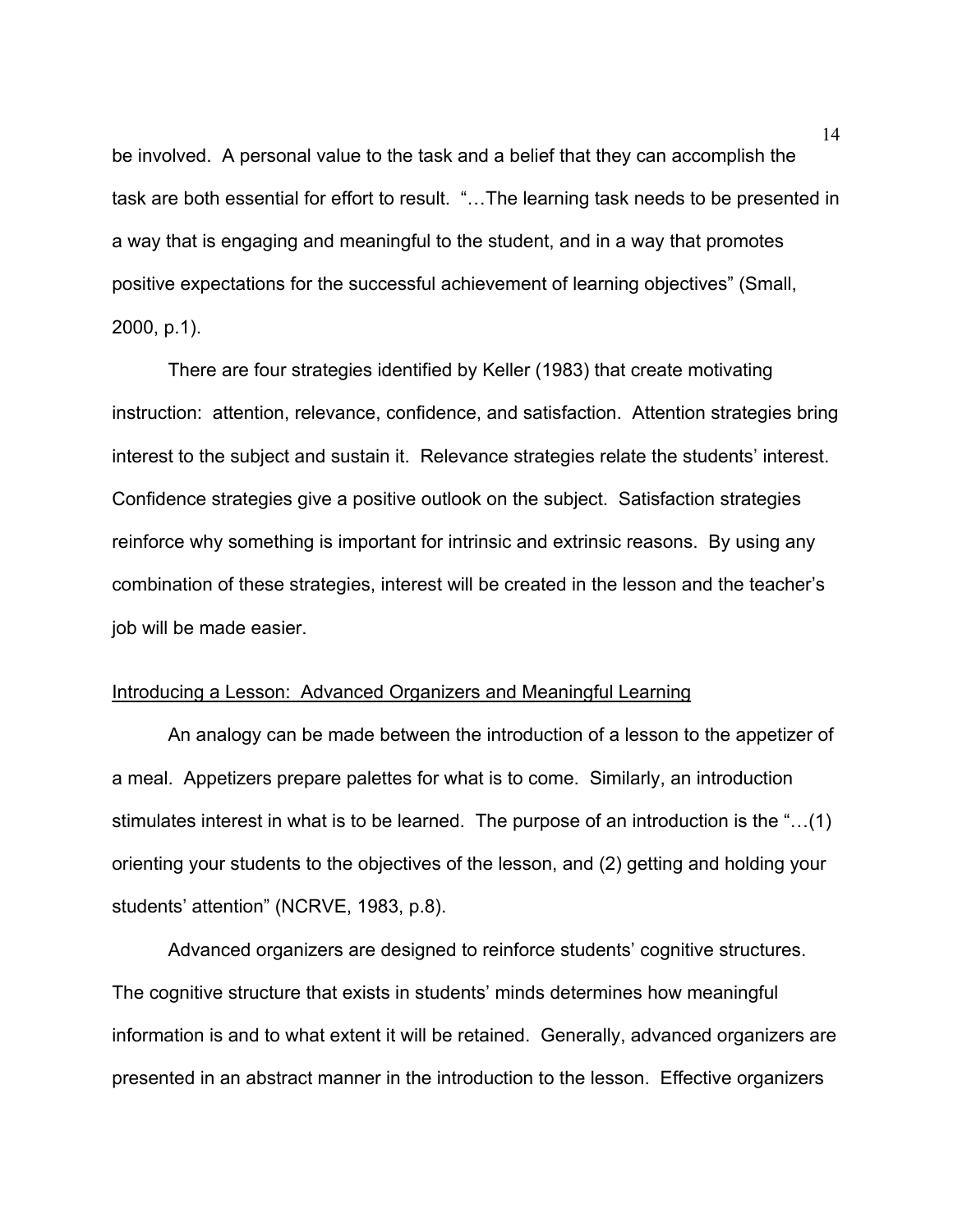be involved. A personal value to the task and a belief that they can accomplish the task are both essential for effort to result. "…The learning task needs to be presented in a way that is engaging and meaningful to the student, and in a way that promotes positive expectations for the successful achievement of learning objectives" (Small, 2000, p.1).

There are four strategies identified by Keller (1983) that create motivating instruction: attention, relevance, confidence, and satisfaction. Attention strategies bring interest to the subject and sustain it. Relevance strategies relate the students' interest. Confidence strategies give a positive outlook on the subject. Satisfaction strategies reinforce why something is important for intrinsic and extrinsic reasons. By using any combination of these strategies, interest will be created in the lesson and the teacher's job will be made easier.

<u>Introducing a Lesson: Advanced Organizers and Meaningful Learning</u>

An analogy can be made between the introduction of a lesson to the appetizer of a meal. Appetizers prepare palettes for what is to come. Similarly, an introduction stimulates interest in what is to be learned. The purpose of an introduction is the "…(1) orienting your students to the objectives of the lesson, and (2) getting and holding your students' attention" (NCRVE, 1983, p.8).

Advanced organizers are designed to reinforce students' cognitive structures. The cognitive structure that exists in students' minds determines how meaningful information is and to what extent it will be retained. Generally, advanced organizers are presented in an abstract manner in the introduction to the lesson. Effective organizers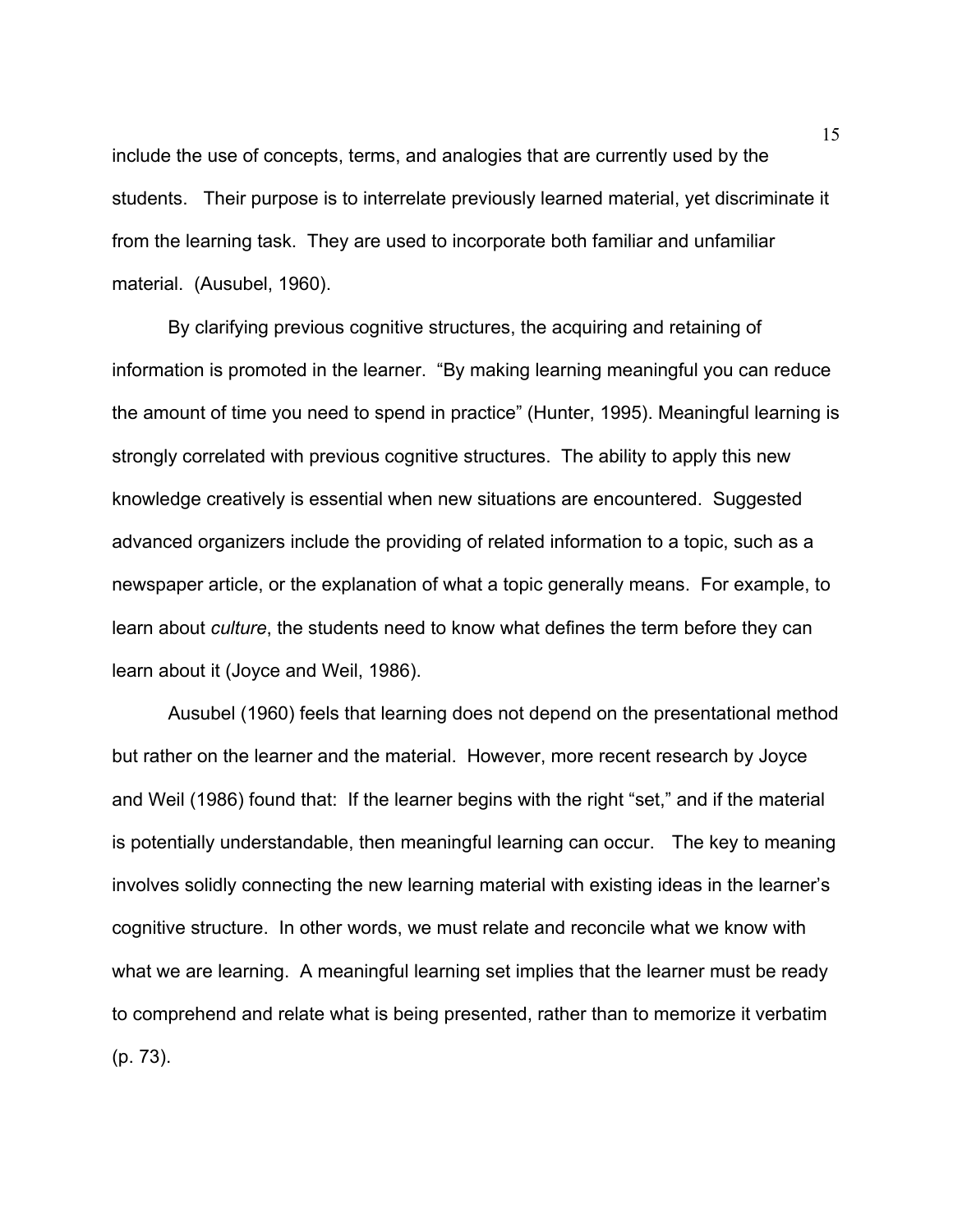include the use of concepts, terms, and analogies that are currently used by the students. Their purpose is to interrelate previously learned material, yet discriminate it from the learning task. They are used to incorporate both familiar and unfamiliar material. (Ausubel, 1960).

By clarifying previous cognitive structures, the acquiring and retaining of information is promoted in the learner. “By making learning meaningful you can reduce the amount of time you need to spend in practice” (Hunter, 1995). Meaningful learning is strongly correlated with previous cognitive structures. The ability to apply this new knowledge creatively is essential when new situations are encountered. Suggested advanced organizers include the providing of related information to a topic, such as a newspaper article, or the explanation of what a topic generally means. For example, to learn about *culture*, the students need to know what defines the term before they can learn about it (Joyce and Weil, 1986).

Ausubel (1960) feels that learning does not depend on the presentational method but rather on the learner and the material. However, more recent research by Joyce and Weil (1986) found that: If the learner begins with the right “set,” and if the material is potentially understandable, then meaningful learning can occur. The key to meaning involves solidly connecting the new learning material with existing ideas in the learner’s cognitive structure. In other words, we must relate and reconcile what we know with what we are learning. A meaningful learning set implies that the learner must be ready to comprehend and relate what is being presented, rather than to memorize it verbatim (p. 73).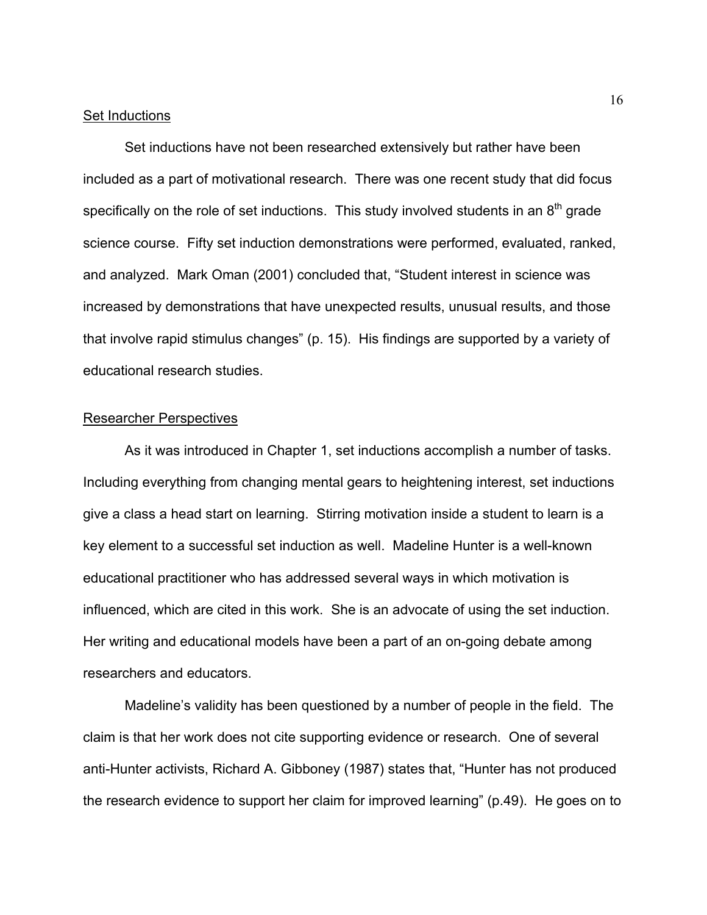<u>Set Inductions</u>

Set inductions have not been researched extensively but rather have been included as a part of motivational research. There was one recent study that did focus specifically on the role of set inductions. This study involved students in an 8th grade science course. Fifty set induction demonstrations were performed, evaluated, ranked, and analyzed. Mark Oman (2001) concluded that, "Student interest in science was increased by demonstrations that have unexpected results, unusual results, and those that involve rapid stimulus changes" (p. 15). His findings are supported by a variety of educational research studies.

<u>Researcher Perspectives</u>

As it was introduced in Chapter 1, set inductions accomplish a number of tasks. Including everything from changing mental gears to heightening interest, set inductions give a class a head start on learning. Stirring motivation inside a student to learn is a key element to a successful set induction as well. Madeline Hunter is a well-known educational practitioner who has addressed several ways in which motivation is influenced, which are cited in this work. She is an advocate of using the set induction. Her writing and educational models have been a part of an on-going debate among researchers and educators.

Madeline's validity has been questioned by a number of people in the field. The claim is that her work does not cite supporting evidence or research. One of several anti-Hunter activists, Richard A. Gibboney (1987) states that, "Hunter has not produced the research evidence to support her claim for improved learning" (p.49). He goes on to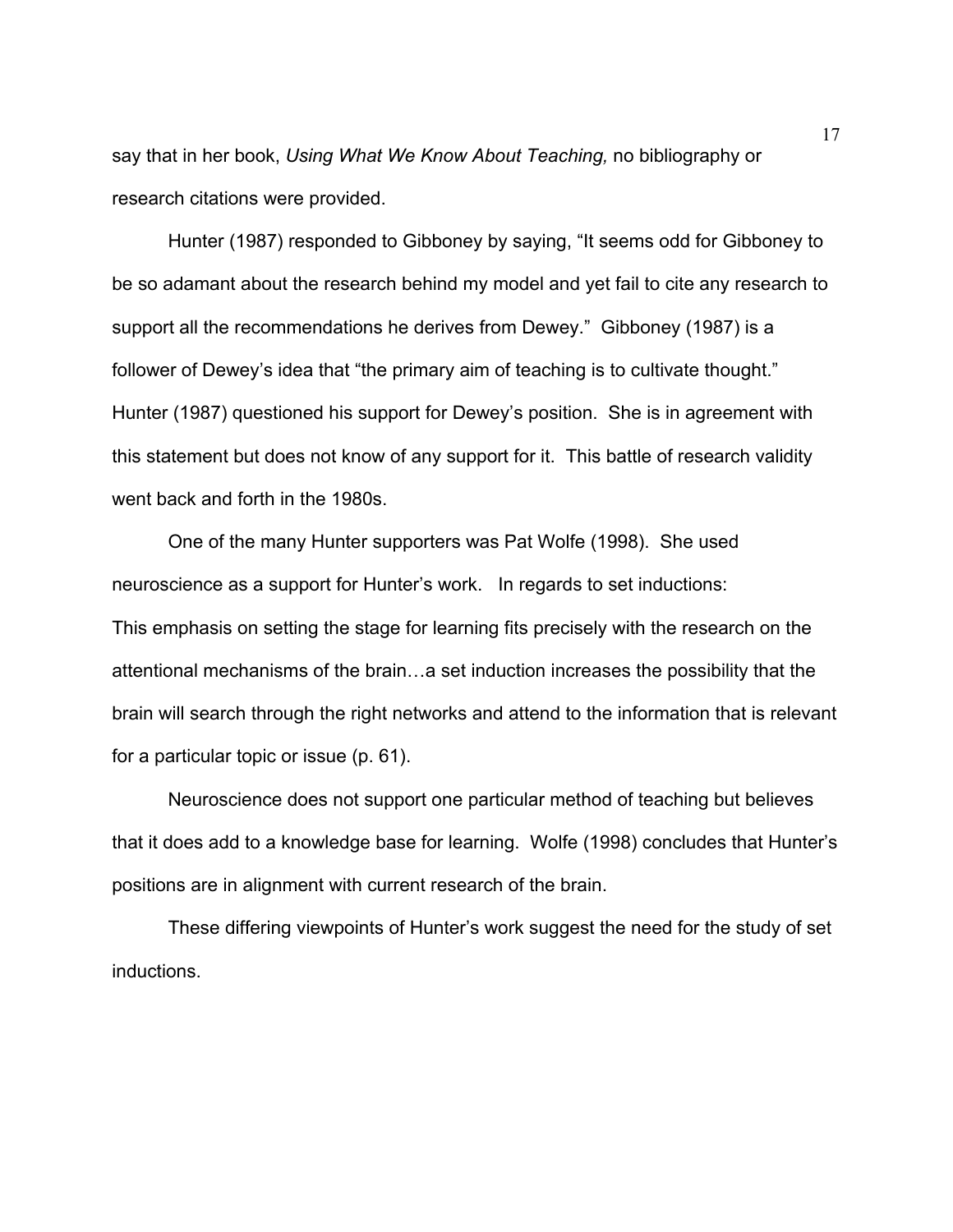say that in her book, *Using What We Know About Teaching,* no bibliography or research citations were provided.

Hunter (1987) responded to Gibboney by saying, "It seems odd for Gibboney to be so adamant about the research behind my model and yet fail to cite any research to support all the recommendations he derives from Dewey." Gibboney (1987) is a follower of Dewey's idea that "the primary aim of teaching is to cultivate thought." Hunter (1987) questioned his support for Dewey's position. She is in agreement with this statement but does not know of any support for it. This battle of research validity went back and forth in the 1980s.

One of the many Hunter supporters was Pat Wolfe (1998). She used neuroscience as a support for Hunter's work. In regards to set inductions:

This emphasis on setting the stage for learning fits precisely with the research on the attentional mechanisms of the brain…a set induction increases the possibility that the brain will search through the right networks and attend to the information that is relevant for a particular topic or issue (p. 61).

Neuroscience does not support one particular method of teaching but believes that it does add to a knowledge base for learning. Wolfe (1998) concludes that Hunter's positions are in alignment with current research of the brain.

These differing viewpoints of Hunter's work suggest the need for the study of set inductions.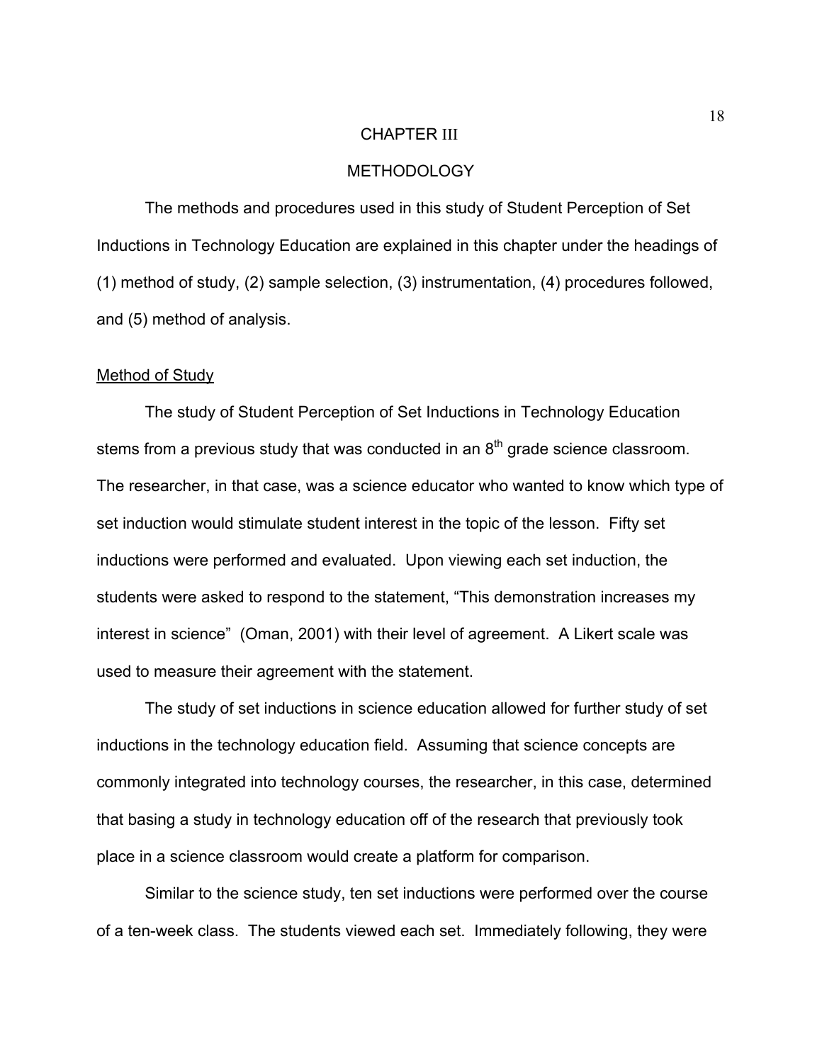# CHAPTER III

## METHODOLOGY

The methods and procedures used in this study of Student Perception of Set Inductions in Technology Education are explained in this chapter under the headings of (1) method of study, (2) sample selection, (3) instrumentation, (4) procedures followed, and (5) method of analysis.

### Method of Study

The study of Student Perception of Set Inductions in Technology Education stems from a previous study that was conducted in an $8^{th}$ grade science classroom. The researcher, in that case, was a science educator who wanted to know which type of set induction would stimulate student interest in the topic of the lesson. Fifty set inductions were performed and evaluated. Upon viewing each set induction, the students were asked to respond to the statement, "This demonstration increases my interest in science" (Oman, 2001) with their level of agreement. A Likert scale was used to measure their agreement with the statement.

The study of set inductions in science education allowed for further study of set inductions in the technology education field. Assuming that science concepts are commonly integrated into technology courses, the researcher, in this case, determined that basing a study in technology education off of the research that previously took place in a science classroom would create a platform for comparison.

Similar to the science study, ten set inductions were performed over the course of a ten-week class. The students viewed each set. Immediately following, they were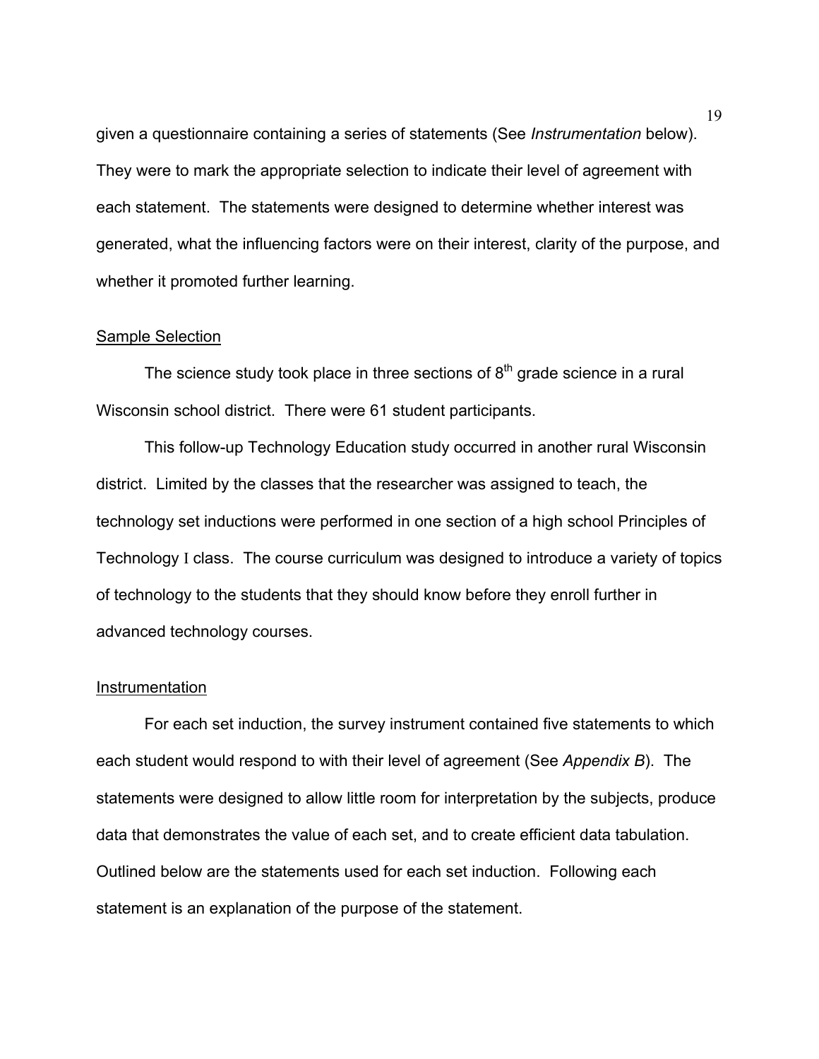given a questionnaire containing a series of statements (See *Instrumentation* below). They were to mark the appropriate selection to indicate their level of agreement with each statement. The statements were designed to determine whether interest was generated, what the influencing factors were on their interest, clarity of the purpose, and whether it promoted further learning.

<u>Sample Selection</u>

The science study took place in three sections of $8^{th}$ grade science in a rural Wisconsin school district. There were 61 student participants.

This follow-up Technology Education study occurred in another rural Wisconsin district. Limited by the classes that the researcher was assigned to teach, the technology set inductions were performed in one section of a high school Principles of Technology I class. The course curriculum was designed to introduce a variety of topics of technology to the students that they should know before they enroll further in advanced technology courses.

<u>Instrumentation</u>

For each set induction, the survey instrument contained five statements to which each student would respond to with their level of agreement (See *Appendix B*). The statements were designed to allow little room for interpretation by the subjects, produce data that demonstrates the value of each set, and to create efficient data tabulation. Outlined below are the statements used for each set induction. Following each statement is an explanation of the purpose of the statement.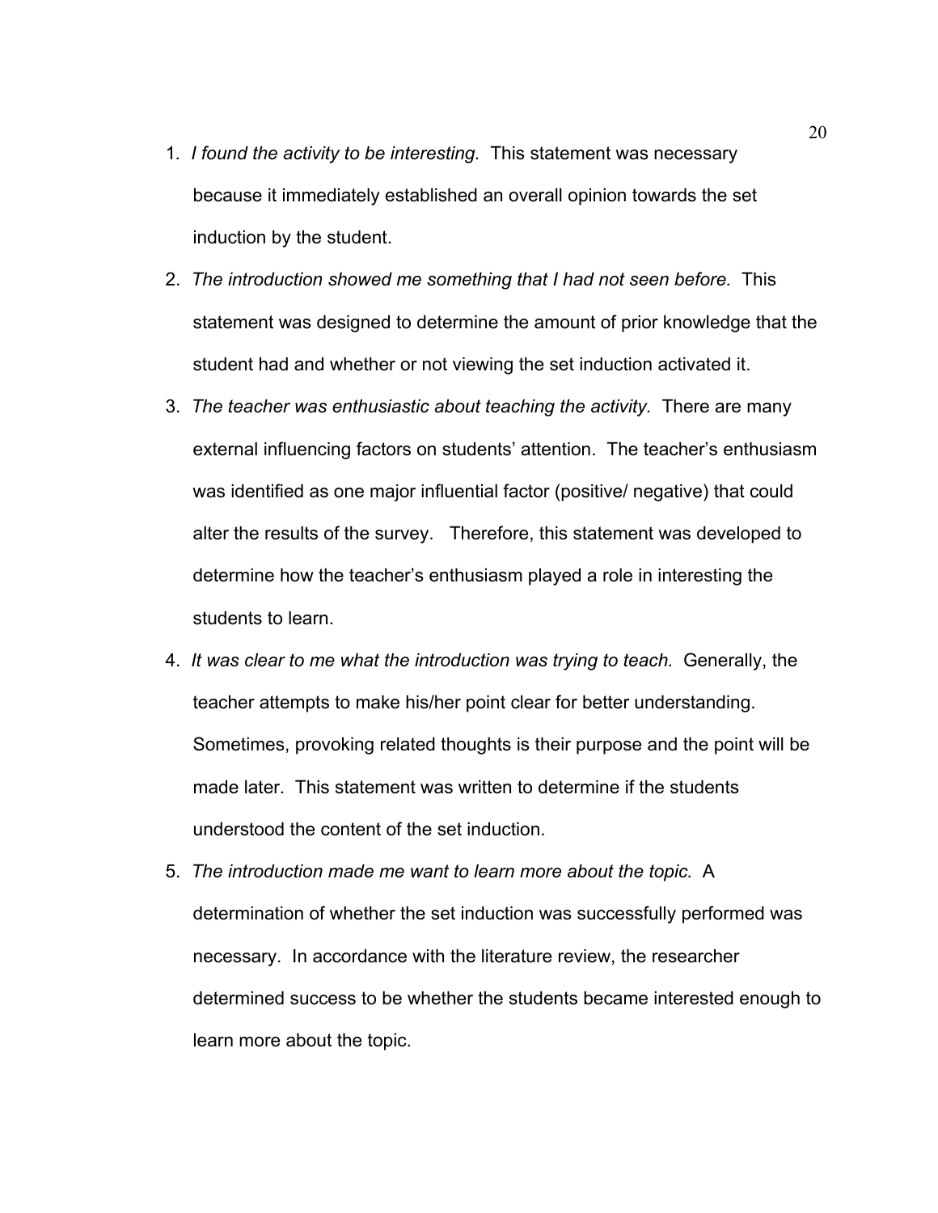1. *I found the activity to be interesting.* This statement was necessary because it immediately established an overall opinion towards the set induction by the student.
2. *The introduction showed me something that I had not seen before.* This statement was designed to determine the amount of prior knowledge that the student had and whether or not viewing the set induction activated it.
3. *The teacher was enthusiastic about teaching the activity.* There are many external influencing factors on students' attention. The teacher's enthusiasm was identified as one major influential factor (positive/ negative) that could alter the results of the survey. Therefore, this statement was developed to determine how the teacher's enthusiasm played a role in interesting the students to learn.
4. *It was clear to me what the introduction was trying to teach.* Generally, the teacher attempts to make his/her point clear for better understanding. Sometimes, provoking related thoughts is their purpose and the point will be made later. This statement was written to determine if the students understood the content of the set induction.
5. *The introduction made me want to learn more about the topic.* A determination of whether the set induction was successfully performed was necessary. In accordance with the literature review, the researcher determined success to be whether the students became interested enough to learn more about the topic.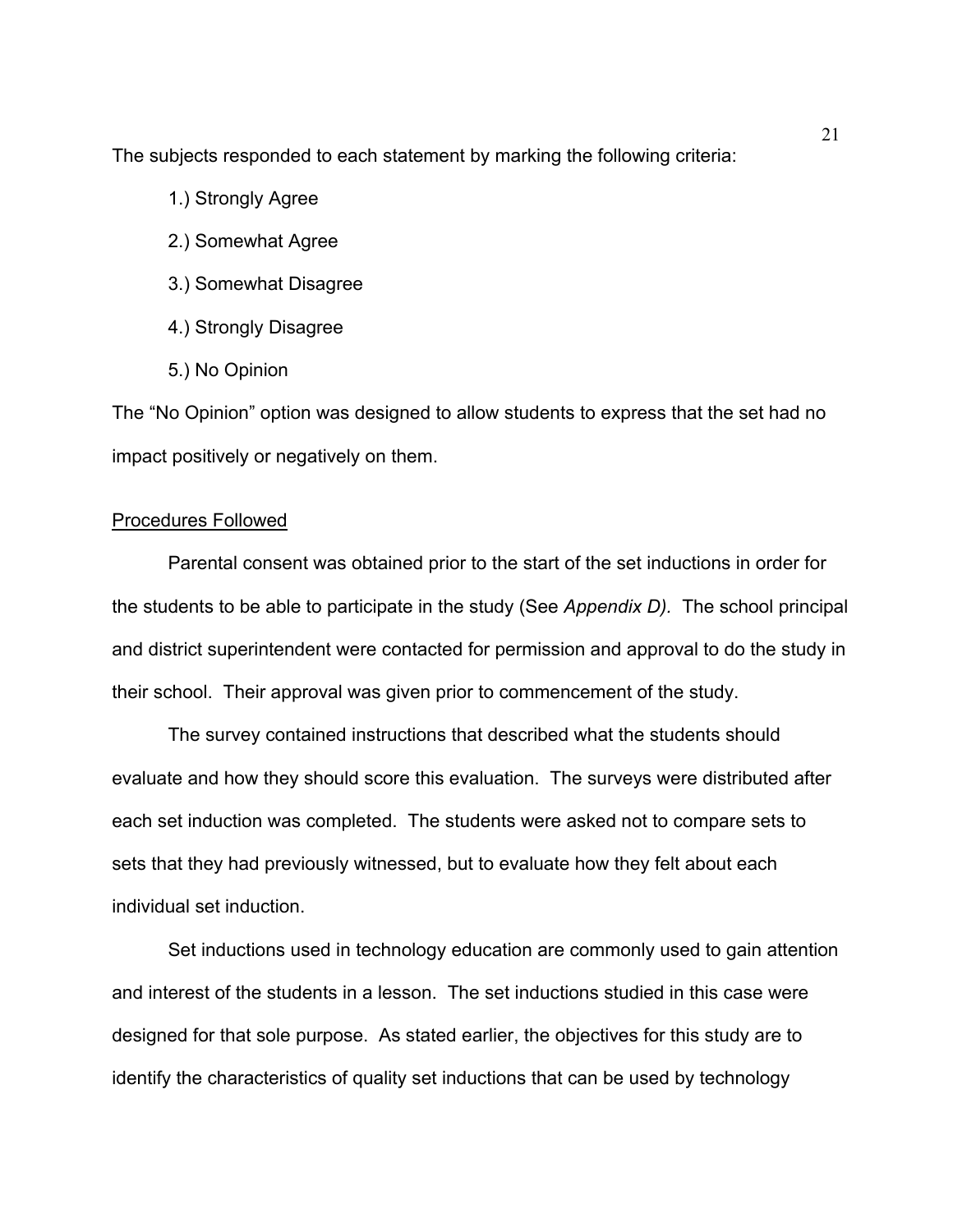The subjects responded to each statement by marking the following criteria:

1.) Strongly Agree

2.) Somewhat Agree

3.) Somewhat Disagree

4.) Strongly Disagree

5.) No Opinion

The "No Opinion" option was designed to allow students to express that the set had no impact positively or negatively on them.

<u>Procedures Followed</u>

Parental consent was obtained prior to the start of the set inductions in order for the students to be able to participate in the study (See *Appendix D).* The school principal and district superintendent were contacted for permission and approval to do the study in their school. Their approval was given prior to commencement of the study.

The survey contained instructions that described what the students should evaluate and how they should score this evaluation. The surveys were distributed after each set induction was completed. The students were asked not to compare sets to sets that they had previously witnessed, but to evaluate how they felt about each individual set induction.

Set inductions used in technology education are commonly used to gain attention and interest of the students in a lesson. The set inductions studied in this case were designed for that sole purpose. As stated earlier, the objectives for this study are to identify the characteristics of quality set inductions that can be used by technology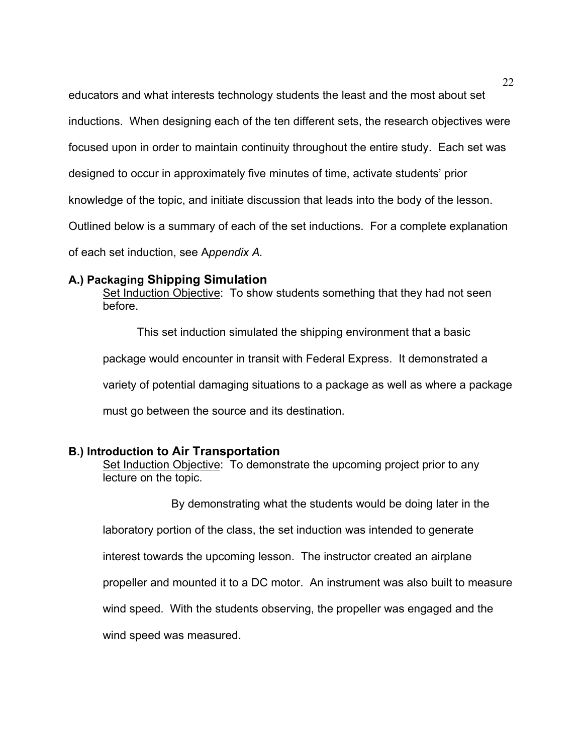educators and what interests technology students the least and the most about set inductions. When designing each of the ten different sets, the research objectives were focused upon in order to maintain continuity throughout the entire study. Each set was designed to occur in approximately five minutes of time, activate students' prior knowledge of the topic, and initiate discussion that leads into the body of the lesson. Outlined below is a summary of each of the set inductions. For a complete explanation of each set induction, see A*ppendix A.*

**A.) Packaging Shipping Simulation**

Set Induction Objective: To show students something that they had not seen before.

This set induction simulated the shipping environment that a basic package would encounter in transit with Federal Express. It demonstrated a variety of potential damaging situations to a package as well as where a package must go between the source and its destination.

**B.) Introduction to Air Transportation**

Set Induction Objective: To demonstrate the upcoming project prior to any lecture on the topic.

By demonstrating what the students would be doing later in the laboratory portion of the class, the set induction was intended to generate interest towards the upcoming lesson. The instructor created an airplane propeller and mounted it to a DC motor. An instrument was also built to measure wind speed. With the students observing, the propeller was engaged and the wind speed was measured.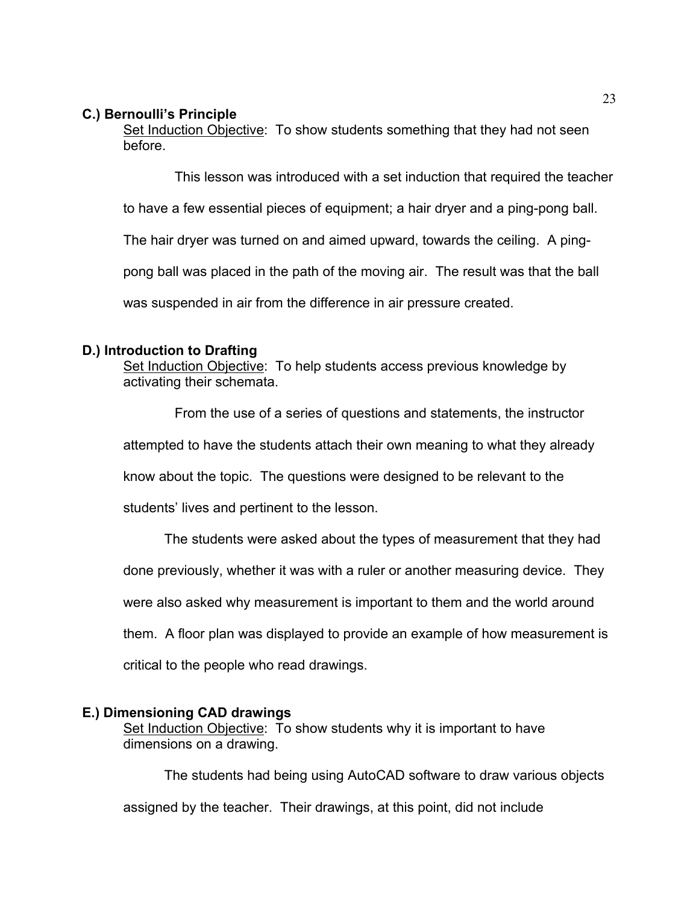**C.) Bernoulli's Principle**

Set Induction Objective: To show students something that they had not seen before.

This lesson was introduced with a set induction that required the teacher to have a few essential pieces of equipment; a hair dryer and a ping-pong ball. The hair dryer was turned on and aimed upward, towards the ceiling. A ping-pong ball was placed in the path of the moving air. The result was that the ball was suspended in air from the difference in air pressure created.

**D.) Introduction to Drafting**

Set Induction Objective: To help students access previous knowledge by activating their schemata.

From the use of a series of questions and statements, the instructor attempted to have the students attach their own meaning to what they already know about the topic. The questions were designed to be relevant to the students' lives and pertinent to the lesson.

The students were asked about the types of measurement that they had done previously, whether it was with a ruler or another measuring device. They were also asked why measurement is important to them and the world around them. A floor plan was displayed to provide an example of how measurement is critical to the people who read drawings.

**E.) Dimensioning CAD drawings**

Set Induction Objective: To show students why it is important to have dimensions on a drawing.

The students had being using AutoCAD software to draw various objects assigned by the teacher. Their drawings, at this point, did not include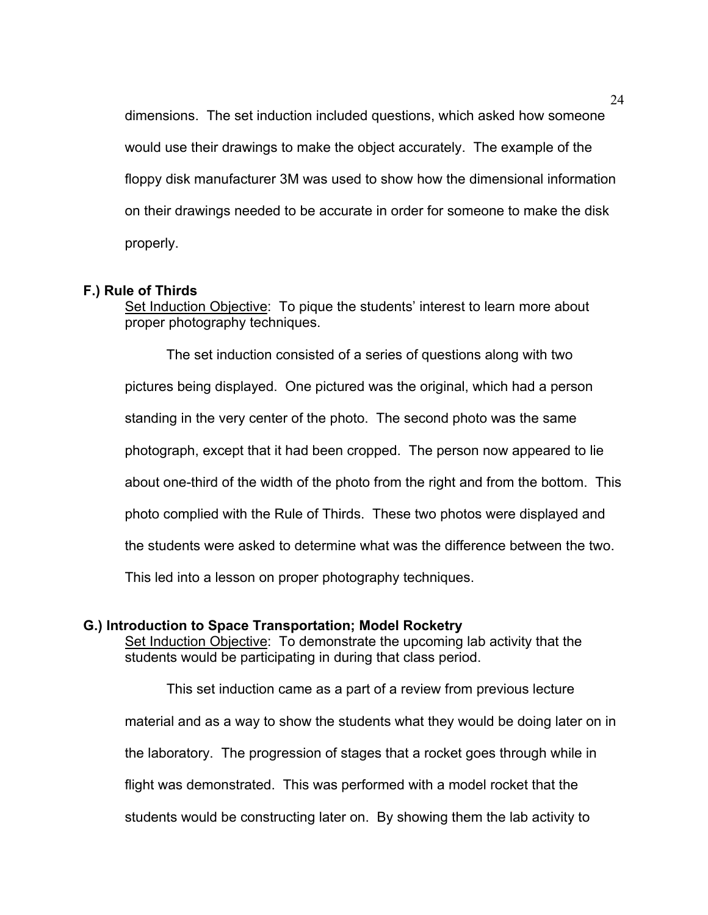dimensions. The set induction included questions, which asked how someone would use their drawings to make the object accurately. The example of the floppy disk manufacturer 3M was used to show how the dimensional information on their drawings needed to be accurate in order for someone to make the disk properly.

**F.) Rule of Thirds**

Set Induction Objective: To pique the students' interest to learn more about proper photography techniques.

The set induction consisted of a series of questions along with two pictures being displayed. One pictured was the original, which had a person standing in the very center of the photo. The second photo was the same photograph, except that it had been cropped. The person now appeared to lie about one-third of the width of the photo from the right and from the bottom. This photo complied with the Rule of Thirds. These two photos were displayed and the students were asked to determine what was the difference between the two. This led into a lesson on proper photography techniques.

**G.) Introduction to Space Transportation; Model Rocketry**

Set Induction Objective: To demonstrate the upcoming lab activity that the students would be participating in during that class period.

This set induction came as a part of a review from previous lecture material and as a way to show the students what they would be doing later on in the laboratory. The progression of stages that a rocket goes through while in flight was demonstrated. This was performed with a model rocket that the students would be constructing later on. By showing them the lab activity to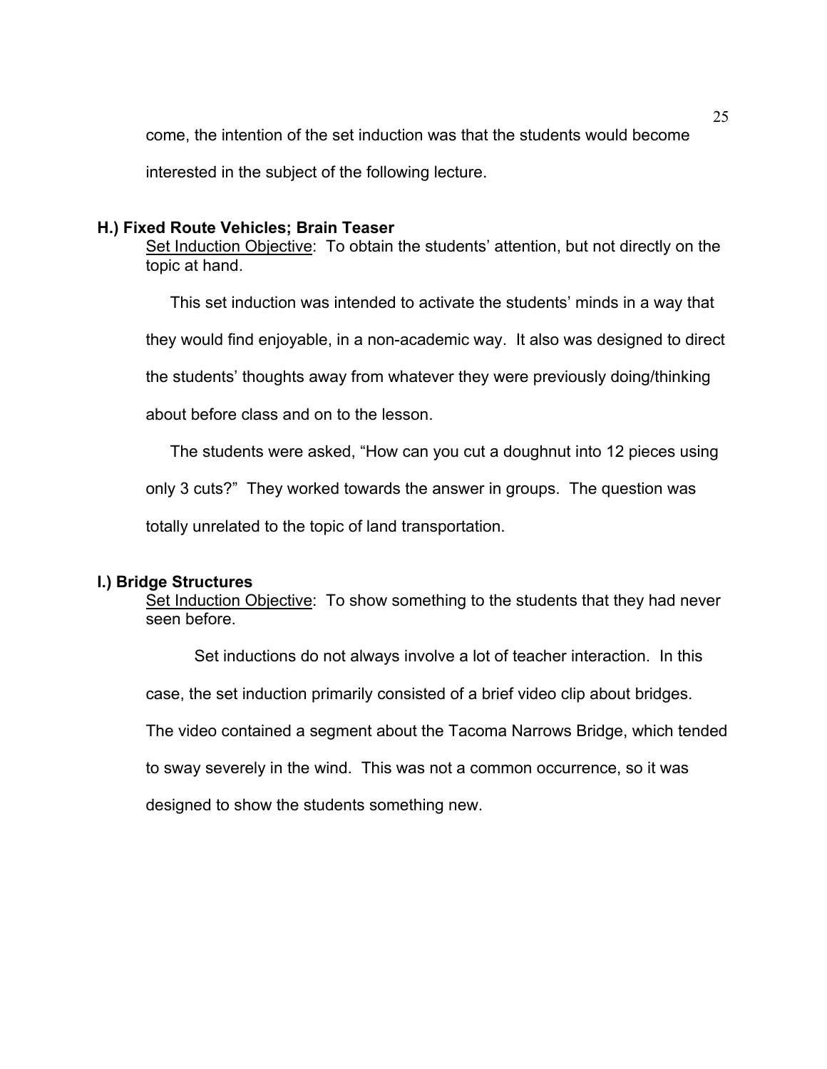come, the intention of the set induction was that the students would become interested in the subject of the following lecture.

### H.) Fixed Route Vehicles; Brain Teaser

Set Induction Objective: To obtain the students' attention, but not directly on the topic at hand.

This set induction was intended to activate the students' minds in a way that they would find enjoyable, in a non-academic way. It also was designed to direct the students' thoughts away from whatever they were previously doing/thinking about before class and on to the lesson.

The students were asked, "How can you cut a doughnut into 12 pieces using only 3 cuts?" They worked towards the answer in groups. The question was totally unrelated to the topic of land transportation.

### I.) Bridge Structures

Set Induction Objective: To show something to the students that they had never seen before.

Set inductions do not always involve a lot of teacher interaction. In this case, the set induction primarily consisted of a brief video clip about bridges. The video contained a segment about the Tacoma Narrows Bridge, which tended to sway severely in the wind. This was not a common occurrence, so it was designed to show the students something new.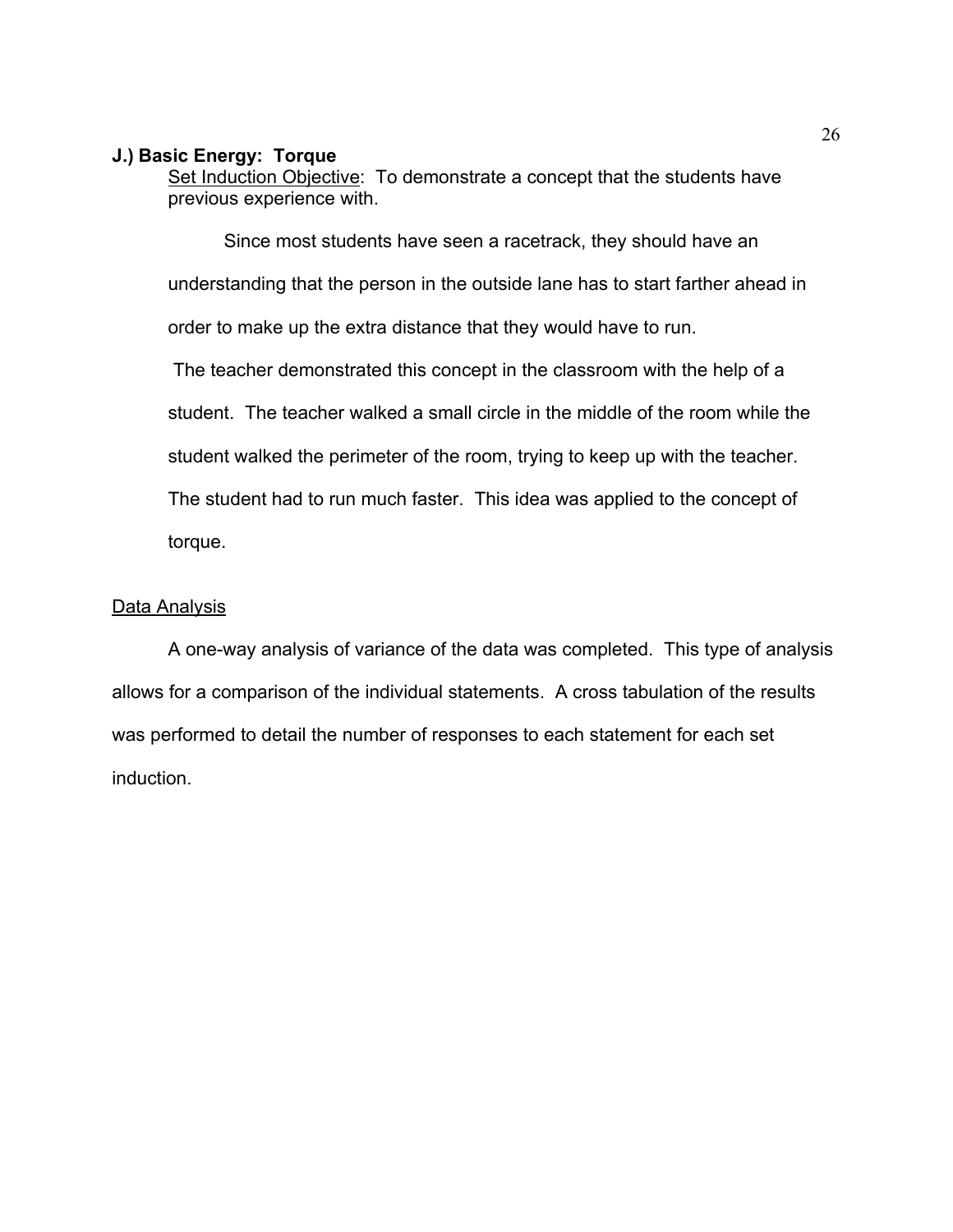**J.) Basic Energy: Torque**

Set Induction Objective: To demonstrate a concept that the students have previous experience with.

Since most students have seen a racetrack, they should have an understanding that the person in the outside lane has to start farther ahead in order to make up the extra distance that they would have to run.

The teacher demonstrated this concept in the classroom with the help of a student. The teacher walked a small circle in the middle of the room while the student walked the perimeter of the room, trying to keep up with the teacher. The student had to run much faster. This idea was applied to the concept of torque.

Data Analysis

A one-way analysis of variance of the data was completed. This type of analysis allows for a comparison of the individual statements. A cross tabulation of the results was performed to detail the number of responses to each statement for each set induction.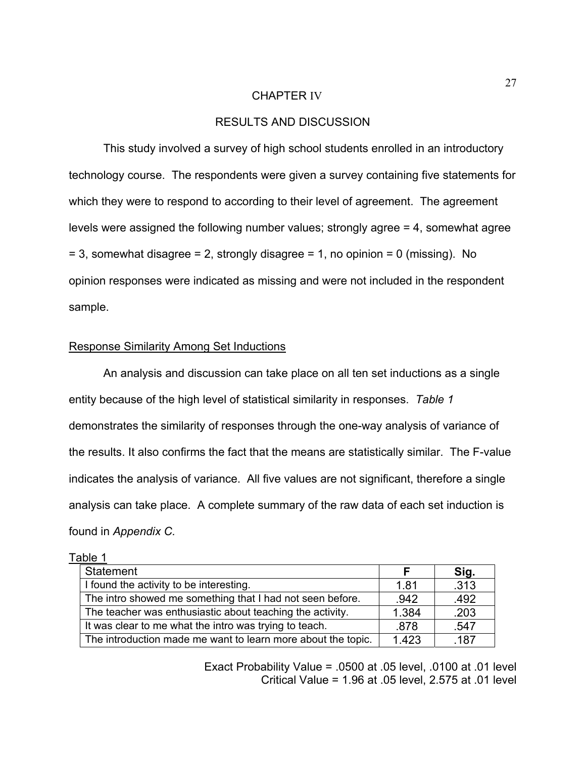# CHAPTER IV

## RESULTS AND DISCUSSION

This study involved a survey of high school students enrolled in an introductory technology course. The respondents were given a survey containing five statements for which they were to respond to according to their level of agreement. The agreement levels were assigned the following number values; strongly agree = 4, somewhat agree = 3, somewhat disagree = 2, strongly disagree = 1, no opinion = 0 (missing). No opinion responses were indicated as missing and were not included in the respondent sample.

### Response Similarity Among Set Inductions

An analysis and discussion can take place on all ten set inductions as a single entity because of the high level of statistical similarity in responses. *Table 1* demonstrates the similarity of responses through the one-way analysis of variance of the results. It also confirms the fact that the means are statistically similar. The F-value indicates the analysis of variance. All five values are not significant, therefore a single analysis can take place. A complete summary of the raw data of each set induction is found in *Appendix C.*

Table 1

| Statement | F | Sig. |
|---|---|---|
| I found the activity to be interesting. | 1.81 | .313 |
| The intro showed me something that I had not seen before. | .942 | .492 |
| The teacher was enthusiastic about teaching the activity. | 1.384 | .203 |
| It was clear to me what the intro was trying to teach. | .878 | .547 |
| The introduction made me want to learn more about the topic. | 1.423 | .187 |

Exact Probability Value = .0500 at .05 level, .0100 at .01 level
Critical Value = 1.96 at .05 level, 2.575 at .01 level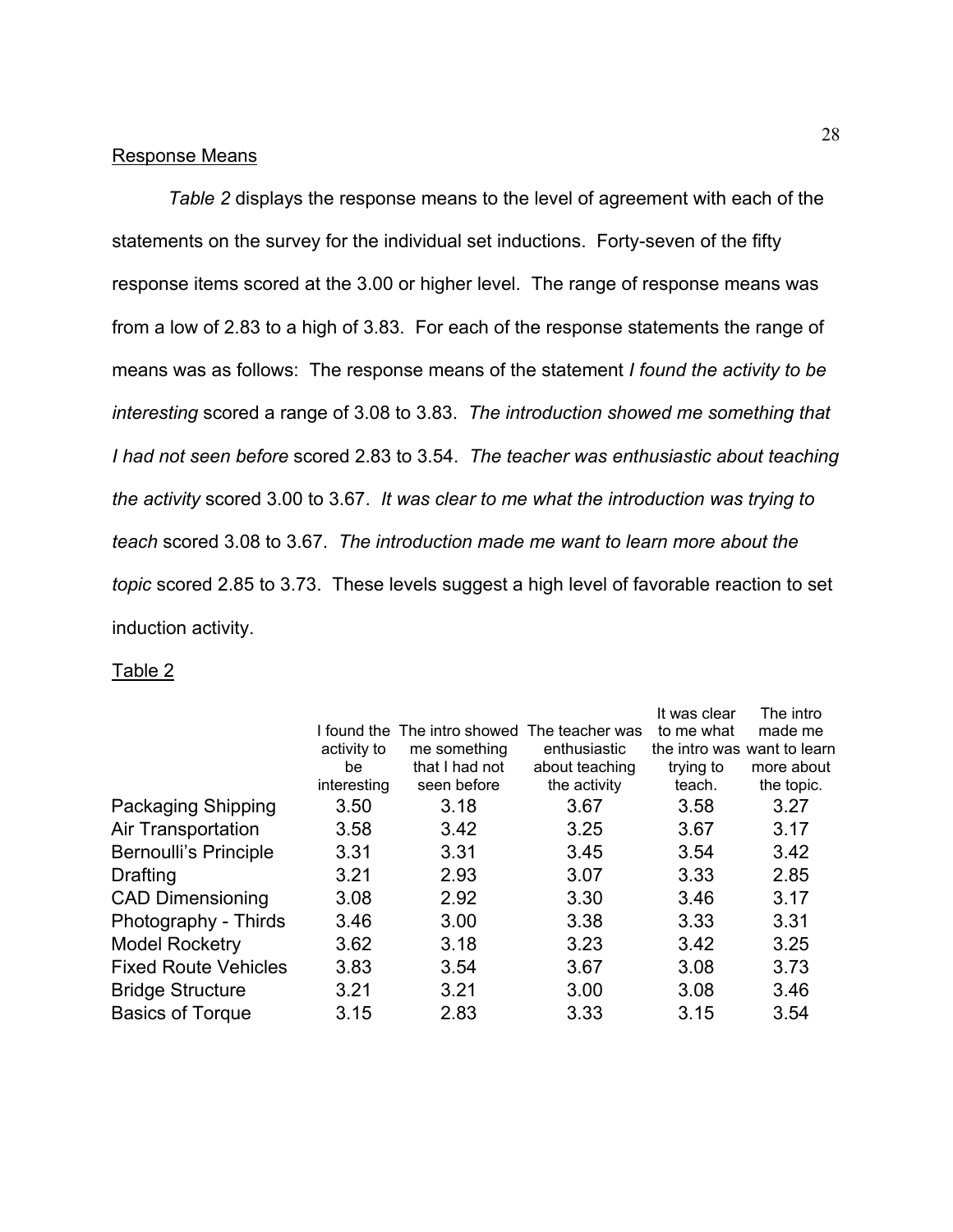Response Means

*Table 2* displays the response means to the level of agreement with each of the statements on the survey for the individual set inductions. Forty-seven of the fifty response items scored at the 3.00 or higher level. The range of response means was from a low of 2.83 to a high of 3.83. For each of the response statements the range of means was as follows: The response means of the statement *I found the activity to be interesting* scored a range of 3.08 to 3.83. *The introduction showed me something that I had not seen before* scored 2.83 to 3.54. *The teacher was enthusiastic about teaching the activity* scored 3.00 to 3.67. *It was clear to me what the introduction was trying to teach* scored 3.08 to 3.67. *The introduction made me want to learn more about the topic* scored 2.85 to 3.73. These levels suggest a high level of favorable reaction to set induction activity.

Table 2

| | I found the activity to be interesting | The intro showed me something that I had not seen before | The teacher was enthusiastic about teaching the activity | It was clear to me what the intro was trying to teach. | The intro made me want to learn more about the topic. |
|---|---|---|---|---|---|
| Packaging Shipping | 3.50 | 3.18 | 3.67 | 3.58 | 3.27 |
| Air Transportation | 3.58 | 3.42 | 3.25 | 3.67 | 3.17 |
| Bernoulli's Principle | 3.31 | 3.31 | 3.45 | 3.54 | 3.42 |
| Drafting | 3.21 | 2.93 | 3.07 | 3.33 | 2.85 |
| CAD Dimensioning | 3.08 | 2.92 | 3.30 | 3.46 | 3.17 |
| Photography - Thirds | 3.46 | 3.00 | 3.38 | 3.33 | 3.31 |
| Model Rocketry | 3.62 | 3.18 | 3.23 | 3.42 | 3.25 |
| Fixed Route Vehicles | 3.83 | 3.54 | 3.67 | 3.08 | 3.73 |
| Bridge Structure | 3.21 | 3.21 | 3.00 | 3.08 | 3.46 |
| Basics of Torque | 3.15 | 2.83 | 3.33 | 3.15 | 3.54 |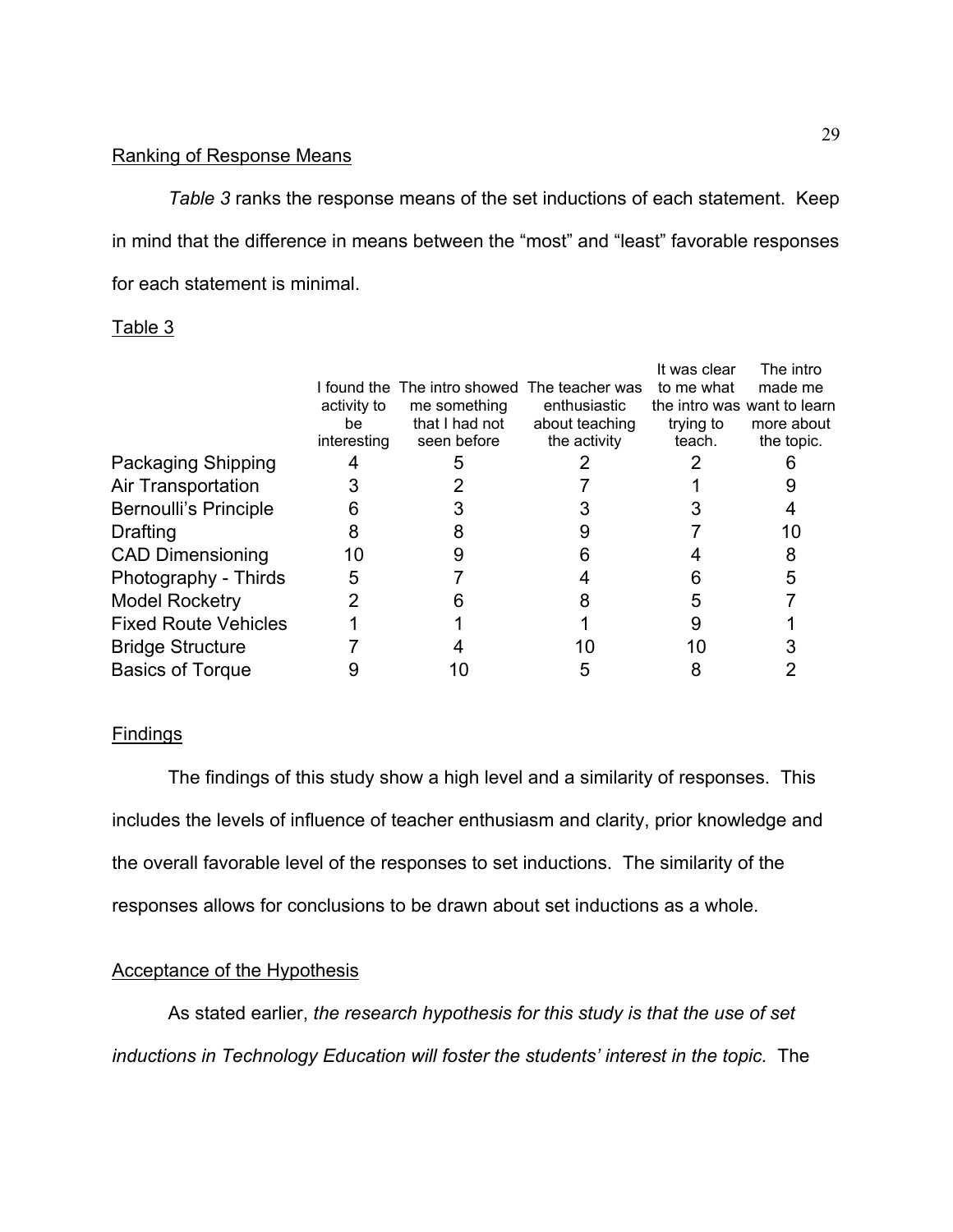Ranking of Response Means

*Table 3* ranks the response means of the set inductions of each statement. Keep in mind that the difference in means between the "most" and "least" favorable responses for each statement is minimal.

Table 3

| | I found the activity to be interesting | The intro showed me something that I had not seen before | The teacher was enthusiastic about teaching the activity | It was clear to me what the intro was trying to teach. | The intro made me want to learn more about the topic. |
|---|---|---|---|---|---|
| Packaging Shipping | 4 | 5 | 2 | 2 | 6 |
| Air Transportation | 3 | 2 | 7 | 1 | 9 |
| Bernoulli's Principle | 6 | 3 | 3 | 3 | 4 |
| Drafting | 8 | 8 | 9 | 7 | 10 |
| CAD Dimensioning | 10 | 9 | 6 | 4 | 8 |
| Photography - Thirds | 5 | 7 | 4 | 6 | 5 |
| Model Rocketry | 2 | 6 | 8 | 5 | 7 |
| Fixed Route Vehicles | 1 | 1 | 1 | 9 | 1 |
| Bridge Structure | 7 | 4 | 10 | 10 | 3 |
| Basics of Torque | 9 | 10 | 5 | 8 | 2 |

Findings

The findings of this study show a high level and a similarity of responses. This includes the levels of influence of teacher enthusiasm and clarity, prior knowledge and the overall favorable level of the responses to set inductions. The similarity of the responses allows for conclusions to be drawn about set inductions as a whole.

Acceptance of the Hypothesis

As stated earlier, *the research hypothesis for this study is that the use of set inductions in Technology Education will foster the students' interest in the topic.* The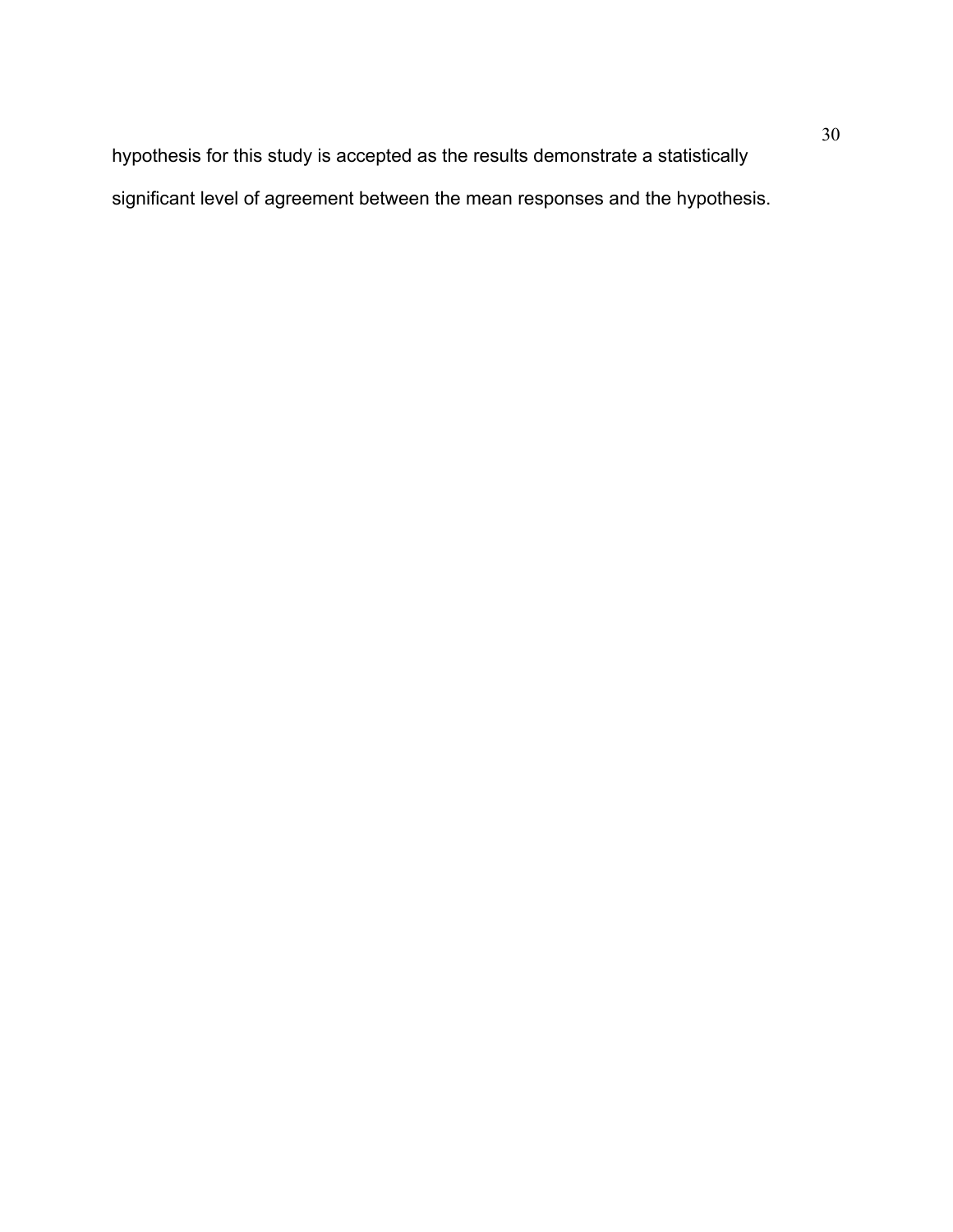hypothesis for this study is accepted as the results demonstrate a statistically significant level of agreement between the mean responses and the hypothesis.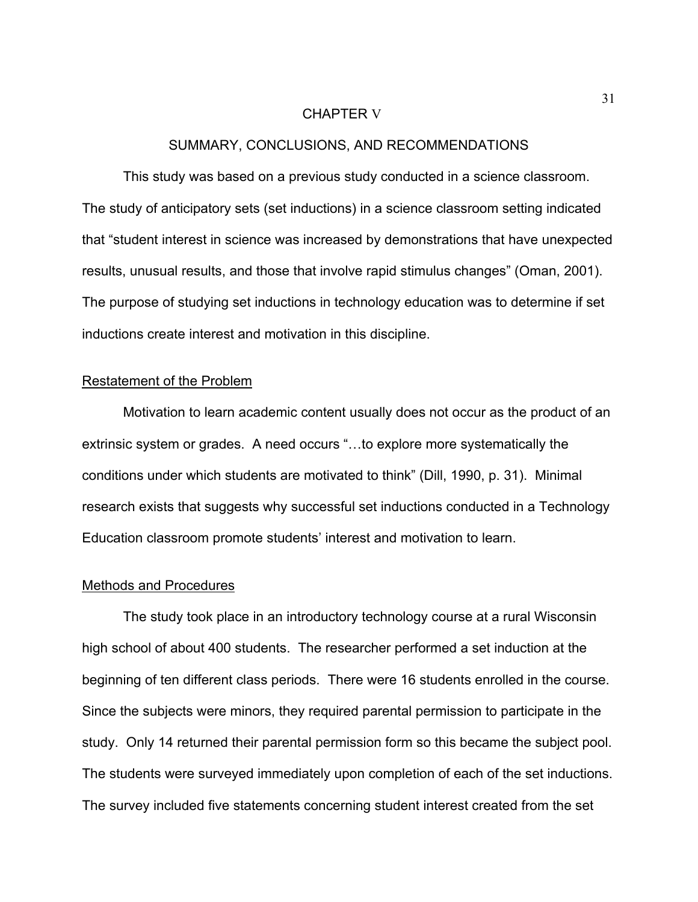# CHAPTER V

## SUMMARY, CONCLUSIONS, AND RECOMMENDATIONS

This study was based on a previous study conducted in a science classroom. The study of anticipatory sets (set inductions) in a science classroom setting indicated that "student interest in science was increased by demonstrations that have unexpected results, unusual results, and those that involve rapid stimulus changes" (Oman, 2001). The purpose of studying set inductions in technology education was to determine if set inductions create interest and motivation in this discipline.

### Restatement of the Problem

Motivation to learn academic content usually does not occur as the product of an extrinsic system or grades. A need occurs "…to explore more systematically the conditions under which students are motivated to think" (Dill, 1990, p. 31). Minimal research exists that suggests why successful set inductions conducted in a Technology Education classroom promote students' interest and motivation to learn.

### Methods and Procedures

The study took place in an introductory technology course at a rural Wisconsin high school of about 400 students. The researcher performed a set induction at the beginning of ten different class periods. There were 16 students enrolled in the course. Since the subjects were minors, they required parental permission to participate in the study. Only 14 returned their parental permission form so this became the subject pool. The students were surveyed immediately upon completion of each of the set inductions. The survey included five statements concerning student interest created from the set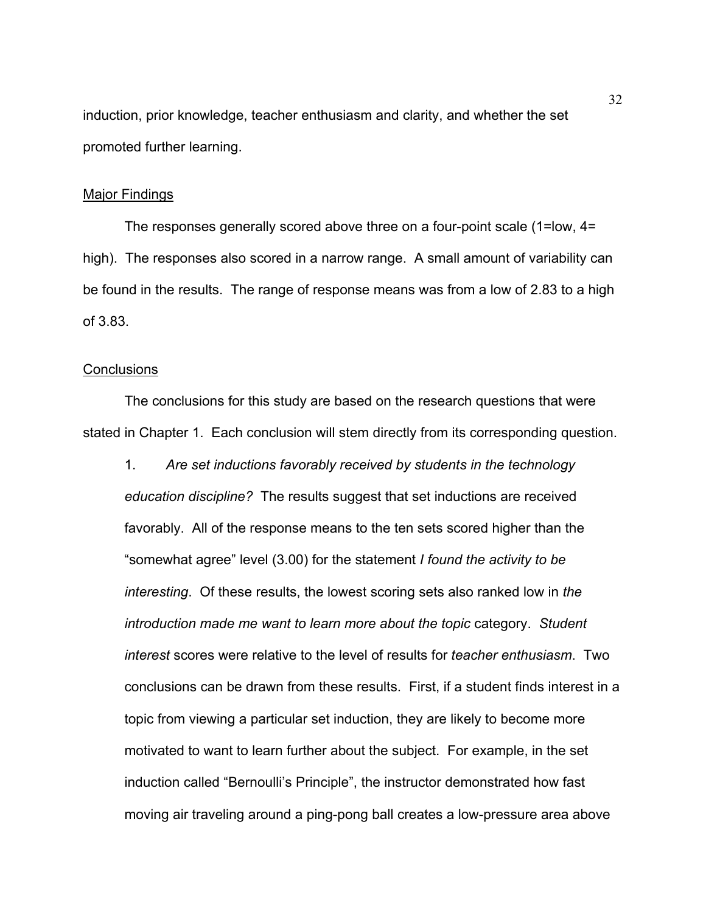induction, prior knowledge, teacher enthusiasm and clarity, and whether the set promoted further learning.

## Major Findings

The responses generally scored above three on a four-point scale (1=low, 4= high). The responses also scored in a narrow range. A small amount of variability can be found in the results. The range of response means was from a low of 2.83 to a high of 3.83.

## Conclusions

The conclusions for this study are based on the research questions that were stated in Chapter 1. Each conclusion will stem directly from its corresponding question.

1. *Are set inductions favorably received by students in the technology education discipline?* The results suggest that set inductions are received favorably. All of the response means to the ten sets scored higher than the "somewhat agree" level (3.00) for the statement *I found the activity to be interesting*. Of these results, the lowest scoring sets also ranked low in *the introduction made me want to learn more about the topic* category. *Student interest* scores were relative to the level of results for *teacher enthusiasm*. Two conclusions can be drawn from these results. First, if a student finds interest in a topic from viewing a particular set induction, they are likely to become more motivated to want to learn further about the subject. For example, in the set induction called "Bernoulli's Principle", the instructor demonstrated how fast moving air traveling around a ping-pong ball creates a low-pressure area above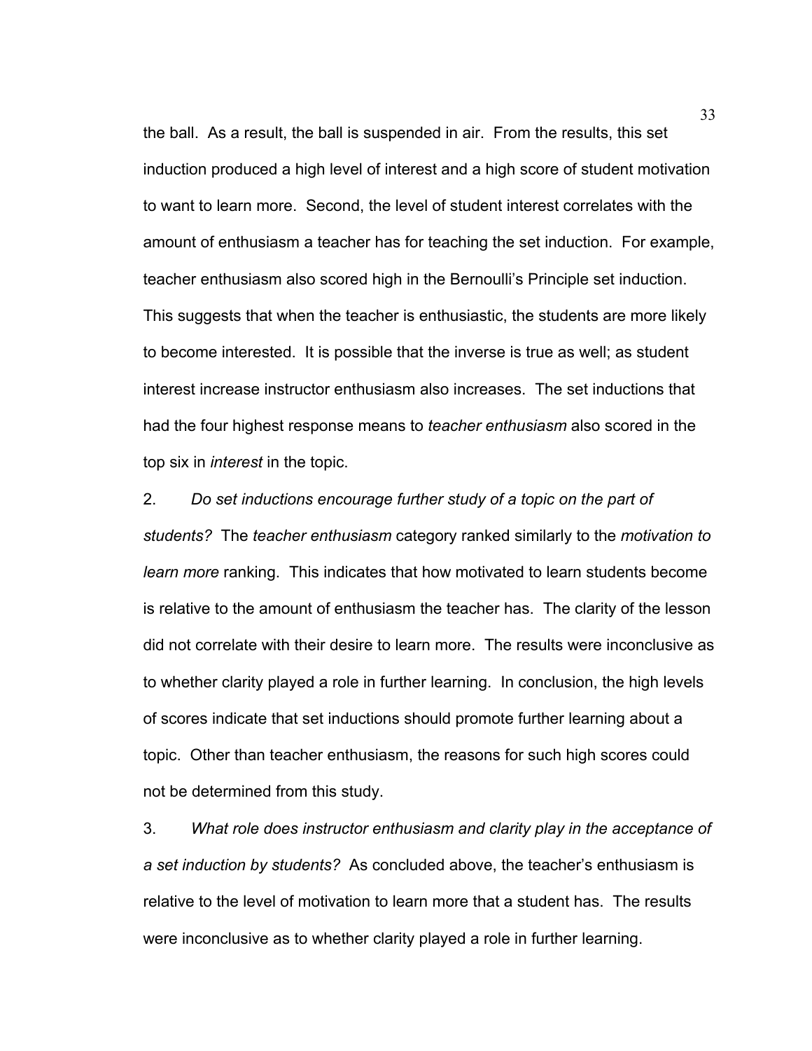the ball. As a result, the ball is suspended in air. From the results, this set induction produced a high level of interest and a high score of student motivation to want to learn more. Second, the level of student interest correlates with the amount of enthusiasm a teacher has for teaching the set induction. For example, teacher enthusiasm also scored high in the Bernoulli's Principle set induction. This suggests that when the teacher is enthusiastic, the students are more likely to become interested. It is possible that the inverse is true as well; as student interest increase instructor enthusiasm also increases. The set inductions that had the four highest response means to *teacher enthusiasm* also scored in the top six in *interest* in the topic.

2. *Do set inductions encourage further study of a topic on the part of students?* The *teacher enthusiasm* category ranked similarly to the *motivation to learn more* ranking. This indicates that how motivated to learn students become is relative to the amount of enthusiasm the teacher has. The clarity of the lesson did not correlate with their desire to learn more. The results were inconclusive as to whether clarity played a role in further learning. In conclusion, the high levels of scores indicate that set inductions should promote further learning about a topic. Other than teacher enthusiasm, the reasons for such high scores could not be determined from this study.

3. *What role does instructor enthusiasm and clarity play in the acceptance of a set induction by students?* As concluded above, the teacher's enthusiasm is relative to the level of motivation to learn more that a student has. The results were inconclusive as to whether clarity played a role in further learning.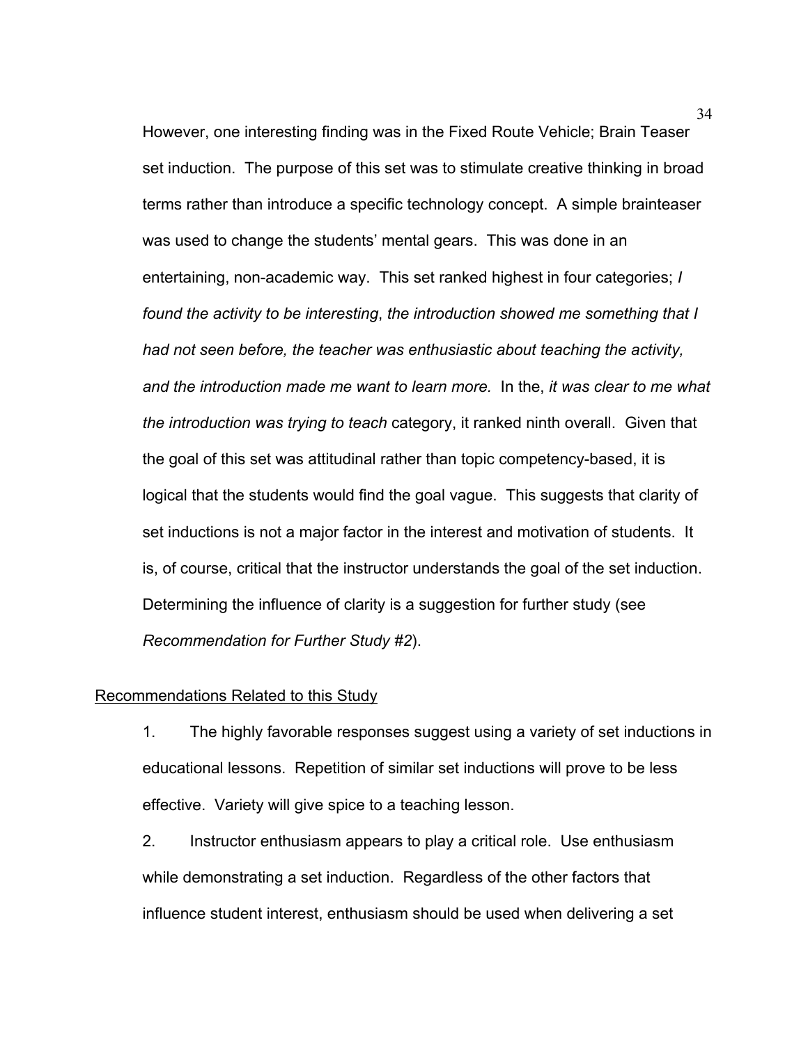However, one interesting finding was in the Fixed Route Vehicle; Brain Teaser set induction. The purpose of this set was to stimulate creative thinking in broad terms rather than introduce a specific technology concept. A simple brainteaser was used to change the students' mental gears. This was done in an entertaining, non-academic way. This set ranked highest in four categories; *I found the activity to be interesting*, *the introduction showed me something that I had not seen before, the teacher was enthusiastic about teaching the activity, and the introduction made me want to learn more.* In the, *it was clear to me what the introduction was trying to teach* category, it ranked ninth overall. Given that the goal of this set was attitudinal rather than topic competency-based, it is logical that the students would find the goal vague. This suggests that clarity of set inductions is not a major factor in the interest and motivation of students. It is, of course, critical that the instructor understands the goal of the set induction. Determining the influence of clarity is a suggestion for further study (see *Recommendation for Further Study #2*).

<u>Recommendations Related to this Study</u>

1. The highly favorable responses suggest using a variety of set inductions in educational lessons. Repetition of similar set inductions will prove to be less effective. Variety will give spice to a teaching lesson.
2. Instructor enthusiasm appears to play a critical role. Use enthusiasm while demonstrating a set induction. Regardless of the other factors that influence student interest, enthusiasm should be used when delivering a set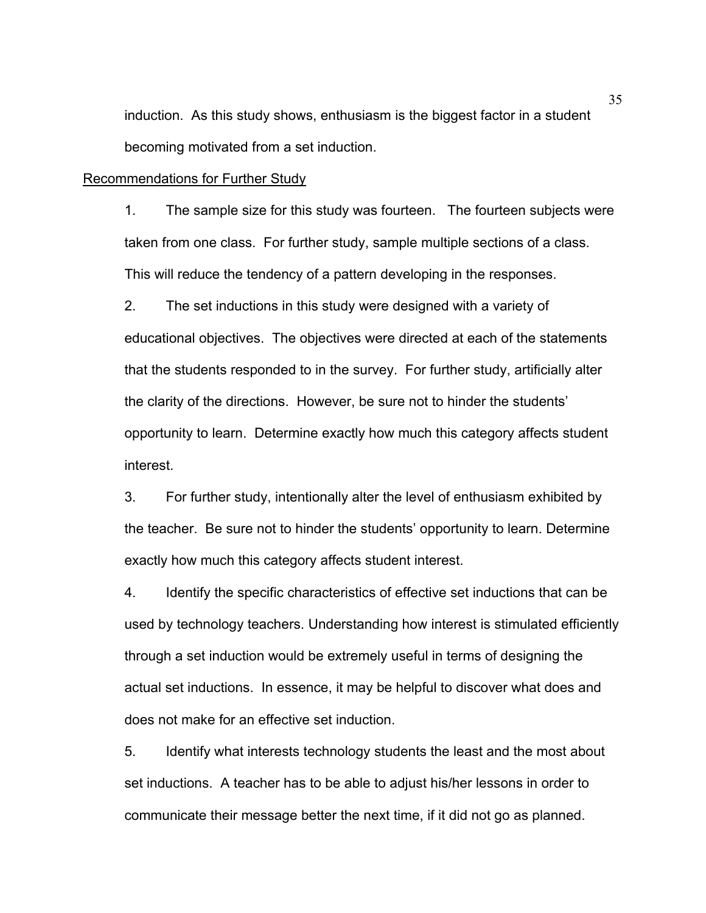induction. As this study shows, enthusiasm is the biggest factor in a student becoming motivated from a set induction.

<u>Recommendations for Further Study</u>

1. The sample size for this study was fourteen. The fourteen subjects were taken from one class. For further study, sample multiple sections of a class. This will reduce the tendency of a pattern developing in the responses.

2. The set inductions in this study were designed with a variety of educational objectives. The objectives were directed at each of the statements that the students responded to in the survey. For further study, artificially alter the clarity of the directions. However, be sure not to hinder the students' opportunity to learn. Determine exactly how much this category affects student interest.

3. For further study, intentionally alter the level of enthusiasm exhibited by the teacher. Be sure not to hinder the students' opportunity to learn. Determine exactly how much this category affects student interest.

4. Identify the specific characteristics of effective set inductions that can be used by technology teachers. Understanding how interest is stimulated efficiently through a set induction would be extremely useful in terms of designing the actual set inductions. In essence, it may be helpful to discover what does and does not make for an effective set induction.

5. Identify what interests technology students the least and the most about set inductions. A teacher has to be able to adjust his/her lessons in order to communicate their message better the next time, if it did not go as planned.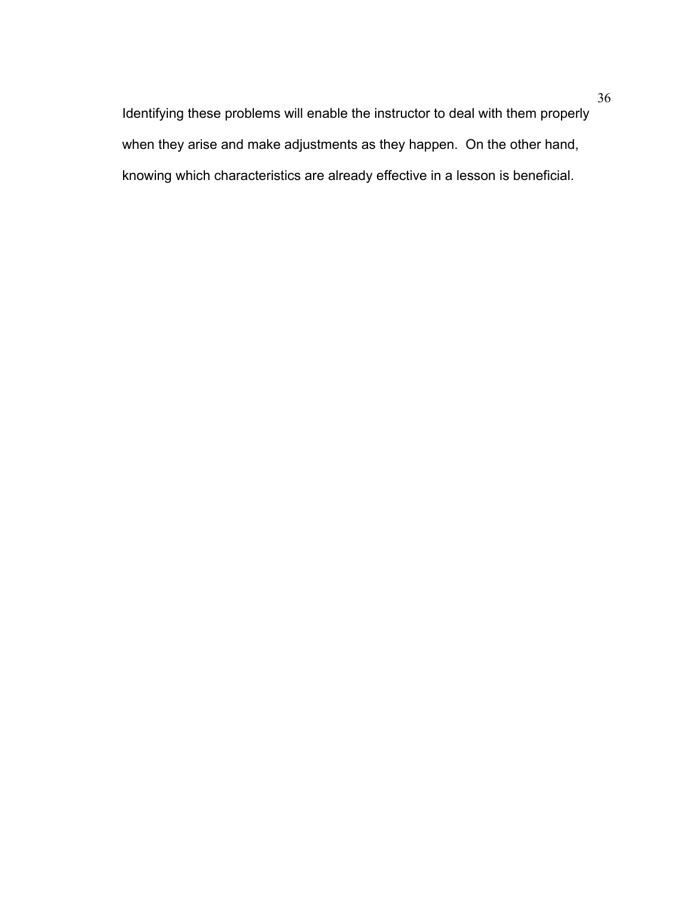Identifying these problems will enable the instructor to deal with them properly when they arise and make adjustments as they happen.  On the other hand, knowing which characteristics are already effective in a lesson is beneficial.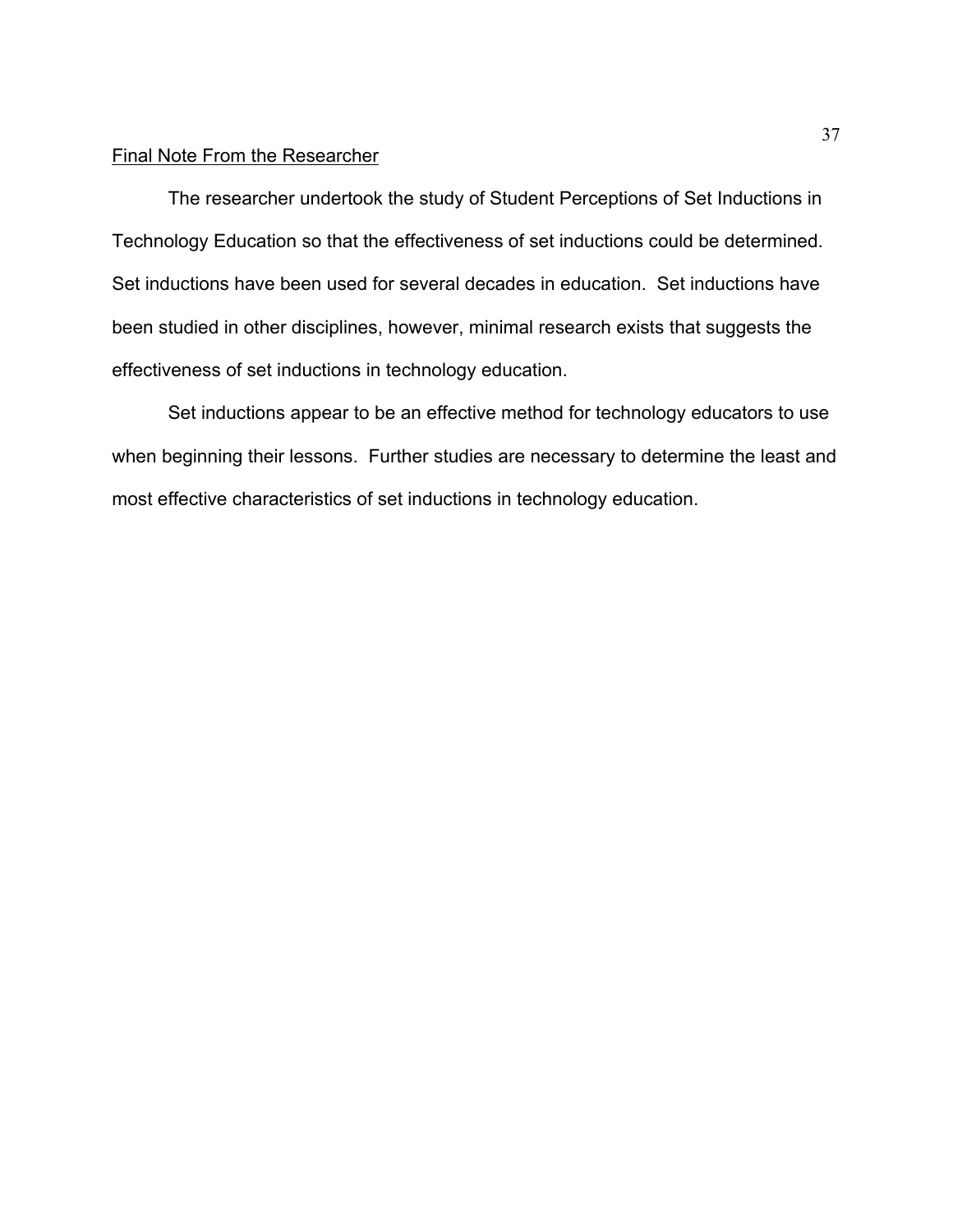## Final Note From the Researcher

The researcher undertook the study of Student Perceptions of Set Inductions in Technology Education so that the effectiveness of set inductions could be determined. Set inductions have been used for several decades in education. Set inductions have been studied in other disciplines, however, minimal research exists that suggests the effectiveness of set inductions in technology education.

Set inductions appear to be an effective method for technology educators to use when beginning their lessons. Further studies are necessary to determine the least and most effective characteristics of set inductions in technology education.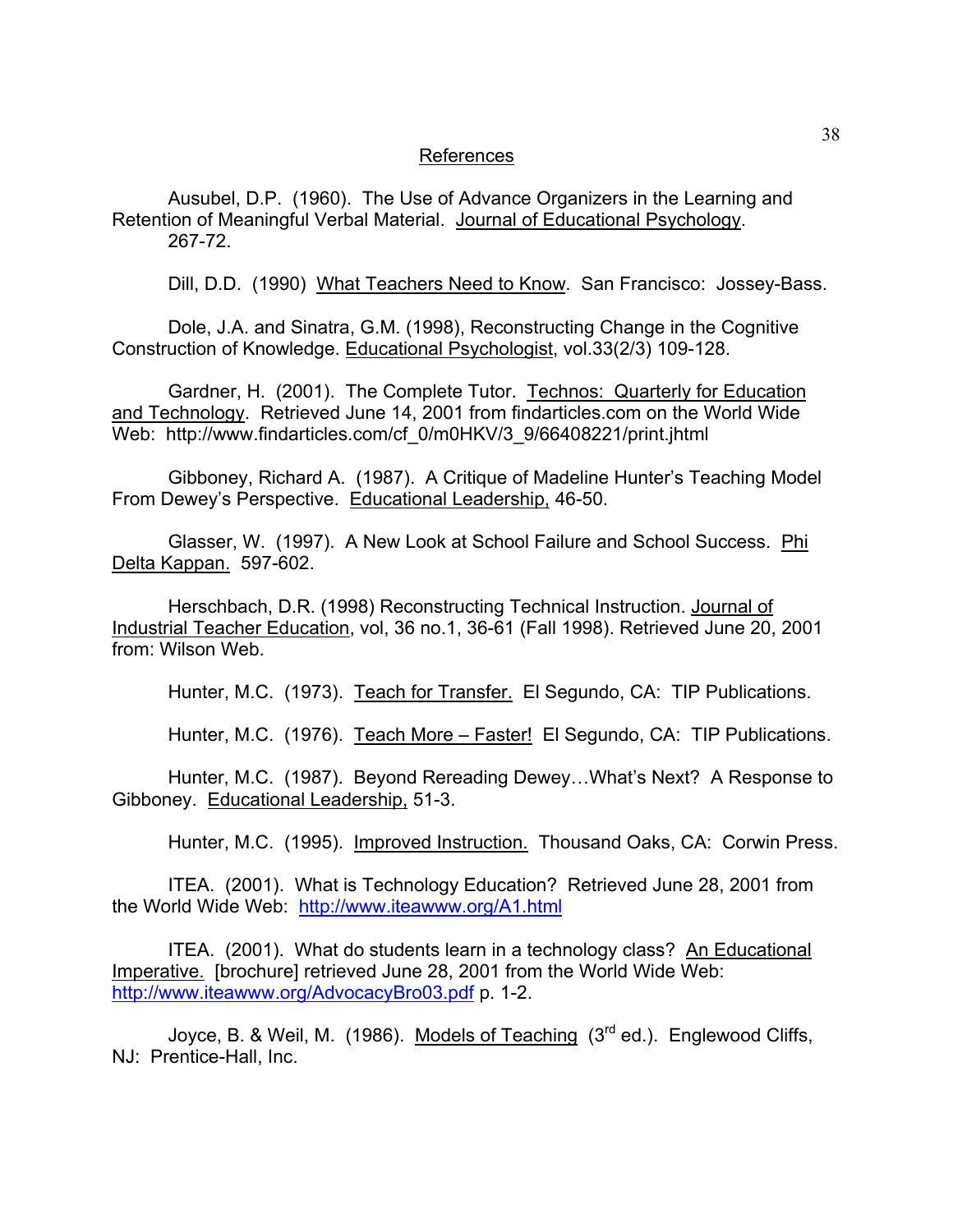## References

Ausubel, D.P. (1960). The Use of Advance Organizers in the Learning and Retention of Meaningful Verbal Material. Journal of Educational Psychology. 267-72.

Dill, D.D. (1990) What Teachers Need to Know. San Francisco: Jossey-Bass.

Dole, J.A. and Sinatra, G.M. (1998), Reconstructing Change in the Cognitive Construction of Knowledge. Educational Psychologist, vol.33(2/3) 109-128.

Gardner, H. (2001). The Complete Tutor. Technos: Quarterly for Education and Technology. Retrieved June 14, 2001 from findarticles.com on the World Wide Web: http://www.findarticles.com/cf_0/m0HKV/3_9/66408221/print.jhtml

Gibboney, Richard A. (1987). A Critique of Madeline Hunter's Teaching Model From Dewey's Perspective. Educational Leadership, 46-50.

Glasser, W. (1997). A New Look at School Failure and School Success. Phi Delta Kappan. 597-602.

Herschbach, D.R. (1998) Reconstructing Technical Instruction. Journal of Industrial Teacher Education, vol, 36 no.1, 36-61 (Fall 1998). Retrieved June 20, 2001 from: Wilson Web.

Hunter, M.C. (1973). Teach for Transfer. El Segundo, CA: TIP Publications.

Hunter, M.C. (1976). Teach More – Faster! El Segundo, CA: TIP Publications.

Hunter, M.C. (1987). Beyond Rereading Dewey…What's Next? A Response to Gibboney. Educational Leadership, 51-3.

Hunter, M.C. (1995). Improved Instruction. Thousand Oaks, CA: Corwin Press.

ITEA. (2001). What is Technology Education? Retrieved June 28, 2001 from the World Wide Web: http://www.iteawww.org/A1.html

ITEA. (2001). What do students learn in a technology class? An Educational Imperative. [brochure] retrieved June 28, 2001 from the World Wide Web: http://www.iteawww.org/AdvocacyBro03.pdf p. 1-2.

Joyce, B. & Weil, M. (1986). Models of Teaching (3rd ed.). Englewood Cliffs, NJ: Prentice-Hall, Inc.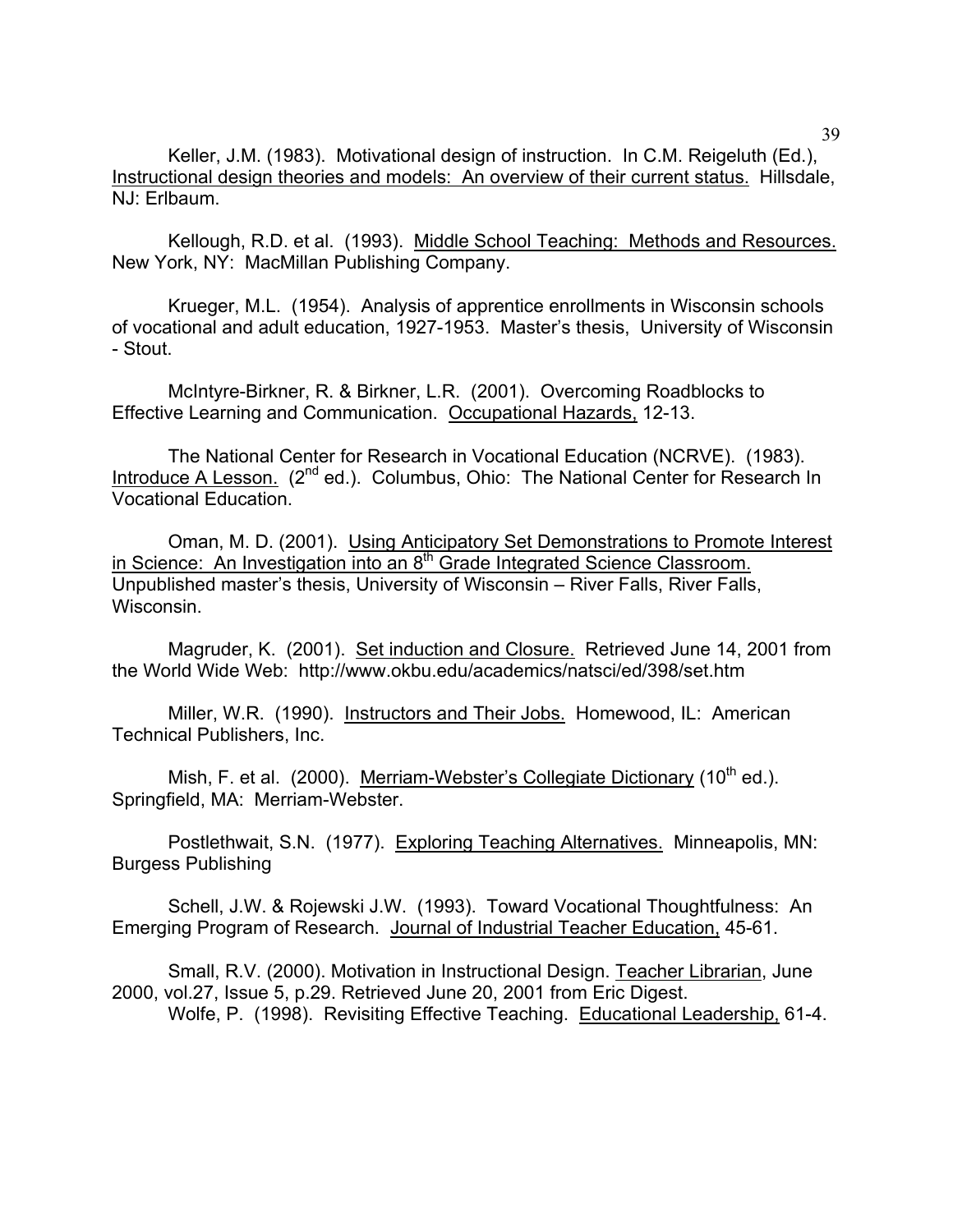Keller, J.M. (1983). Motivational design of instruction. In C.M. Reigeluth (Ed.), Instructional design theories and models: An overview of their current status. Hillsdale, NJ: Erlbaum.

Kellough, R.D. et al. (1993). Middle School Teaching: Methods and Resources. New York, NY: MacMillan Publishing Company.

Krueger, M.L. (1954). Analysis of apprentice enrollments in Wisconsin schools of vocational and adult education, 1927-1953. Master's thesis, University of Wisconsin - Stout.

McIntyre-Birkner, R. & Birkner, L.R. (2001). Overcoming Roadblocks to Effective Learning and Communication. Occupational Hazards, 12-13.

The National Center for Research in Vocational Education (NCRVE). (1983). Introduce A Lesson. (2nd ed.). Columbus, Ohio: The National Center for Research In Vocational Education.

Oman, M. D. (2001). Using Anticipatory Set Demonstrations to Promote Interest in Science: An Investigation into an 8th Grade Integrated Science Classroom. Unpublished master's thesis, University of Wisconsin – River Falls, River Falls, Wisconsin.

Magruder, K. (2001). Set induction and Closure. Retrieved June 14, 2001 from the World Wide Web: http://www.okbu.edu/academics/natsci/ed/398/set.htm

Miller, W.R. (1990). Instructors and Their Jobs. Homewood, IL: American Technical Publishers, Inc.

Mish, F. et al. (2000). Merriam-Webster's Collegiate Dictionary (10th ed.). Springfield, MA: Merriam-Webster.

Postlethwait, S.N. (1977). Exploring Teaching Alternatives. Minneapolis, MN: Burgess Publishing

Schell, J.W. & Rojewski J.W. (1993). Toward Vocational Thoughtfulness: An Emerging Program of Research. Journal of Industrial Teacher Education, 45-61.

Small, R.V. (2000). Motivation in Instructional Design. Teacher Librarian, June 2000, vol.27, Issue 5, p.29. Retrieved June 20, 2001 from Eric Digest.

Wolfe, P. (1998). Revisiting Effective Teaching. Educational Leadership, 61-4.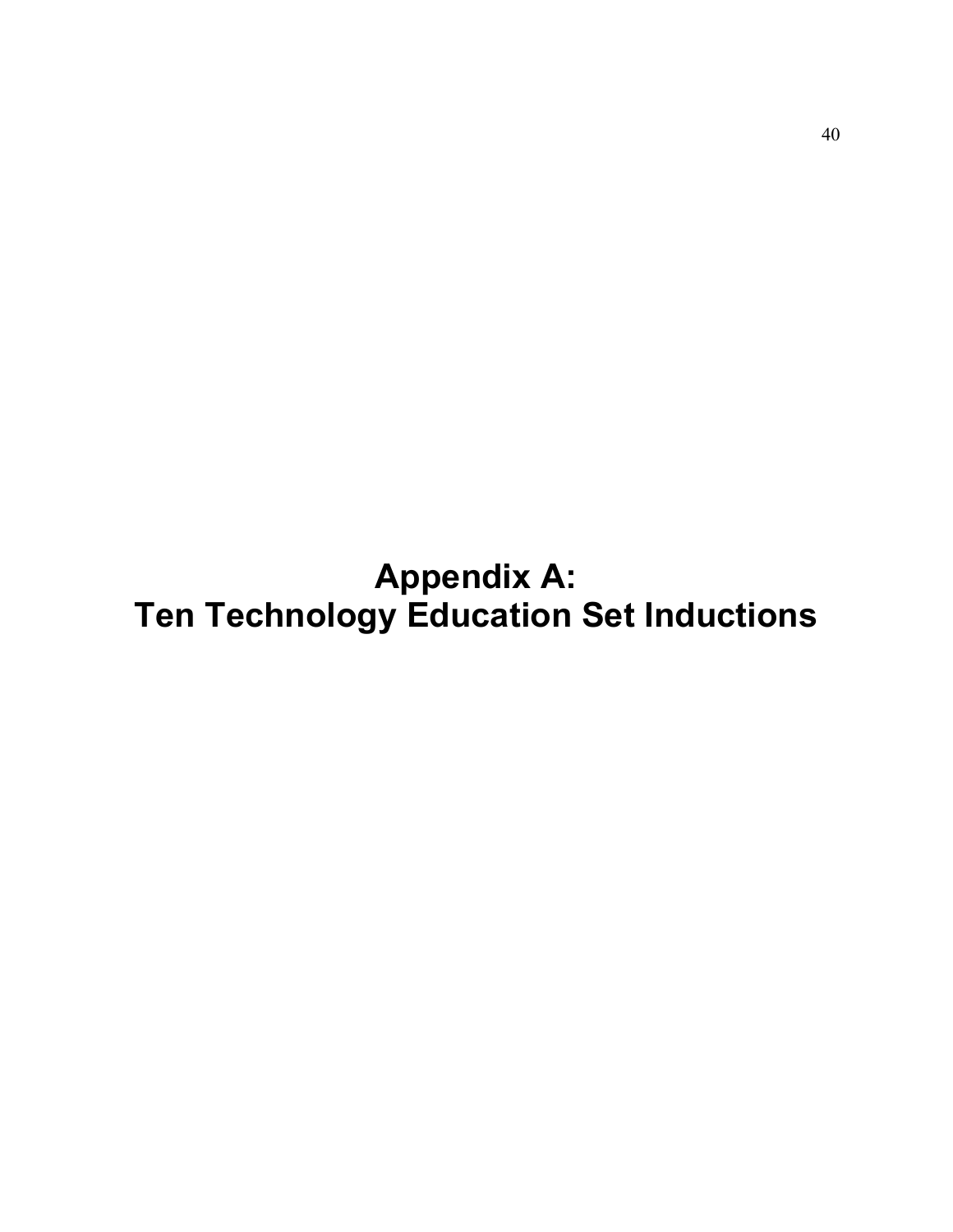# Appendix A:
# Ten Technology Education Set Inductions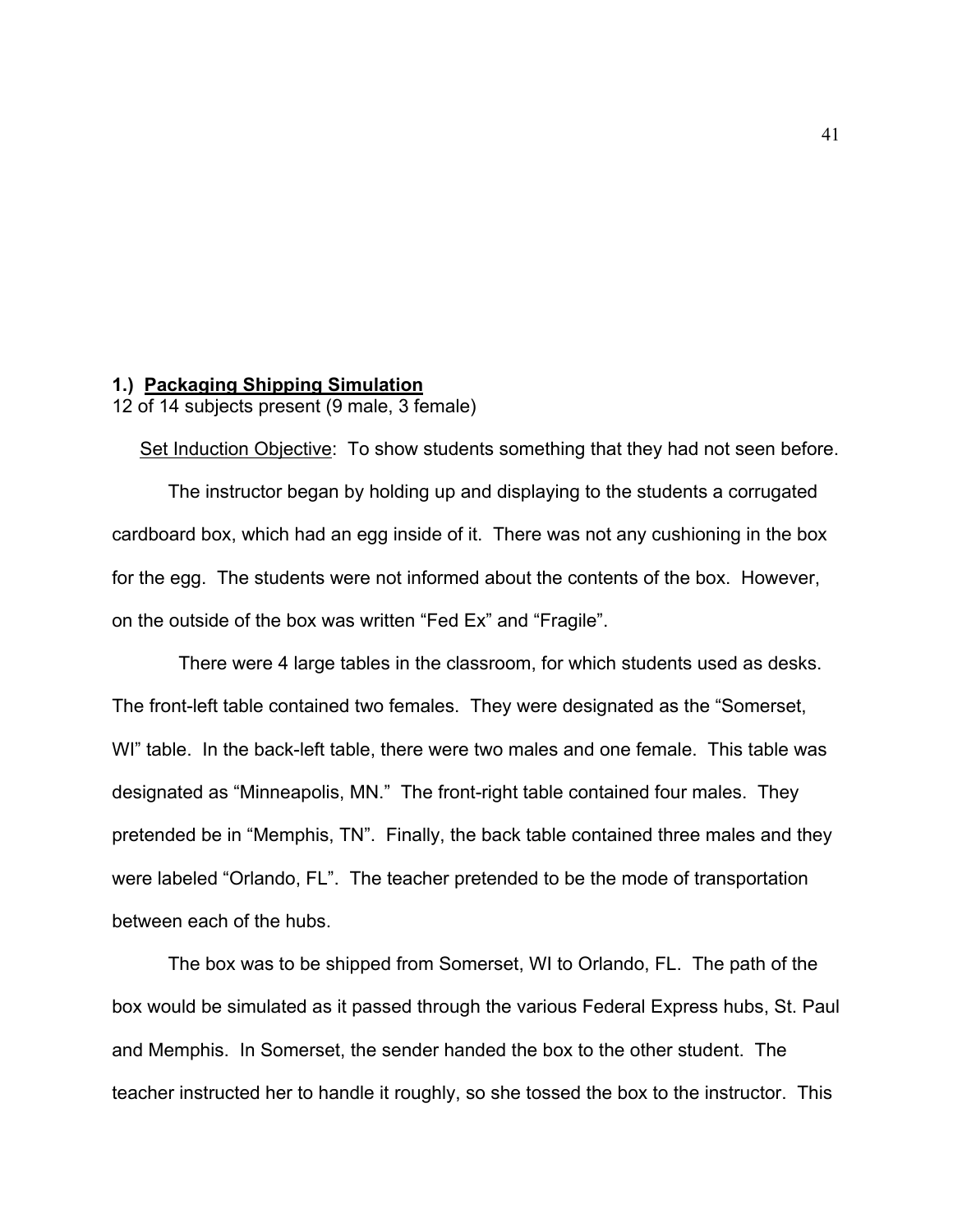**1.) <u>Packaging Shipping Simulation</u>**

12 of 14 subjects present (9 male, 3 female)

<u>Set Induction Objective</u>: To show students something that they had not seen before.

The instructor began by holding up and displaying to the students a corrugated cardboard box, which had an egg inside of it. There was not any cushioning in the box for the egg. The students were not informed about the contents of the box. However, on the outside of the box was written "Fed Ex" and "Fragile".

There were 4 large tables in the classroom, for which students used as desks. The front-left table contained two females. They were designated as the "Somerset, WI" table. In the back-left table, there were two males and one female. This table was designated as "Minneapolis, MN." The front-right table contained four males. They pretended be in "Memphis, TN". Finally, the back table contained three males and they were labeled "Orlando, FL". The teacher pretended to be the mode of transportation between each of the hubs.

The box was to be shipped from Somerset, WI to Orlando, FL. The path of the box would be simulated as it passed through the various Federal Express hubs, St. Paul and Memphis. In Somerset, the sender handed the box to the other student. The teacher instructed her to handle it roughly, so she tossed the box to the instructor. This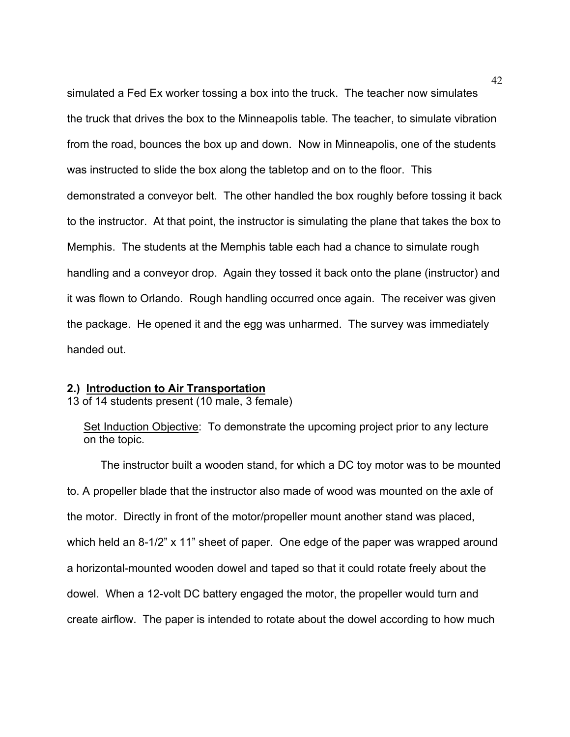simulated a Fed Ex worker tossing a box into the truck. The teacher now simulates the truck that drives the box to the Minneapolis table. The teacher, to simulate vibration from the road, bounces the box up and down. Now in Minneapolis, one of the students was instructed to slide the box along the tabletop and on to the floor. This demonstrated a conveyor belt. The other handled the box roughly before tossing it back to the instructor. At that point, the instructor is simulating the plane that takes the box to Memphis. The students at the Memphis table each had a chance to simulate rough handling and a conveyor drop. Again they tossed it back onto the plane (instructor) and it was flown to Orlando. Rough handling occurred once again. The receiver was given the package. He opened it and the egg was unharmed. The survey was immediately handed out.

**2.) Introduction to Air Transportation**

13 of 14 students present (10 male, 3 female)

> Set Induction Objective: To demonstrate the upcoming project prior to any lecture on the topic.

The instructor built a wooden stand, for which a DC toy motor was to be mounted to. A propeller blade that the instructor also made of wood was mounted on the axle of the motor. Directly in front of the motor/propeller mount another stand was placed, which held an 8-1/2" x 11" sheet of paper. One edge of the paper was wrapped around a horizontal-mounted wooden dowel and taped so that it could rotate freely about the dowel. When a 12-volt DC battery engaged the motor, the propeller would turn and create airflow. The paper is intended to rotate about the dowel according to how much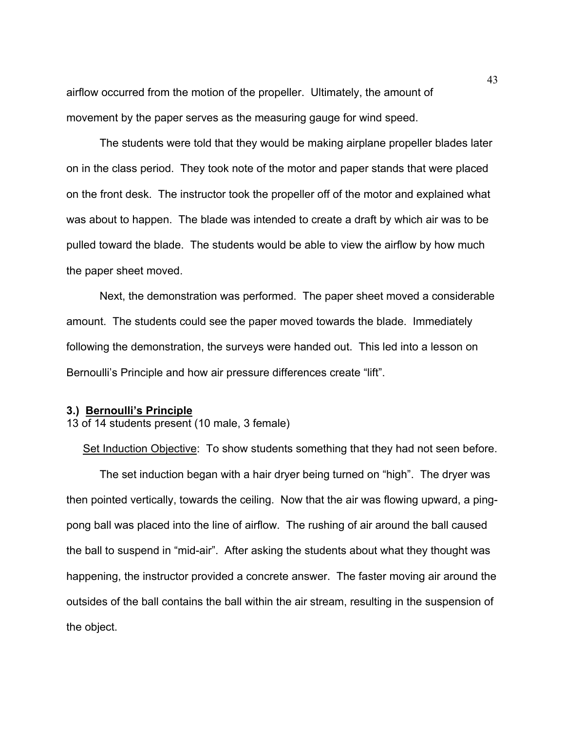airflow occurred from the motion of the propeller. Ultimately, the amount of movement by the paper serves as the measuring gauge for wind speed.

The students were told that they would be making airplane propeller blades later on in the class period. They took note of the motor and paper stands that were placed on the front desk. The instructor took the propeller off of the motor and explained what was about to happen. The blade was intended to create a draft by which air was to be pulled toward the blade. The students would be able to view the airflow by how much the paper sheet moved.

Next, the demonstration was performed. The paper sheet moved a considerable amount. The students could see the paper moved towards the blade. Immediately following the demonstration, the surveys were handed out. This led into a lesson on Bernoulli's Principle and how air pressure differences create "lift".

### 3.) Bernoulli's Principle

13 of 14 students present (10 male, 3 female)

Set Induction Objective: To show students something that they had not seen before.

The set induction began with a hair dryer being turned on "high". The dryer was then pointed vertically, towards the ceiling. Now that the air was flowing upward, a ping-pong ball was placed into the line of airflow. The rushing of air around the ball caused the ball to suspend in "mid-air". After asking the students about what they thought was happening, the instructor provided a concrete answer. The faster moving air around the outsides of the ball contains the ball within the air stream, resulting in the suspension of the object.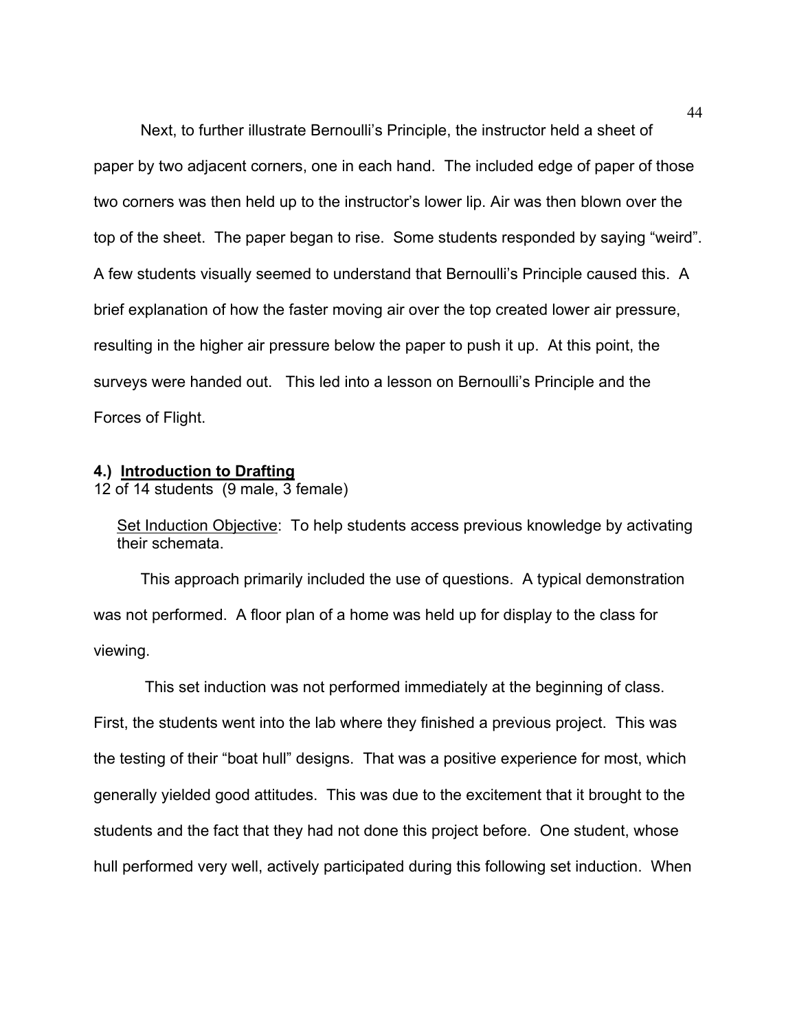Next, to further illustrate Bernoulli's Principle, the instructor held a sheet of paper by two adjacent corners, one in each hand. The included edge of paper of those two corners was then held up to the instructor's lower lip. Air was then blown over the top of the sheet. The paper began to rise. Some students responded by saying "weird". A few students visually seemed to understand that Bernoulli's Principle caused this. A brief explanation of how the faster moving air over the top created lower air pressure, resulting in the higher air pressure below the paper to push it up. At this point, the surveys were handed out. This led into a lesson on Bernoulli's Principle and the Forces of Flight.

**4.) Introduction to Drafting**

12 of 14 students (9 male, 3 female)

> Set Induction Objective: To help students access previous knowledge by activating their schemata.

This approach primarily included the use of questions. A typical demonstration was not performed. A floor plan of a home was held up for display to the class for viewing.

This set induction was not performed immediately at the beginning of class. First, the students went into the lab where they finished a previous project. This was the testing of their "boat hull" designs. That was a positive experience for most, which generally yielded good attitudes. This was due to the excitement that it brought to the students and the fact that they had not done this project before. One student, whose hull performed very well, actively participated during this following set induction. When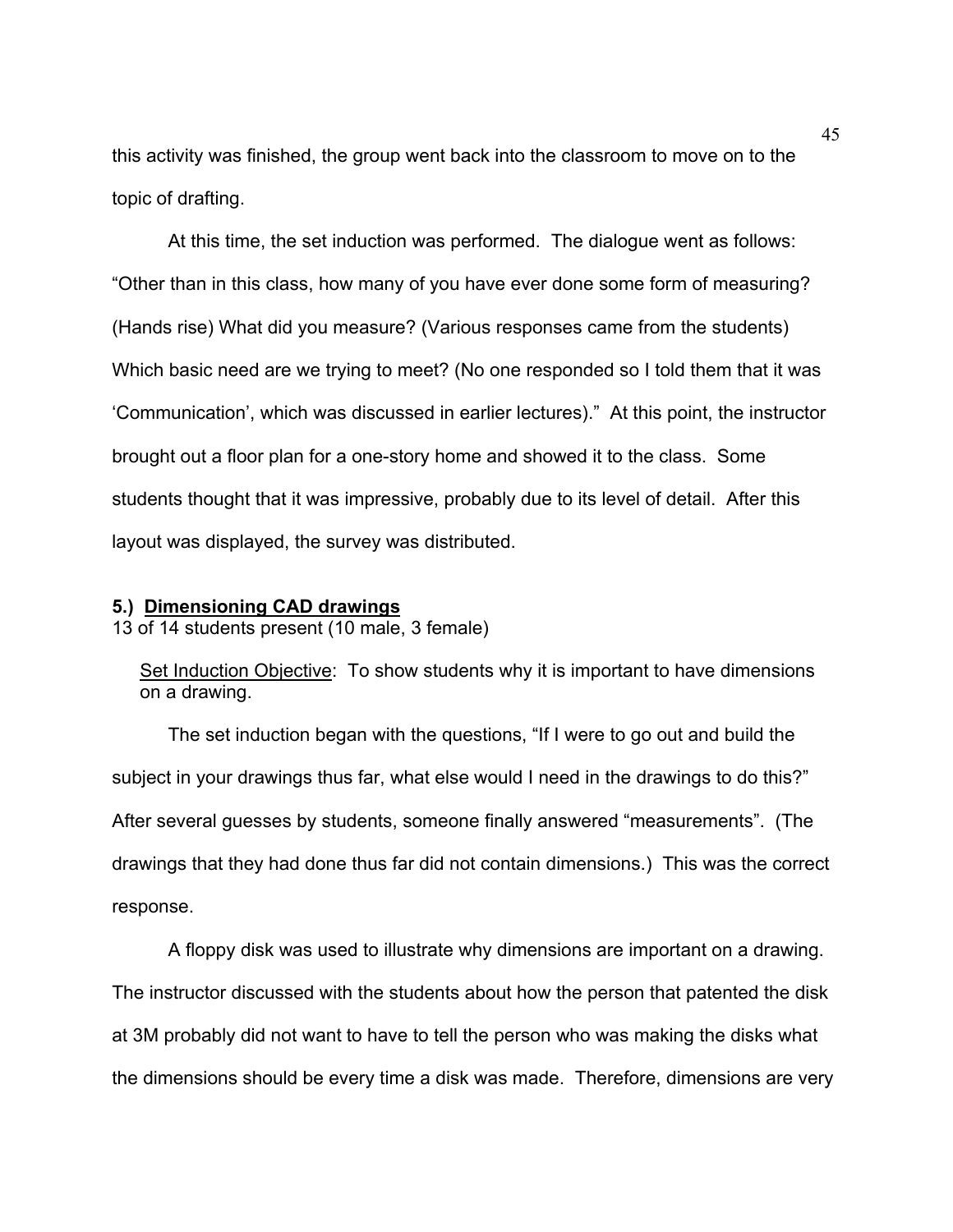this activity was finished, the group went back into the classroom to move on to the topic of drafting.

At this time, the set induction was performed. The dialogue went as follows: "Other than in this class, how many of you have ever done some form of measuring? (Hands rise) What did you measure? (Various responses came from the students) Which basic need are we trying to meet? (No one responded so I told them that it was 'Communication', which was discussed in earlier lectures)." At this point, the instructor brought out a floor plan for a one-story home and showed it to the class. Some students thought that it was impressive, probably due to its level of detail. After this layout was displayed, the survey was distributed.

**5.) <u>Dimensioning CAD drawings</u>**
13 of 14 students present (10 male, 3 female)

<u>Set Induction Objective</u>: To show students why it is important to have dimensions on a drawing.

The set induction began with the questions, "If I were to go out and build the subject in your drawings thus far, what else would I need in the drawings to do this?" After several guesses by students, someone finally answered "measurements". (The drawings that they had done thus far did not contain dimensions.) This was the correct response.

A floppy disk was used to illustrate why dimensions are important on a drawing. The instructor discussed with the students about how the person that patented the disk at 3M probably did not want to have to tell the person who was making the disks what the dimensions should be every time a disk was made. Therefore, dimensions are very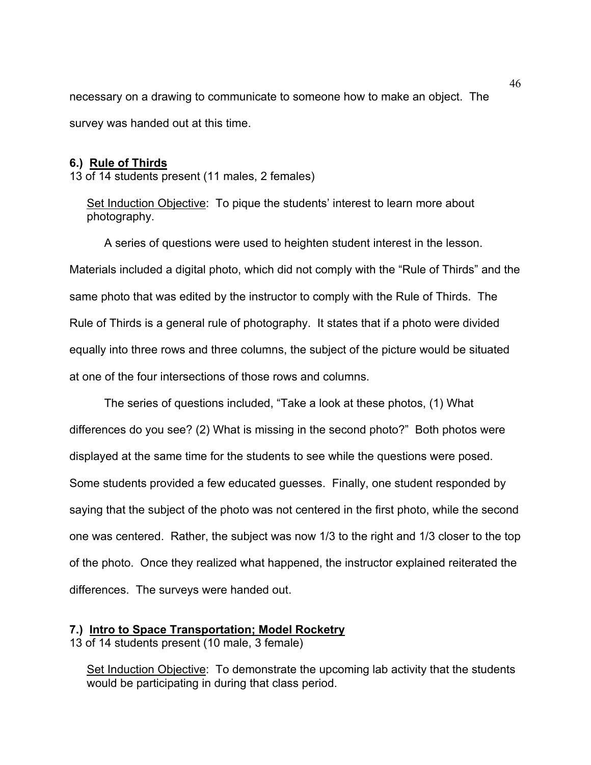necessary on a drawing to communicate to someone how to make an object. The survey was handed out at this time.

**6.) Rule of Thirds**

13 of 14 students present (11 males, 2 females)

> Set Induction Objective: To pique the students' interest to learn more about photography.

A series of questions were used to heighten student interest in the lesson. Materials included a digital photo, which did not comply with the "Rule of Thirds" and the same photo that was edited by the instructor to comply with the Rule of Thirds. The Rule of Thirds is a general rule of photography. It states that if a photo were divided equally into three rows and three columns, the subject of the picture would be situated at one of the four intersections of those rows and columns.

The series of questions included, "Take a look at these photos, (1) What differences do you see? (2) What is missing in the second photo?" Both photos were displayed at the same time for the students to see while the questions were posed. Some students provided a few educated guesses. Finally, one student responded by saying that the subject of the photo was not centered in the first photo, while the second one was centered. Rather, the subject was now 1/3 to the right and 1/3 closer to the top of the photo. Once they realized what happened, the instructor explained reiterated the differences. The surveys were handed out.

**7.) Intro to Space Transportation; Model Rocketry**

13 of 14 students present (10 male, 3 female)

> Set Induction Objective: To demonstrate the upcoming lab activity that the students would be participating in during that class period.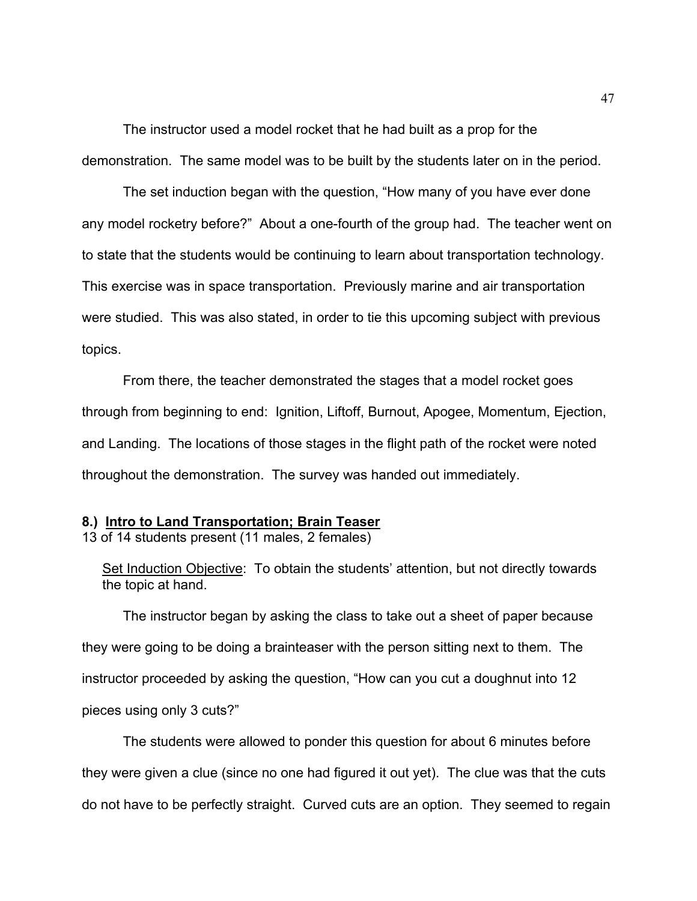The instructor used a model rocket that he had built as a prop for the demonstration. The same model was to be built by the students later on in the period.

The set induction began with the question, "How many of you have ever done any model rocketry before?" About a one-fourth of the group had. The teacher went on to state that the students would be continuing to learn about transportation technology. This exercise was in space transportation. Previously marine and air transportation were studied. This was also stated, in order to tie this upcoming subject with previous topics.

From there, the teacher demonstrated the stages that a model rocket goes through from beginning to end: Ignition, Liftoff, Burnout, Apogee, Momentum, Ejection, and Landing. The locations of those stages in the flight path of the rocket were noted throughout the demonstration. The survey was handed out immediately.

**8.) <u>Intro to Land Transportation; Brain Teaser</u>**
13 of 14 students present (11 males, 2 females)

> <u>Set Induction Objective</u>: To obtain the students' attention, but not directly towards the topic at hand.

The instructor began by asking the class to take out a sheet of paper because they were going to be doing a brainteaser with the person sitting next to them. The instructor proceeded by asking the question, "How can you cut a doughnut into 12 pieces using only 3 cuts?"

The students were allowed to ponder this question for about 6 minutes before they were given a clue (since no one had figured it out yet). The clue was that the cuts do not have to be perfectly straight. Curved cuts are an option. They seemed to regain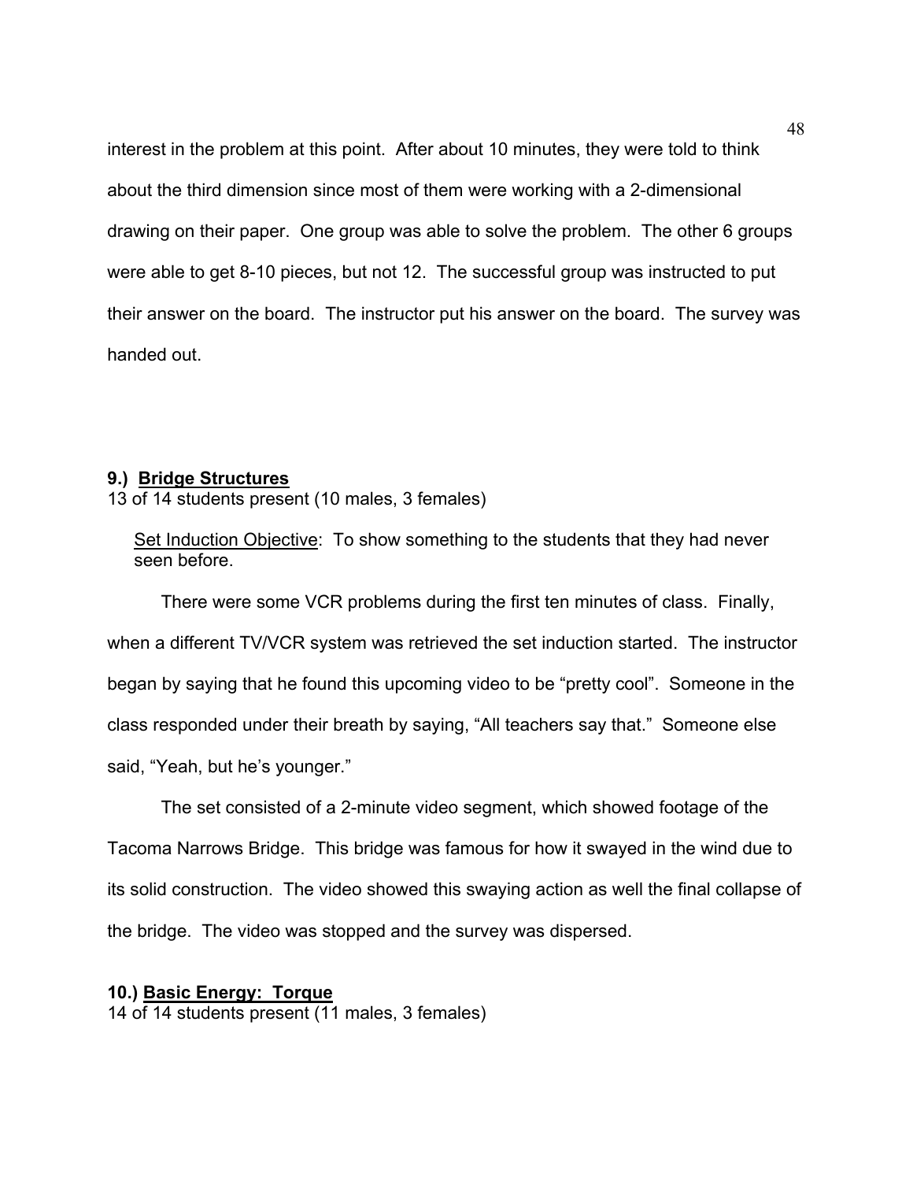interest in the problem at this point. After about 10 minutes, they were told to think about the third dimension since most of them were working with a 2-dimensional drawing on their paper. One group was able to solve the problem. The other 6 groups were able to get 8-10 pieces, but not 12. The successful group was instructed to put their answer on the board. The instructor put his answer on the board. The survey was handed out.

**9.) Bridge Structures**
13 of 14 students present (10 males, 3 females)

Set Induction Objective: To show something to the students that they had never seen before.

There were some VCR problems during the first ten minutes of class. Finally, when a different TV/VCR system was retrieved the set induction started. The instructor began by saying that he found this upcoming video to be "pretty cool". Someone in the class responded under their breath by saying, "All teachers say that." Someone else said, "Yeah, but he's younger."

The set consisted of a 2-minute video segment, which showed footage of the Tacoma Narrows Bridge. This bridge was famous for how it swayed in the wind due to its solid construction. The video showed this swaying action as well the final collapse of the bridge. The video was stopped and the survey was dispersed.

**10.) Basic Energy: Torque**
14 of 14 students present (11 males, 3 females)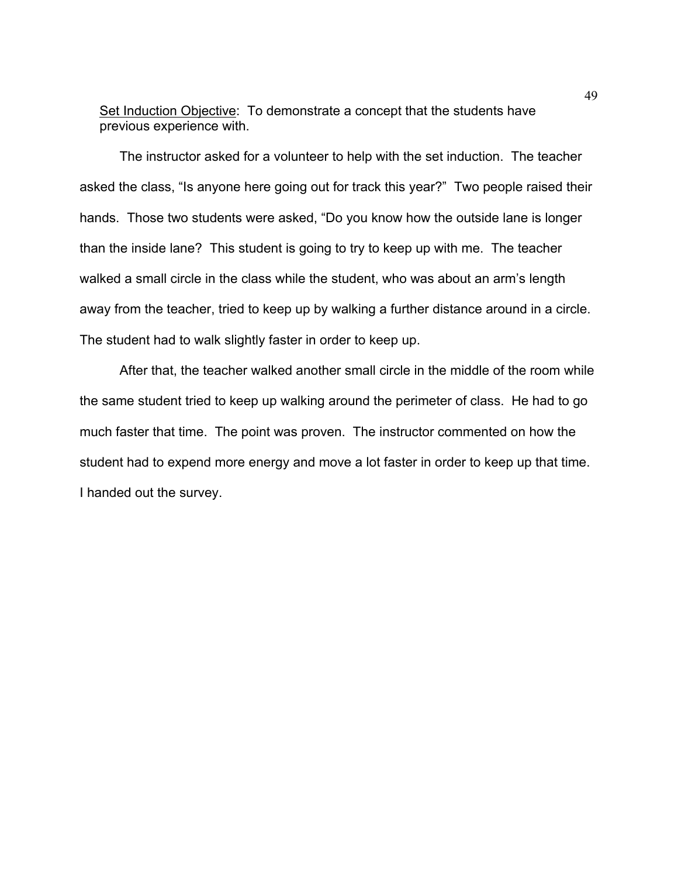<u>Set Induction Objective</u>: To demonstrate a concept that the students have previous experience with.

The instructor asked for a volunteer to help with the set induction. The teacher asked the class, "Is anyone here going out for track this year?" Two people raised their hands. Those two students were asked, "Do you know how the outside lane is longer than the inside lane? This student is going to try to keep up with me. The teacher walked a small circle in the class while the student, who was about an arm's length away from the teacher, tried to keep up by walking a further distance around in a circle. The student had to walk slightly faster in order to keep up.

After that, the teacher walked another small circle in the middle of the room while the same student tried to keep up walking around the perimeter of class. He had to go much faster that time. The point was proven. The instructor commented on how the student had to expend more energy and move a lot faster in order to keep up that time. I handed out the survey.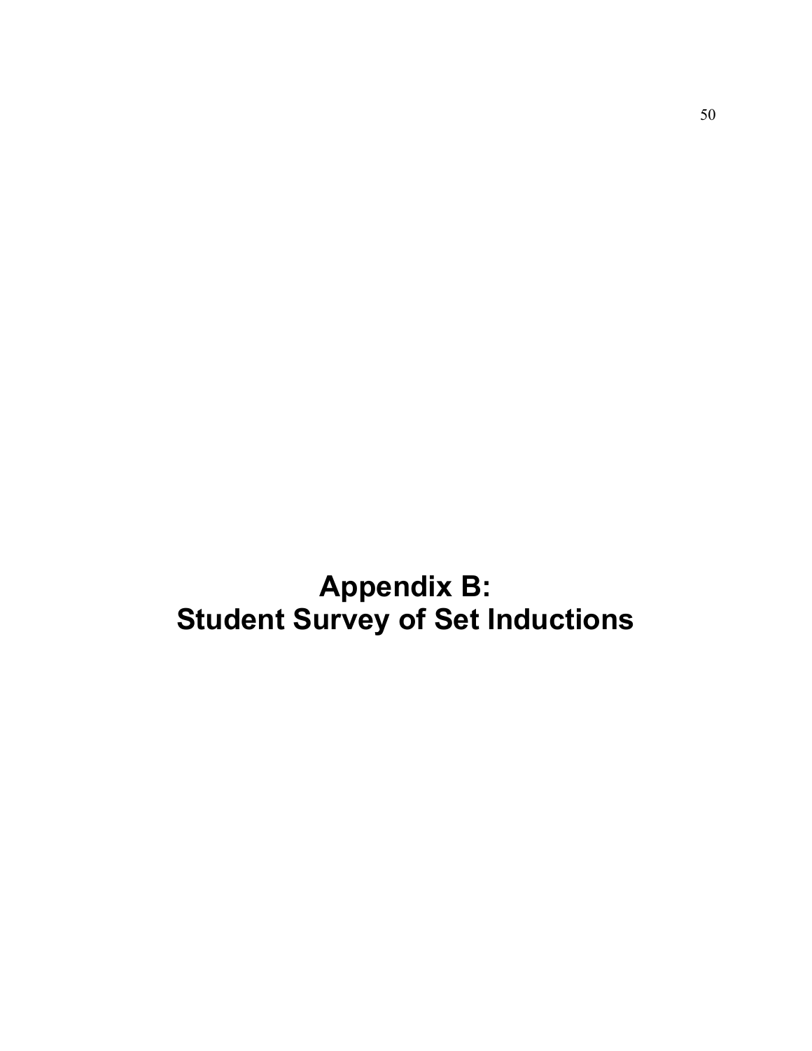# Appendix B:
# Student Survey of Set Inductions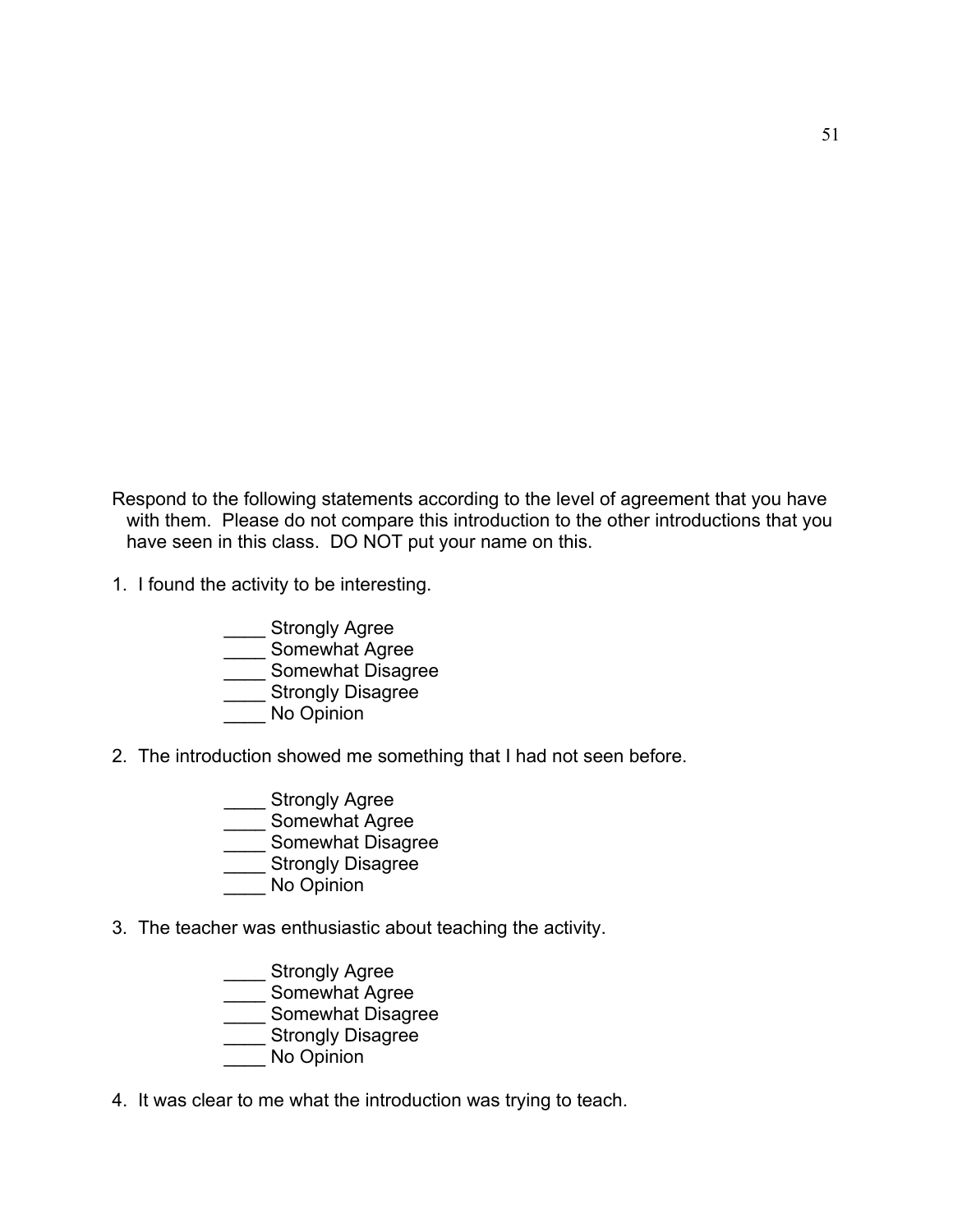Respond to the following statements according to the level of agreement that you have with them. Please do not compare this introduction to the other introductions that you have seen in this class. DO NOT put your name on this.

1. I found the activity to be interesting.

   ____ Strongly Agree
   ____ Somewhat Agree
   ____ Somewhat Disagree
   ____ Strongly Disagree
   ____ No Opinion

2. The introduction showed me something that I had not seen before.

   ____ Strongly Agree
   ____ Somewhat Agree
   ____ Somewhat Disagree
   ____ Strongly Disagree
   ____ No Opinion

3. The teacher was enthusiastic about teaching the activity.

   ____ Strongly Agree
   ____ Somewhat Agree
   ____ Somewhat Disagree
   ____ Strongly Disagree
   ____ No Opinion

4. It was clear to me what the introduction was trying to teach.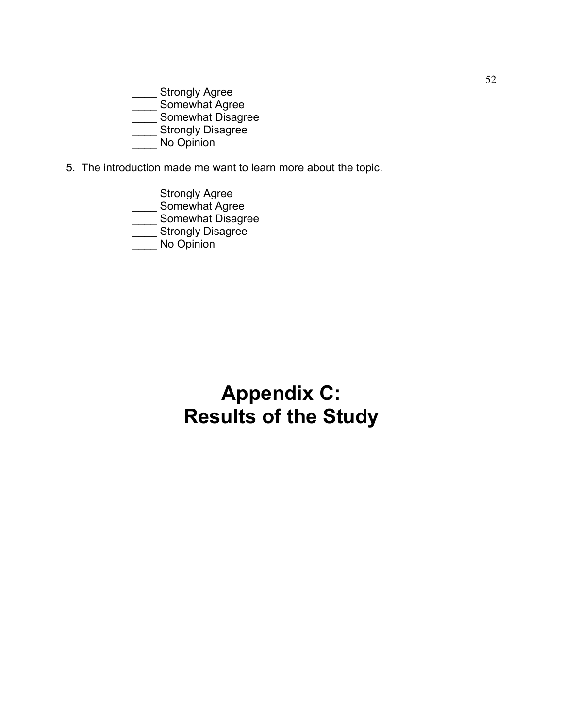____ Strongly Agree
____ Somewhat Agree
____ Somewhat Disagree
____ Strongly Disagree
____ No Opinion

5. The introduction made me want to learn more about the topic.

   ____ Strongly Agree
   ____ Somewhat Agree
   ____ Somewhat Disagree
   ____ Strongly Disagree
   ____ No Opinion

# Appendix C: Results of the Study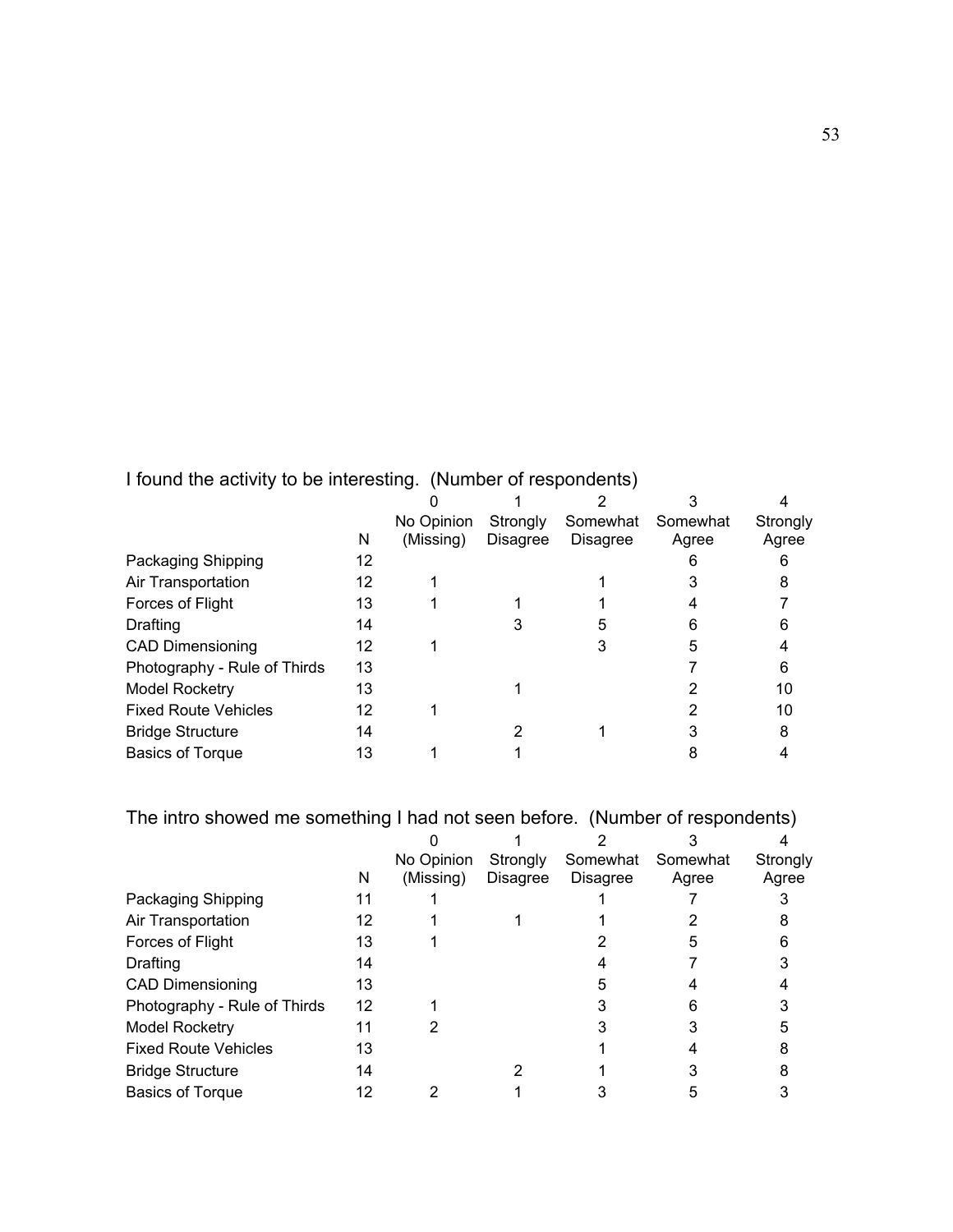I found the activity to be interesting. (Number of respondents)

| | N | 0<br>No Opinion<br>(Missing) | 1<br>Strongly<br>Disagree | 2<br>Somewhat<br>Disagree | 3<br>Somewhat<br>Agree | 4<br>Strongly<br>Agree |
|---|---|---|---|---|---|---|
| Packaging Shipping | 12 | | | | 6 | 6 |
| Air Transportation | 12 | 1 | | 1 | 3 | 8 |
| Forces of Flight | 13 | 1 | 1 | 1 | 4 | 7 |
| Drafting | 14 | | 3 | 5 | 6 | 6 |
| CAD Dimensioning | 12 | 1 | | 3 | 5 | 4 |
| Photography - Rule of Thirds | 13 | | | | 7 | 6 |
| Model Rocketry | 13 | | 1 | | 2 | 10 |
| Fixed Route Vehicles | 12 | 1 | | | 2 | 10 |
| Bridge Structure | 14 | | 2 | 1 | 3 | 8 |
| Basics of Torque | 13 | 1 | 1 | | 8 | 4 |

The intro showed me something I had not seen before. (Number of respondents)

| | N | 0<br>No Opinion<br>(Missing) | 1<br>Strongly<br>Disagree | 2<br>Somewhat<br>Disagree | 3<br>Somewhat<br>Agree | 4<br>Strongly<br>Agree |
|---|---|---|---|---|---|---|
| Packaging Shipping | 11 | 1 | | 1 | 7 | 3 |
| Air Transportation | 12 | 1 | 1 | 1 | 2 | 8 |
| Forces of Flight | 13 | 1 | | 2 | 5 | 6 |
| Drafting | 14 | | | 4 | 7 | 3 |
| CAD Dimensioning | 13 | | | 5 | 4 | 4 |
| Photography - Rule of Thirds | 12 | 1 | | 3 | 6 | 3 |
| Model Rocketry | 11 | 2 | | 3 | 3 | 5 |
| Fixed Route Vehicles | 13 | | | 1 | 4 | 8 |
| Bridge Structure | 14 | | 2 | 1 | 3 | 8 |
| Basics of Torque | 12 | 2 | 1 | 3 | 5 | 3 |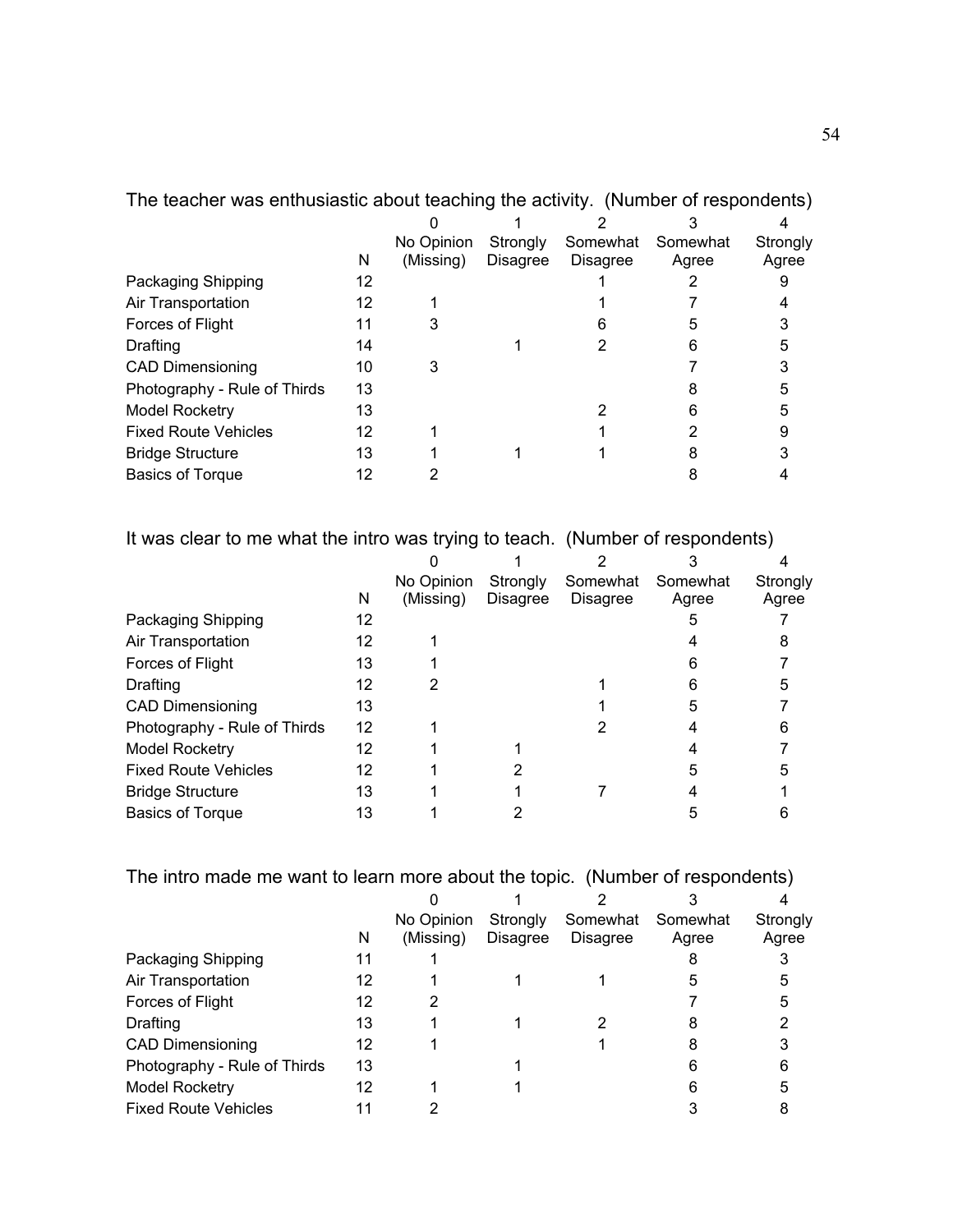The teacher was enthusiastic about teaching the activity. (Number of respondents)

| | N | 0<br>No Opinion (Missing) | 1<br>Strongly Disagree | 2<br>Somewhat Disagree | 3<br>Somewhat Agree | 4<br>Strongly Agree |
|---|---|---|---|---|---|---|
| Packaging Shipping | 12 | | | 1 | 2 | 9 |
| Air Transportation | 12 | 1 | | 1 | 7 | 4 |
| Forces of Flight | 11 | 3 | | 6 | 5 | 3 |
| Drafting | 14 | | 1 | 2 | 6 | 5 |
| CAD Dimensioning | 10 | 3 | | | 7 | 3 |
| Photography - Rule of Thirds | 13 | | | | 8 | 5 |
| Model Rocketry | 13 | | | 2 | 6 | 5 |
| Fixed Route Vehicles | 12 | 1 | | 1 | 2 | 9 |
| Bridge Structure | 13 | 1 | 1 | 1 | 8 | 3 |
| Basics of Torque | 12 | 2 | | | 8 | 4 |

It was clear to me what the intro was trying to teach. (Number of respondents)

| | N | 0<br>No Opinion (Missing) | 1<br>Strongly Disagree | 2<br>Somewhat Disagree | 3<br>Somewhat Agree | 4<br>Strongly Agree |
|---|---|---|---|---|---|---|
| Packaging Shipping | 12 | | | | 5 | 7 |
| Air Transportation | 12 | 1 | | | 4 | 8 |
| Forces of Flight | 13 | 1 | | | 6 | 7 |
| Drafting | 12 | 2 | | 1 | 6 | 5 |
| CAD Dimensioning | 13 | | | 1 | 5 | 7 |
| Photography - Rule of Thirds | 12 | 1 | | 2 | 4 | 6 |
| Model Rocketry | 12 | 1 | 1 | | 4 | 7 |
| Fixed Route Vehicles | 12 | 1 | 2 | | 5 | 5 |
| Bridge Structure | 13 | 1 | 1 | 7 | 4 | 1 |
| Basics of Torque | 13 | 1 | 2 | | 5 | 6 |

The intro made me want to learn more about the topic. (Number of respondents)

| | N | 0<br>No Opinion (Missing) | 1<br>Strongly Disagree | 2<br>Somewhat Disagree | 3<br>Somewhat Agree | 4<br>Strongly Agree |
|---|---|---|---|---|---|---|
| Packaging Shipping | 11 | 1 | | | 8 | 3 |
| Air Transportation | 12 | 1 | 1 | 1 | 5 | 5 |
| Forces of Flight | 12 | 2 | | | 7 | 5 |
| Drafting | 13 | 1 | 1 | 2 | 8 | 2 |
| CAD Dimensioning | 12 | 1 | | 1 | 8 | 3 |
| Photography - Rule of Thirds | 13 | | 1 | | 6 | 6 |
| Model Rocketry | 12 | 1 | 1 | | 6 | 5 |
| Fixed Route Vehicles | 11 | 2 | | | 3 | 8 |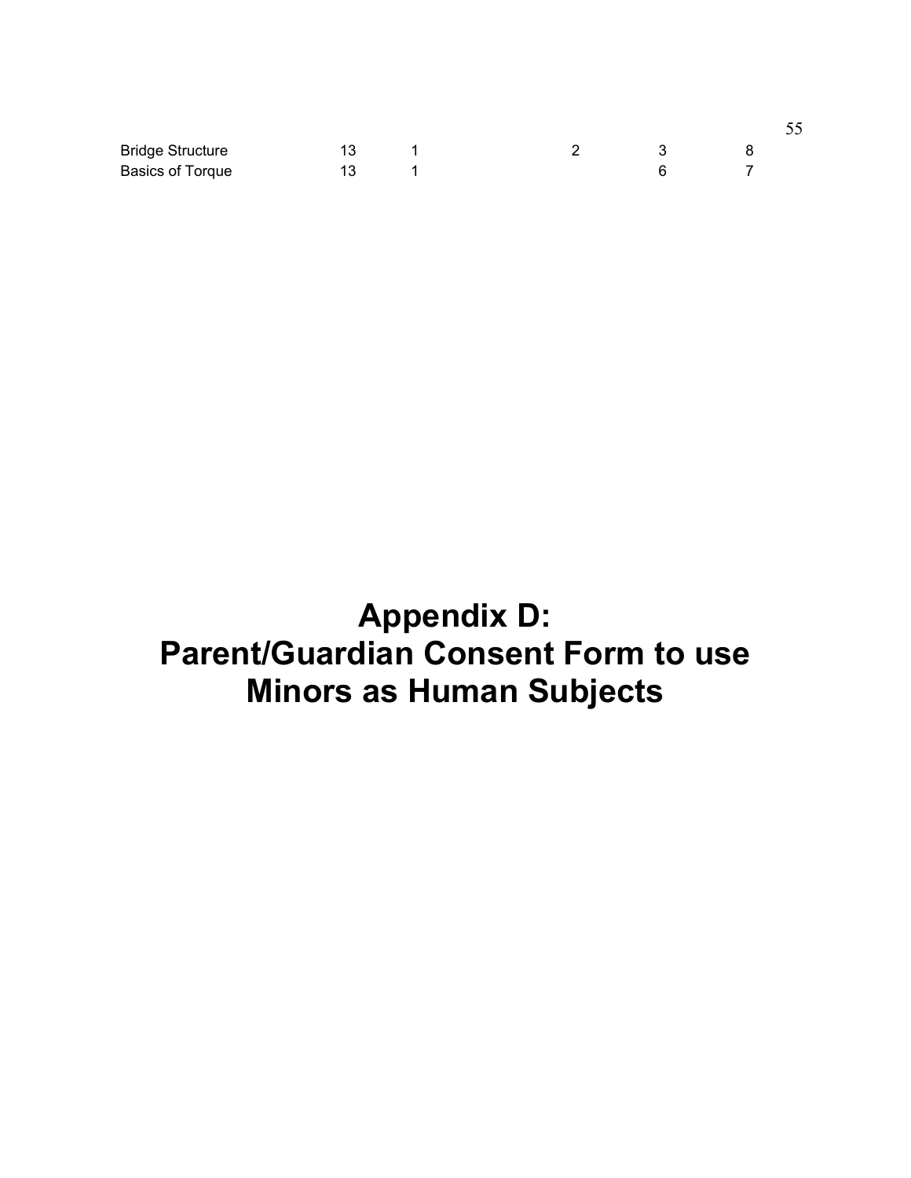| | | | | | | |
|---|---|---|---|---|---|---|
| Bridge Structure | 13 | 1 | | 2 | 3 | 8 |
| Basics of Torque | 13 | 1 | | | 6 | 7 |

# Appendix D: Parent/Guardian Consent Form to use Minors as Human Subjects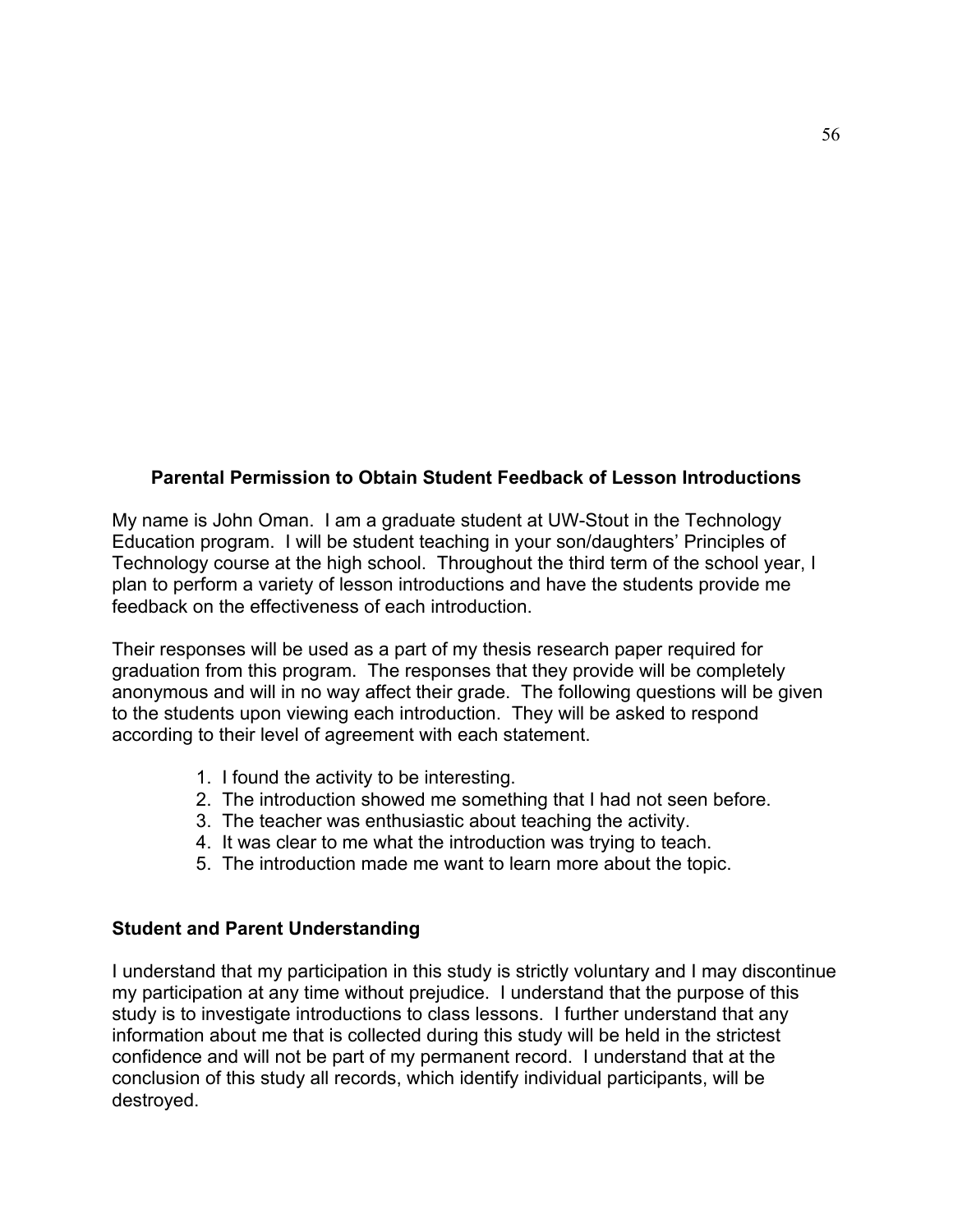## Parental Permission to Obtain Student Feedback of Lesson Introductions

My name is John Oman. I am a graduate student at UW-Stout in the Technology Education program. I will be student teaching in your son/daughters' Principles of Technology course at the high school. Throughout the third term of the school year, I plan to perform a variety of lesson introductions and have the students provide me feedback on the effectiveness of each introduction.

Their responses will be used as a part of my thesis research paper required for graduation from this program. The responses that they provide will be completely anonymous and will in no way affect their grade. The following questions will be given to the students upon viewing each introduction. They will be asked to respond according to their level of agreement with each statement.

1. I found the activity to be interesting.
2. The introduction showed me something that I had not seen before.
3. The teacher was enthusiastic about teaching the activity.
4. It was clear to me what the introduction was trying to teach.
5. The introduction made me want to learn more about the topic.

### Student and Parent Understanding

I understand that my participation in this study is strictly voluntary and I may discontinue my participation at any time without prejudice. I understand that the purpose of this study is to investigate introductions to class lessons. I further understand that any information about me that is collected during this study will be held in the strictest confidence and will not be part of my permanent record. I understand that at the conclusion of this study all records, which identify individual participants, will be destroyed.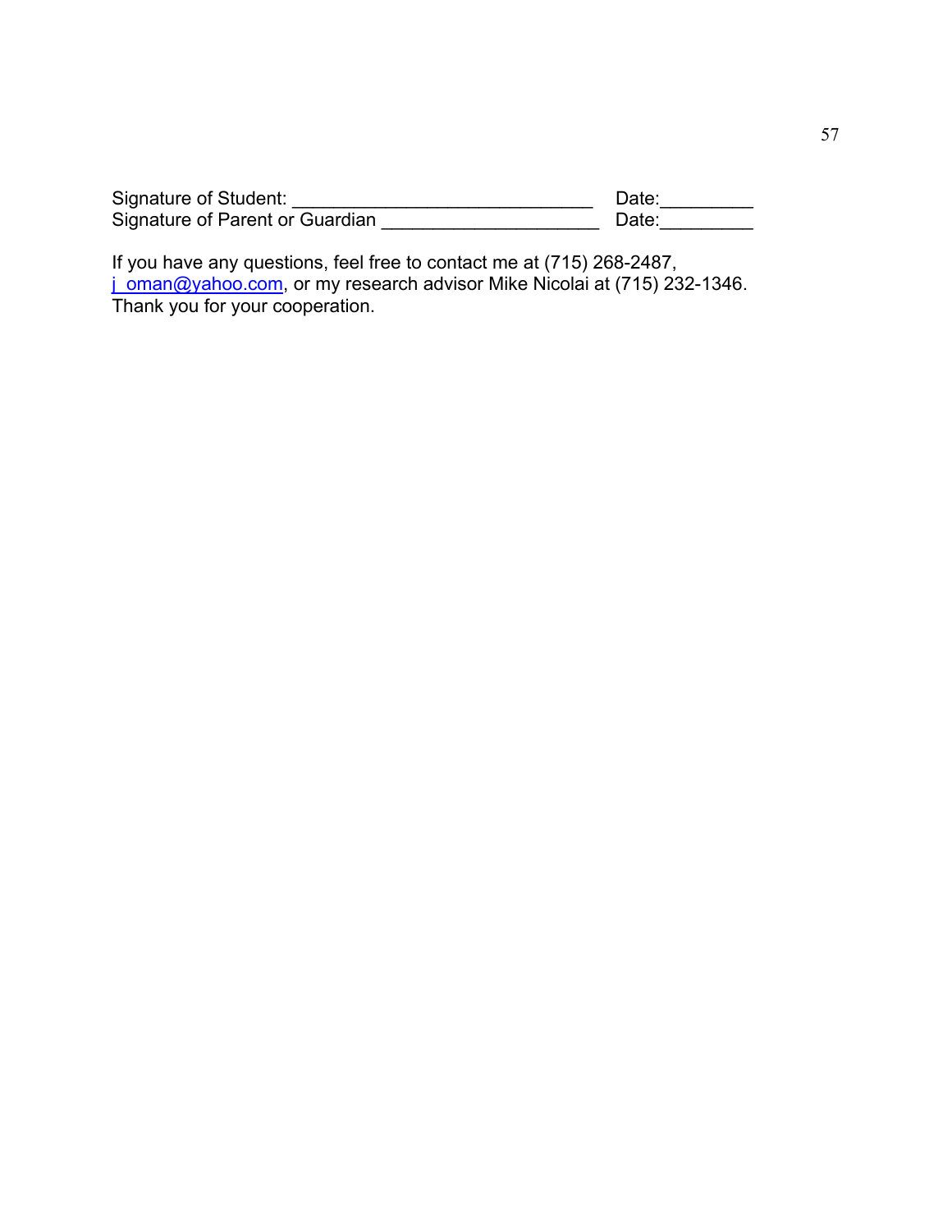Signature of Student: _____________________________ Date:_________
Signature of Parent or Guardian _____________________ Date:_________

If you have any questions, feel free to contact me at (715) 268-2487, j_oman@yahoo.com, or my research advisor Mike Nicolai at (715) 232-1346. Thank you for your cooperation.